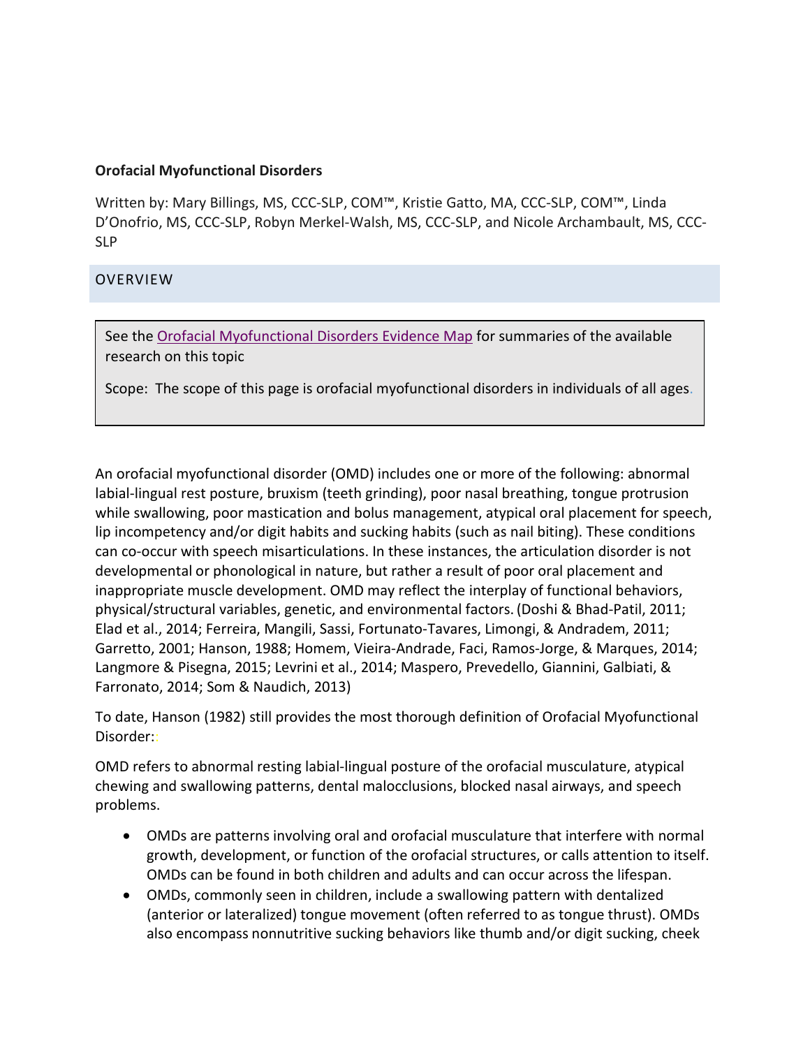**Orofacial Myofunctional Disorders**

Written by: Mary Billings, MS, CCC-SLP, COM™, Kristie Gatto, MA, CCC-SLP, COM™, Linda D'Onofrio, MS, CCC-SLP, Robyn Merkel-Walsh, MS, CCC-SLP, and Nicole Archambault, MS, CCC-SLP

## OVERVIEW

> See the [Orofacial Myofunctional Disorders Evidence Map]() for summaries of the available research on this topic
>
> Scope: The scope of this page is orofacial myofunctional disorders in individuals of all ages.

An orofacial myofunctional disorder (OMD) includes one or more of the following: abnormal labial-lingual rest posture, bruxism (teeth grinding), poor nasal breathing, tongue protrusion while swallowing, poor mastication and bolus management, atypical oral placement for speech, lip incompetency and/or digit habits and sucking habits (such as nail biting). These conditions can co-occur with speech misarticulations. In these instances, the articulation disorder is not developmental or phonological in nature, but rather a result of poor oral placement and inappropriate muscle development. OMD may reflect the interplay of functional behaviors, physical/structural variables, genetic, and environmental factors. (Doshi & Bhad-Patil, 2011; Elad et al., 2014; Ferreira, Mangili, Sassi, Fortunato-Tavares, Limongi, & Andradem, 2011; Garretto, 2001; Hanson, 1988; Homem, Vieira-Andrade, Faci, Ramos-Jorge, & Marques, 2014; Langmore & Pisegna, 2015; Levrini et al., 2014; Maspero, Prevedello, Giannini, Galbiati, & Farronato, 2014; Som & Naudich, 2013)

To date, Hanson (1982) still provides the most thorough definition of Orofacial Myofunctional Disorder::

OMD refers to abnormal resting labial-lingual posture of the orofacial musculature, atypical chewing and swallowing patterns, dental malocclusions, blocked nasal airways, and speech problems.

- OMDs are patterns involving oral and orofacial musculature that interfere with normal growth, development, or function of the orofacial structures, or calls attention to itself. OMDs can be found in both children and adults and can occur across the lifespan.
- OMDs, commonly seen in children, include a swallowing pattern with dentalized (anterior or lateralized) tongue movement (often referred to as tongue thrust). OMDs also encompass nonnutritive sucking behaviors like thumb and/or digit sucking, cheek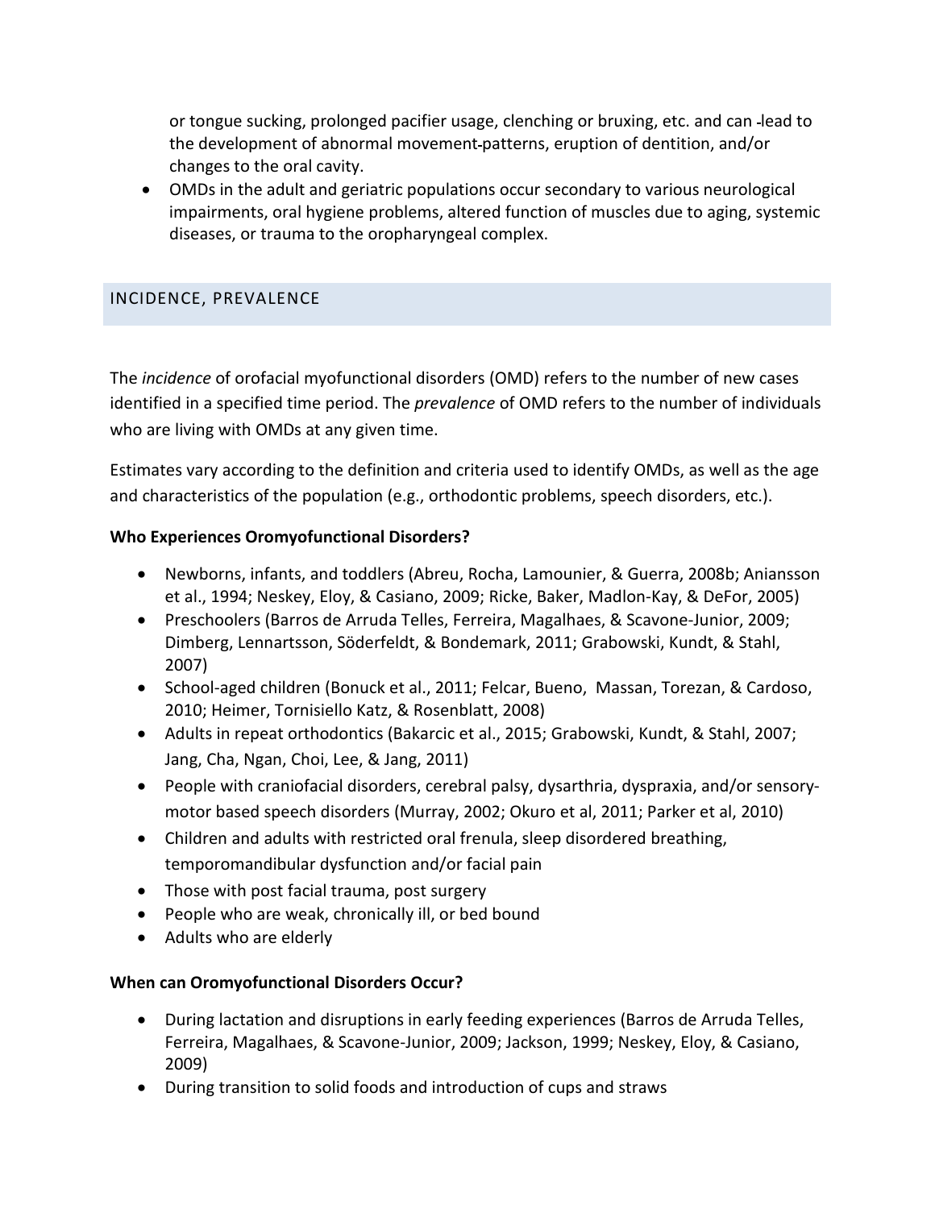or tongue sucking, prolonged pacifier usage, clenching or bruxing, etc. and can lead to the development of abnormal movement patterns, eruption of dentition, and/or changes to the oral cavity.

- OMDs in the adult and geriatric populations occur secondary to various neurological impairments, oral hygiene problems, altered function of muscles due to aging, systemic diseases, or trauma to the oropharyngeal complex.

## INCIDENCE, PREVALENCE

The *incidence* of orofacial myofunctional disorders (OMD) refers to the number of new cases identified in a specified time period. The *prevalence* of OMD refers to the number of individuals who are living with OMDs at any given time.

Estimates vary according to the definition and criteria used to identify OMDs, as well as the age and characteristics of the population (e.g., orthodontic problems, speech disorders, etc.).

**Who Experiences Oromyofunctional Disorders?**

- Newborns, infants, and toddlers (Abreu, Rocha, Lamounier, & Guerra, 2008b; Aniansson et al., 1994; Neskey, Eloy, & Casiano, 2009; Ricke, Baker, Madlon-Kay, & DeFor, 2005)
- Preschoolers (Barros de Arruda Telles, Ferreira, Magalhaes, & Scavone-Junior, 2009; Dimberg, Lennartsson, Söderfeldt, & Bondemark, 2011; Grabowski, Kundt, & Stahl, 2007)
- School-aged children (Bonuck et al., 2011; Felcar, Bueno, Massan, Torezan, & Cardoso, 2010; Heimer, Tornisiello Katz, & Rosenblatt, 2008)
- Adults in repeat orthodontics (Bakarcic et al., 2015; Grabowski, Kundt, & Stahl, 2007; Jang, Cha, Ngan, Choi, Lee, & Jang, 2011)
- People with craniofacial disorders, cerebral palsy, dysarthria, dyspraxia, and/or sensory-motor based speech disorders (Murray, 2002; Okuro et al, 2011; Parker et al, 2010)
- Children and adults with restricted oral frenula, sleep disordered breathing, temporomandibular dysfunction and/or facial pain
- Those with post facial trauma, post surgery
- People who are weak, chronically ill, or bed bound
- Adults who are elderly

**When can Oromyofunctional Disorders Occur?**

- During lactation and disruptions in early feeding experiences (Barros de Arruda Telles, Ferreira, Magalhaes, & Scavone-Junior, 2009; Jackson, 1999; Neskey, Eloy, & Casiano, 2009)
- During transition to solid foods and introduction of cups and straws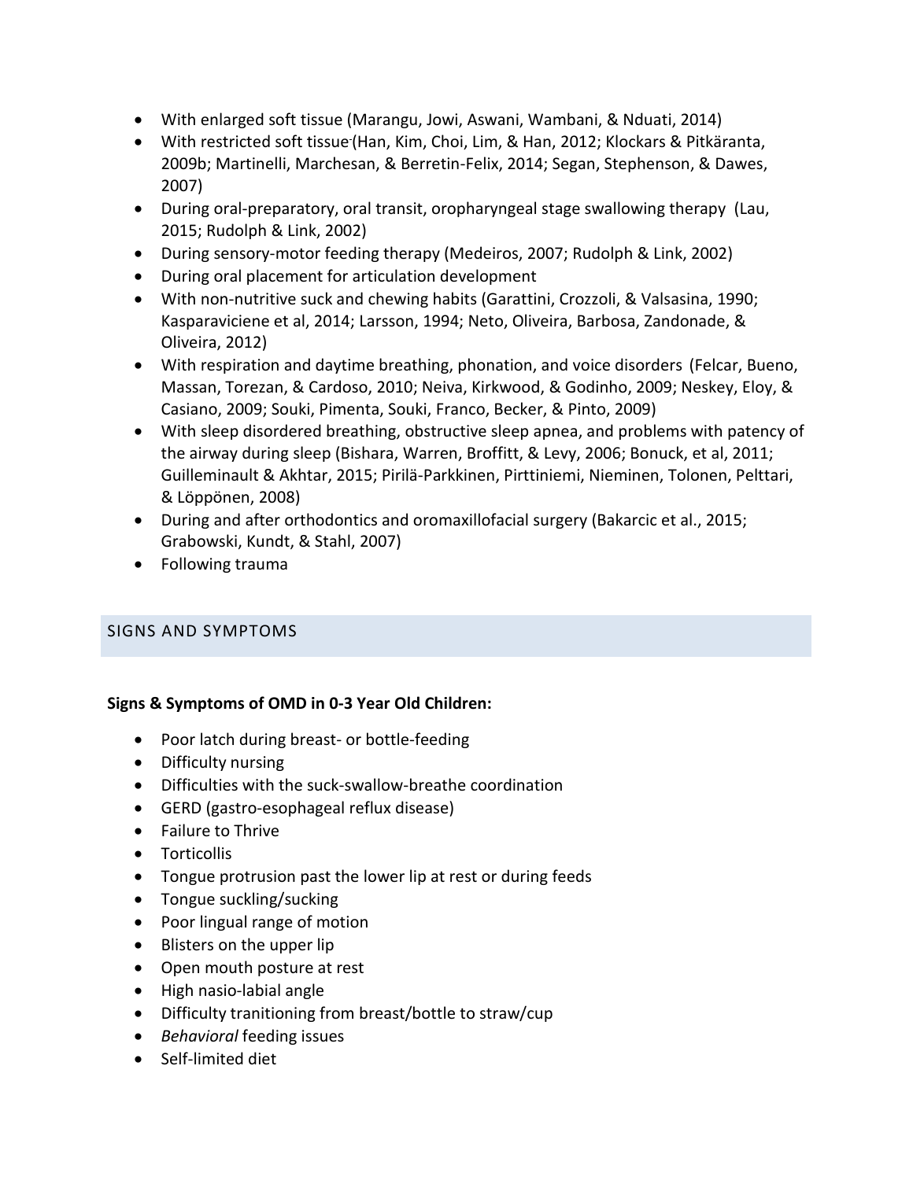- With enlarged soft tissue (Marangu, Jowi, Aswani, Wambani, & Nduati, 2014)
- With restricted soft tissue (Han, Kim, Choi, Lim, & Han, 2012; Klockars & Pitkäranta, 2009b; Martinelli, Marchesan, & Berretin-Felix, 2014; Segan, Stephenson, & Dawes, 2007)
- During oral-preparatory, oral transit, oropharyngeal stage swallowing therapy (Lau, 2015; Rudolph & Link, 2002)
- During sensory-motor feeding therapy (Medeiros, 2007; Rudolph & Link, 2002)
- During oral placement for articulation development
- With non-nutritive suck and chewing habits (Garattini, Crozzoli, & Valsasina, 1990; Kasparaviciene et al, 2014; Larsson, 1994; Neto, Oliveira, Barbosa, Zandonade, & Oliveira, 2012)
- With respiration and daytime breathing, phonation, and voice disorders (Felcar, Bueno, Massan, Torezan, & Cardoso, 2010; Neiva, Kirkwood, & Godinho, 2009; Neskey, Eloy, & Casiano, 2009; Souki, Pimenta, Souki, Franco, Becker, & Pinto, 2009)
- With sleep disordered breathing, obstructive sleep apnea, and problems with patency of the airway during sleep (Bishara, Warren, Broffitt, & Levy, 2006; Bonuck, et al, 2011; Guilleminault & Akhtar, 2015; Pirilä-Parkkinen, Pirttiniemi, Nieminen, Tolonen, Pelttari, & Löppönen, 2008)
- During and after orthodontics and oromaxillofacial surgery (Bakarcic et al., 2015; Grabowski, Kundt, & Stahl, 2007)
- Following trauma

## SIGNS AND SYMPTOMS

**Signs & Symptoms of OMD in 0-3 Year Old Children:**

- Poor latch during breast- or bottle-feeding
- Difficulty nursing
- Difficulties with the suck-swallow-breathe coordination
- GERD (gastro-esophageal reflux disease)
- Failure to Thrive
- Torticollis
- Tongue protrusion past the lower lip at rest or during feeds
- Tongue suckling/sucking
- Poor lingual range of motion
- Blisters on the upper lip
- Open mouth posture at rest
- High nasio-labial angle
- Difficulty tranitioning from breast/bottle to straw/cup
- *Behavioral* feeding issues
- Self-limited diet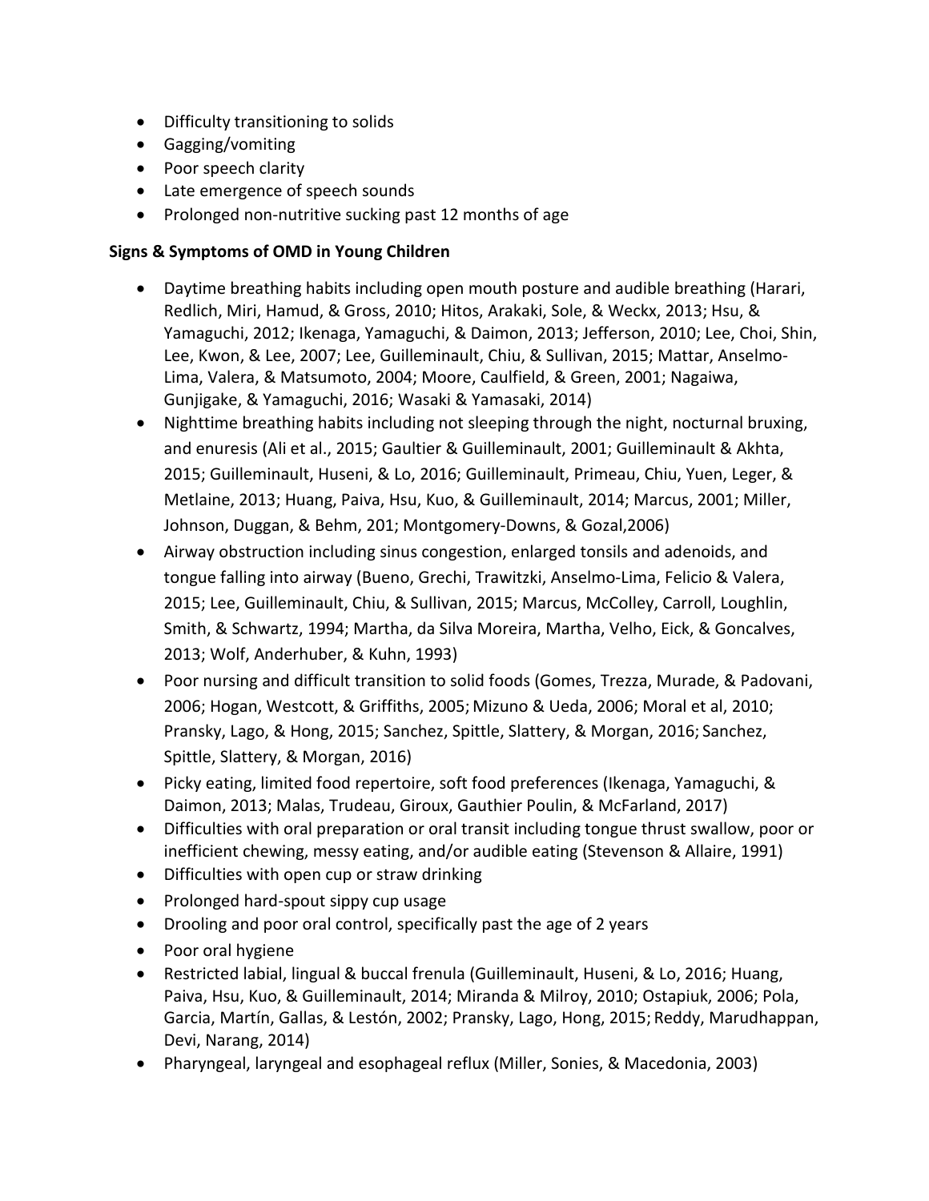- Difficulty transitioning to solids
- Gagging/vomiting
- Poor speech clarity
- Late emergence of speech sounds
- Prolonged non-nutritive sucking past 12 months of age

**Signs & Symptoms of OMD in Young Children**

- Daytime breathing habits including open mouth posture and audible breathing (Harari, Redlich, Miri, Hamud, & Gross, 2010; Hitos, Arakaki, Sole, & Weckx, 2013; Hsu, & Yamaguchi, 2012; Ikenaga, Yamaguchi, & Daimon, 2013; Jefferson, 2010; Lee, Choi, Shin, Lee, Kwon, & Lee, 2007; Lee, Guilleminault, Chiu, & Sullivan, 2015; Mattar, Anselmo-Lima, Valera, & Matsumoto, 2004; Moore, Caulfield, & Green, 2001; Nagaiwa, Gunjigake, & Yamaguchi, 2016; Wasaki & Yamasaki, 2014)
- Nighttime breathing habits including not sleeping through the night, nocturnal bruxing, and enuresis (Ali et al., 2015; Gaultier & Guilleminault, 2001; Guilleminault & Akhta, 2015; Guilleminault, Huseni, & Lo, 2016; Guilleminault, Primeau, Chiu, Yuen, Leger, & Metlaine, 2013; Huang, Paiva, Hsu, Kuo, & Guilleminault, 2014; Marcus, 2001; Miller, Johnson, Duggan, & Behm, 201; Montgomery-Downs, & Gozal,2006)
- Airway obstruction including sinus congestion, enlarged tonsils and adenoids, and tongue falling into airway (Bueno, Grechi, Trawitzki, Anselmo-Lima, Felicio & Valera, 2015; Lee, Guilleminault, Chiu, & Sullivan, 2015; Marcus, McColley, Carroll, Loughlin, Smith, & Schwartz, 1994; Martha, da Silva Moreira, Martha, Velho, Eick, & Goncalves, 2013; Wolf, Anderhuber, & Kuhn, 1993)
- Poor nursing and difficult transition to solid foods (Gomes, Trezza, Murade, & Padovani, 2006; Hogan, Westcott, & Griffiths, 2005; Mizuno & Ueda, 2006; Moral et al, 2010; Pransky, Lago, & Hong, 2015; Sanchez, Spittle, Slattery, & Morgan, 2016; Sanchez, Spittle, Slattery, & Morgan, 2016)
- Picky eating, limited food repertoire, soft food preferences (Ikenaga, Yamaguchi, & Daimon, 2013; Malas, Trudeau, Giroux, Gauthier Poulin, & McFarland, 2017)
- Difficulties with oral preparation or oral transit including tongue thrust swallow, poor or inefficient chewing, messy eating, and/or audible eating (Stevenson & Allaire, 1991)
- Difficulties with open cup or straw drinking
- Prolonged hard-spout sippy cup usage
- Drooling and poor oral control, specifically past the age of 2 years
- Poor oral hygiene
- Restricted labial, lingual & buccal frenula (Guilleminault, Huseni, & Lo, 2016; Huang, Paiva, Hsu, Kuo, & Guilleminault, 2014; Miranda & Milroy, 2010; Ostapiuk, 2006; Pola, Garcia, Martín, Gallas, & Lestón, 2002; Pransky, Lago, Hong, 2015; Reddy, Marudhappan, Devi, Narang, 2014)
- Pharyngeal, laryngeal and esophageal reflux (Miller, Sonies, & Macedonia, 2003)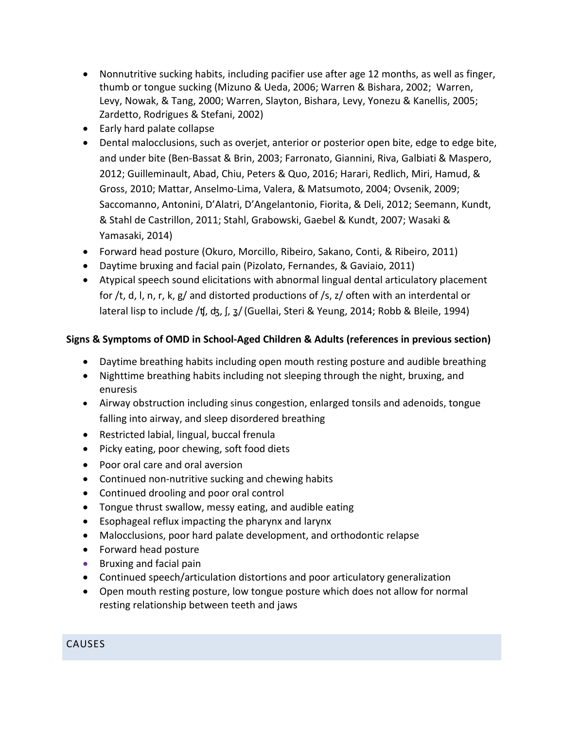- Nonnutritive sucking habits, including pacifier use after age 12 months, as well as finger, thumb or tongue sucking (Mizuno & Ueda, 2006; Warren & Bishara, 2002; Warren, Levy, Nowak, & Tang, 2000; Warren, Slayton, Bishara, Levy, Yonezu & Kanellis, 2005; Zardetto, Rodrigues & Stefani, 2002)
- Early hard palate collapse
- Dental malocclusions, such as overjet, anterior or posterior open bite, edge to edge bite, and under bite (Ben-Bassat & Brin, 2003; Farronato, Giannini, Riva, Galbiati & Maspero, 2012; Guilleminault, Abad, Chiu, Peters & Quo, 2016; Harari, Redlich, Miri, Hamud, & Gross, 2010; Mattar, Anselmo-Lima, Valera, & Matsumoto, 2004; Ovsenik, 2009; Saccomanno, Antonini, D'Alatri, D'Angelantonio, Fiorita, & Deli, 2012; Seemann, Kundt, & Stahl de Castrillon, 2011; Stahl, Grabowski, Gaebel & Kundt, 2007; Wasaki & Yamasaki, 2014)
- Forward head posture (Okuro, Morcillo, Ribeiro, Sakano, Conti, & Ribeiro, 2011)
- Daytime bruxing and facial pain (Pizolato, Fernandes, & Gaviaio, 2011)
- Atypical speech sound elicitations with abnormal lingual dental articulatory placement for /t, d, l, n, r, k, g/ and distorted productions of /s, z/ often with an interdental or lateral lisp to include /ʧ, ʤ, ʃ, ʒ/ (Guellai, Steri & Yeung, 2014; Robb & Bleile, 1994)

**Signs & Symptoms of OMD in School-Aged Children & Adults (references in previous section)**

- Daytime breathing habits including open mouth resting posture and audible breathing
- Nighttime breathing habits including not sleeping through the night, bruxing, and enuresis
- Airway obstruction including sinus congestion, enlarged tonsils and adenoids, tongue falling into airway, and sleep disordered breathing
- Restricted labial, lingual, buccal frenula
- Picky eating, poor chewing, soft food diets
- Poor oral care and oral aversion
- Continued non-nutritive sucking and chewing habits
- Continued drooling and poor oral control
- Tongue thrust swallow, messy eating, and audible eating
- Esophageal reflux impacting the pharynx and larynx
- Malocclusions, poor hard palate development, and orthodontic relapse
- Forward head posture
- Bruxing and facial pain
- Continued speech/articulation distortions and poor articulatory generalization
- Open mouth resting posture, low tongue posture which does not allow for normal resting relationship between teeth and jaws

## CAUSES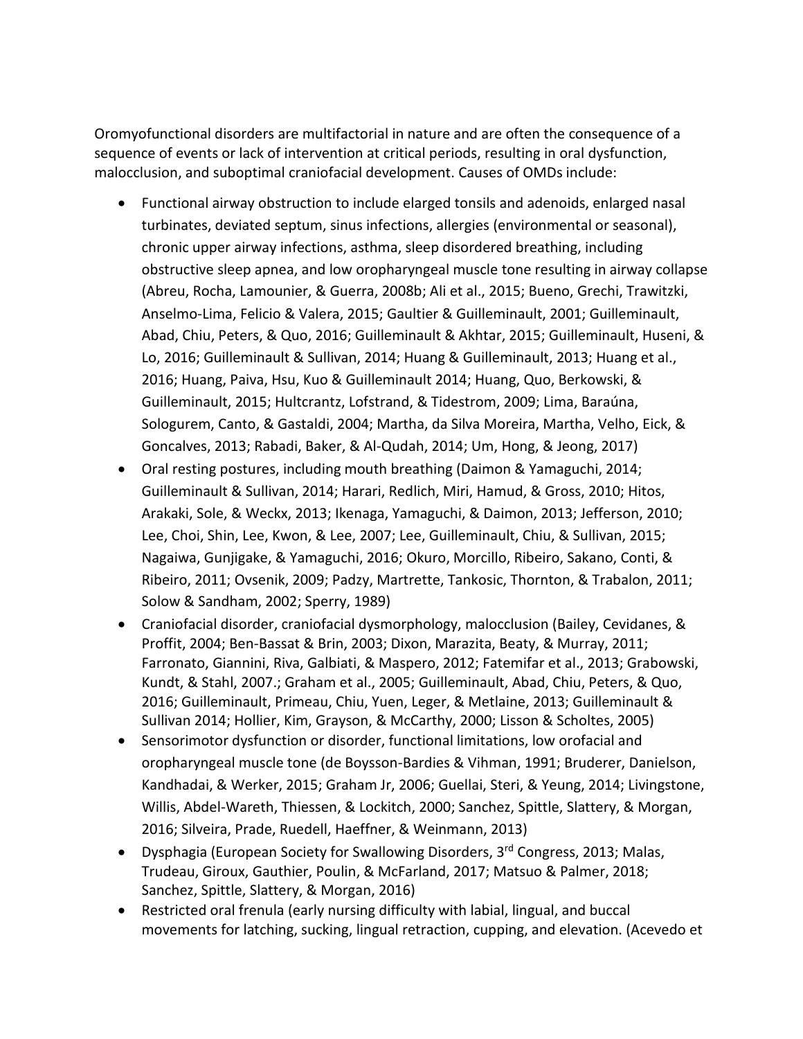Oromyofunctional disorders are multifactorial in nature and are often the consequence of a sequence of events or lack of intervention at critical periods, resulting in oral dysfunction, malocclusion, and suboptimal craniofacial development. Causes of OMDs include:

- Functional airway obstruction to include elarged tonsils and adenoids, enlarged nasal turbinates, deviated septum, sinus infections, allergies (environmental or seasonal), chronic upper airway infections, asthma, sleep disordered breathing, including obstructive sleep apnea, and low oropharyngeal muscle tone resulting in airway collapse (Abreu, Rocha, Lamounier, & Guerra, 2008b; Ali et al., 2015; Bueno, Grechi, Trawitzki, Anselmo-Lima, Felicio & Valera, 2015; Gaultier & Guilleminault, 2001; Guilleminault, Abad, Chiu, Peters, & Quo, 2016; Guilleminault & Akhtar, 2015; Guilleminault, Huseni, & Lo, 2016; Guilleminault & Sullivan, 2014; Huang & Guilleminault, 2013; Huang et al., 2016; Huang, Paiva, Hsu, Kuo & Guilleminault 2014; Huang, Quo, Berkowski, & Guilleminault, 2015; Hultcrantz, Lofstrand, & Tidestrom, 2009; Lima, Baraúna, Sologurem, Canto, & Gastaldi, 2004; Martha, da Silva Moreira, Martha, Velho, Eick, & Goncalves, 2013; Rabadi, Baker, & Al-Qudah, 2014; Um, Hong, & Jeong, 2017)
- Oral resting postures, including mouth breathing (Daimon & Yamaguchi, 2014; Guilleminault & Sullivan, 2014; Harari, Redlich, Miri, Hamud, & Gross, 2010; Hitos, Arakaki, Sole, & Weckx, 2013; Ikenaga, Yamaguchi, & Daimon, 2013; Jefferson, 2010; Lee, Choi, Shin, Lee, Kwon, & Lee, 2007; Lee, Guilleminault, Chiu, & Sullivan, 2015; Nagaiwa, Gunjigake, & Yamaguchi, 2016; Okuro, Morcillo, Ribeiro, Sakano, Conti, & Ribeiro, 2011; Ovsenik, 2009; Padzy, Martrette, Tankosic, Thornton, & Trabalon, 2011; Solow & Sandham, 2002; Sperry, 1989)
- Craniofacial disorder, craniofacial dysmorphology, malocclusion (Bailey, Cevidanes, & Proffit, 2004; Ben-Bassat & Brin, 2003; Dixon, Marazita, Beaty, & Murray, 2011; Farronato, Giannini, Riva, Galbiati, & Maspero, 2012; Fatemifar et al., 2013; Grabowski, Kundt, & Stahl, 2007.; Graham et al., 2005; Guilleminault, Abad, Chiu, Peters, & Quo, 2016; Guilleminault, Primeau, Chiu, Yuen, Leger, & Metlaine, 2013; Guilleminault & Sullivan 2014; Hollier, Kim, Grayson, & McCarthy, 2000; Lisson & Scholtes, 2005)
- Sensorimotor dysfunction or disorder, functional limitations, low orofacial and oropharyngeal muscle tone (de Boysson-Bardies & Vihman, 1991; Bruderer, Danielson, Kandhadai, & Werker, 2015; Graham Jr, 2006; Guellai, Steri, & Yeung, 2014; Livingstone, Willis, Abdel-Wareth, Thiessen, & Lockitch, 2000; Sanchez, Spittle, Slattery, & Morgan, 2016; Silveira, Prade, Ruedell, Haeffner, & Weinmann, 2013)
- Dysphagia (European Society for Swallowing Disorders, 3rd Congress, 2013; Malas, Trudeau, Giroux, Gauthier, Poulin, & McFarland, 2017; Matsuo & Palmer, 2018; Sanchez, Spittle, Slattery, & Morgan, 2016)
- Restricted oral frenula (early nursing difficulty with labial, lingual, and buccal movements for latching, sucking, lingual retraction, cupping, and elevation. (Acevedo et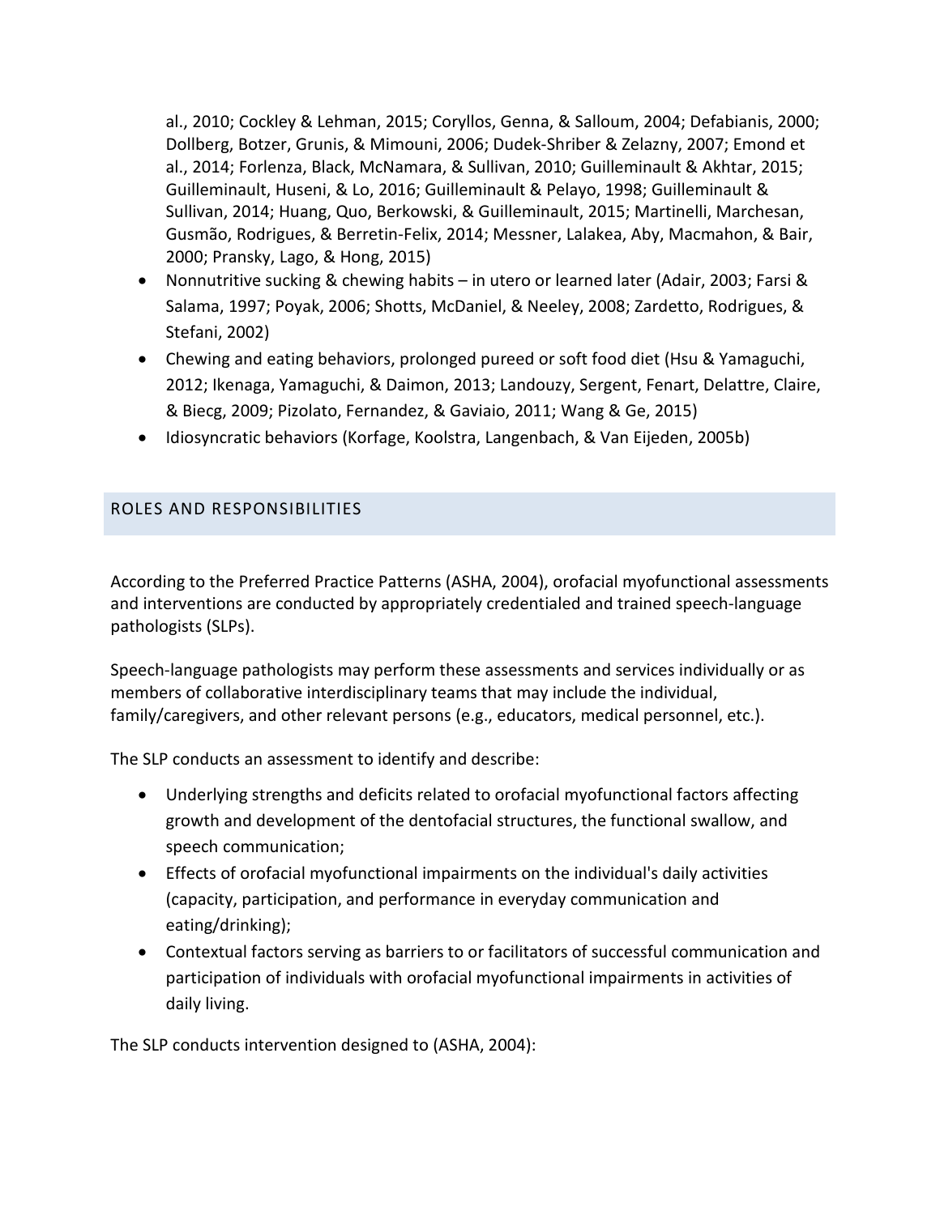al., 2010; Cockley & Lehman, 2015; Coryllos, Genna, & Salloum, 2004; Defabianis, 2000; Dollberg, Botzer, Grunis, & Mimouni, 2006; Dudek-Shriber & Zelazny, 2007; Emond et al., 2014; Forlenza, Black, McNamara, & Sullivan, 2010; Guilleminault & Akhtar, 2015; Guilleminault, Huseni, & Lo, 2016; Guilleminault & Pelayo, 1998; Guilleminault & Sullivan, 2014; Huang, Quo, Berkowski, & Guilleminault, 2015; Martinelli, Marchesan, Gusmão, Rodrigues, & Berretin-Felix, 2014; Messner, Lalakea, Aby, Macmahon, & Bair, 2000; Pransky, Lago, & Hong, 2015)

- Nonnutritive sucking & chewing habits – in utero or learned later (Adair, 2003; Farsi & Salama, 1997; Poyak, 2006; Shotts, McDaniel, & Neeley, 2008; Zardetto, Rodrigues, & Stefani, 2002)
- Chewing and eating behaviors, prolonged pureed or soft food diet (Hsu & Yamaguchi, 2012; Ikenaga, Yamaguchi, & Daimon, 2013; Landouzy, Sergent, Fenart, Delattre, Claire, & Biecg, 2009; Pizolato, Fernandez, & Gaviaio, 2011; Wang & Ge, 2015)
- Idiosyncratic behaviors (Korfage, Koolstra, Langenbach, & Van Eijeden, 2005b)

## ROLES AND RESPONSIBILITIES

According to the Preferred Practice Patterns (ASHA, 2004), orofacial myofunctional assessments and interventions are conducted by appropriately credentialed and trained speech-language pathologists (SLPs).

Speech-language pathologists may perform these assessments and services individually or as members of collaborative interdisciplinary teams that may include the individual, family/caregivers, and other relevant persons (e.g., educators, medical personnel, etc.).

The SLP conducts an assessment to identify and describe:

- Underlying strengths and deficits related to orofacial myofunctional factors affecting growth and development of the dentofacial structures, the functional swallow, and speech communication;
- Effects of orofacial myofunctional impairments on the individual's daily activities (capacity, participation, and performance in everyday communication and eating/drinking);
- Contextual factors serving as barriers to or facilitators of successful communication and participation of individuals with orofacial myofunctional impairments in activities of daily living.

The SLP conducts intervention designed to (ASHA, 2004):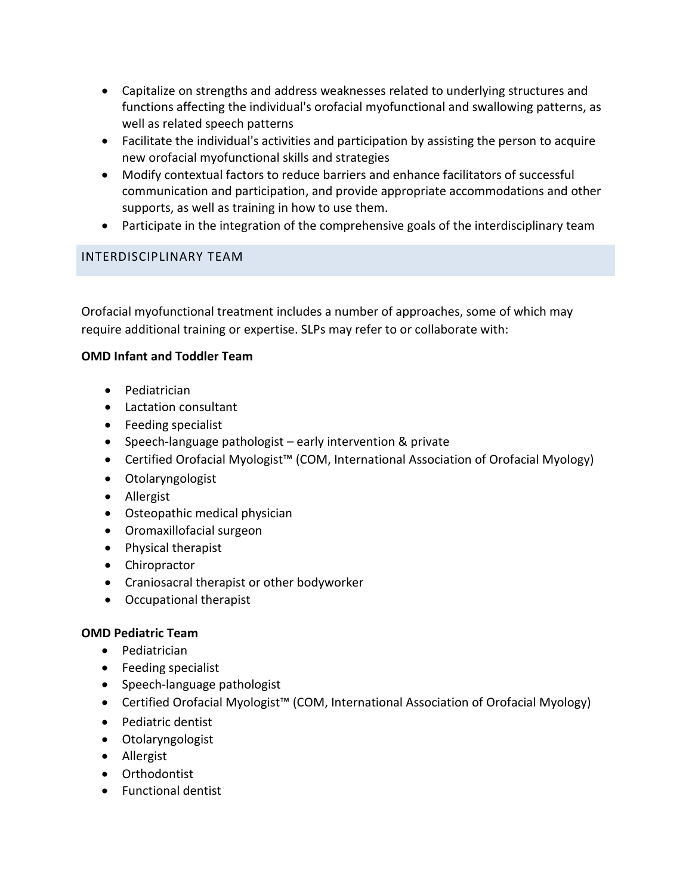- Capitalize on strengths and address weaknesses related to underlying structures and functions affecting the individual's orofacial myofunctional and swallowing patterns, as well as related speech patterns
- Facilitate the individual's activities and participation by assisting the person to acquire new orofacial myofunctional skills and strategies
- Modify contextual factors to reduce barriers and enhance facilitators of successful communication and participation, and provide appropriate accommodations and other supports, as well as training in how to use them.
- Participate in the integration of the comprehensive goals of the interdisciplinary team

## INTERDISCIPLINARY TEAM

Orofacial myofunctional treatment includes a number of approaches, some of which may require additional training or expertise. SLPs may refer to or collaborate with:

**OMD Infant and Toddler Team**

- Pediatrician
- Lactation consultant
- Feeding specialist
- Speech-language pathologist – early intervention & private
- Certified Orofacial Myologist™ (COM, International Association of Orofacial Myology)
- Otolaryngologist
- Allergist
- Osteopathic medical physician
- Oromaxillofacial surgeon
- Physical therapist
- Chiropractor
- Craniosacral therapist or other bodyworker
- Occupational therapist

**OMD Pediatric Team**

- Pediatrician
- Feeding specialist
- Speech-language pathologist
- Certified Orofacial Myologist™ (COM, International Association of Orofacial Myology)
- Pediatric dentist
- Otolaryngologist
- Allergist
- Orthodontist
- Functional dentist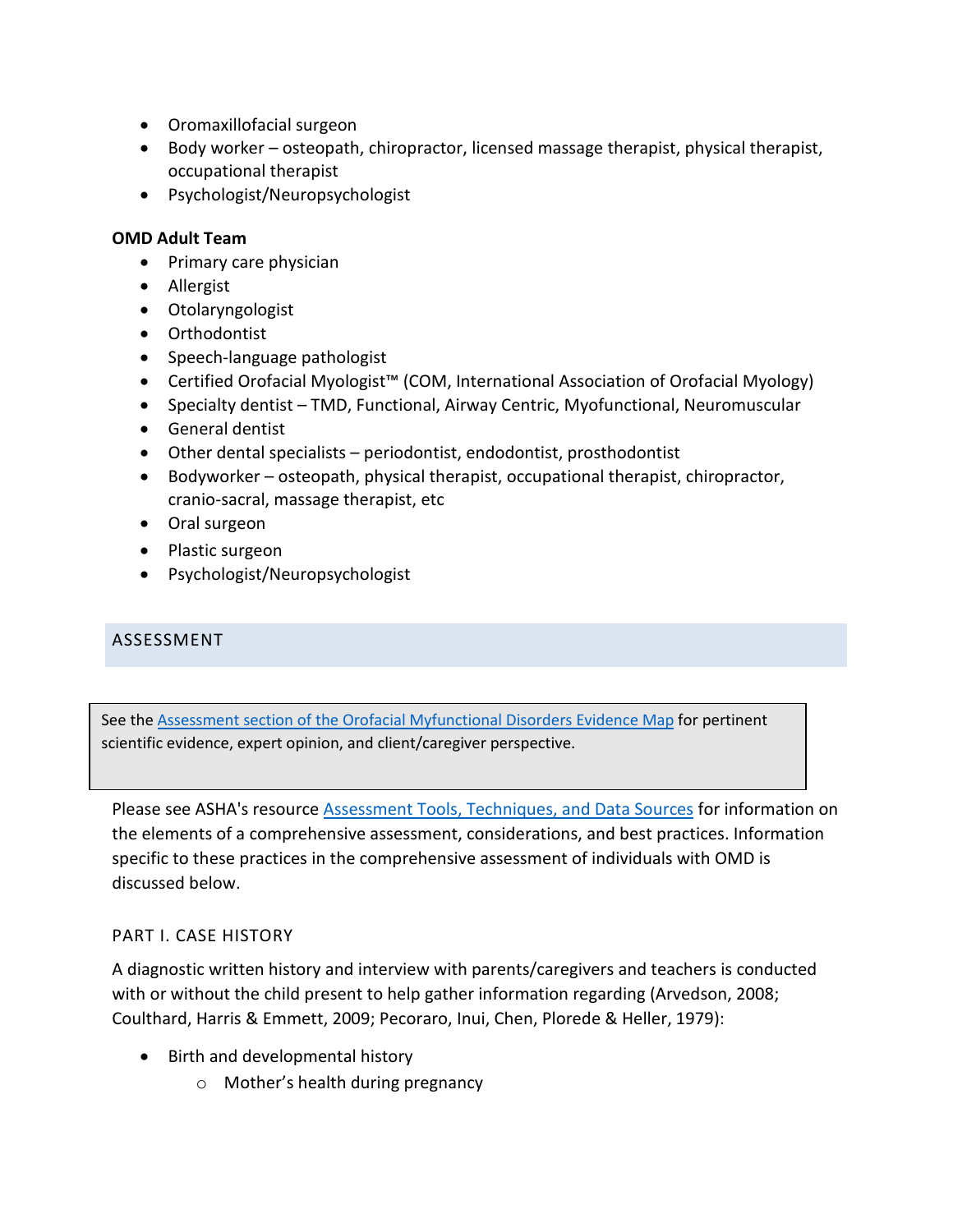- Oromaxillofacial surgeon
- Body worker – osteopath, chiropractor, licensed massage therapist, physical therapist, occupational therapist
- Psychologist/Neuropsychologist

**OMD Adult Team**

- Primary care physician
- Allergist
- Otolaryngologist
- Orthodontist
- Speech-language pathologist
- Certified Orofacial Myologist™ (COM, International Association of Orofacial Myology)
- Specialty dentist – TMD, Functional, Airway Centric, Myofunctional, Neuromuscular
- General dentist
- Other dental specialists – periodontist, endodontist, prosthodontist
- Bodyworker – osteopath, physical therapist, occupational therapist, chiropractor, cranio-sacral, massage therapist, etc
- Oral surgeon
- Plastic surgeon
- Psychologist/Neuropsychologist

## ASSESSMENT

See the Assessment section of the Orofacial Myfunctional Disorders Evidence Map for pertinent scientific evidence, expert opinion, and client/caregiver perspective.

Please see ASHA's resource Assessment Tools, Techniques, and Data Sources for information on the elements of a comprehensive assessment, considerations, and best practices. Information specific to these practices in the comprehensive assessment of individuals with OMD is discussed below.

### PART I. CASE HISTORY

A diagnostic written history and interview with parents/caregivers and teachers is conducted with or without the child present to help gather information regarding (Arvedson, 2008; Coulthard, Harris & Emmett, 2009; Pecoraro, Inui, Chen, Plorede & Heller, 1979):

- Birth and developmental history
  - Mother's health during pregnancy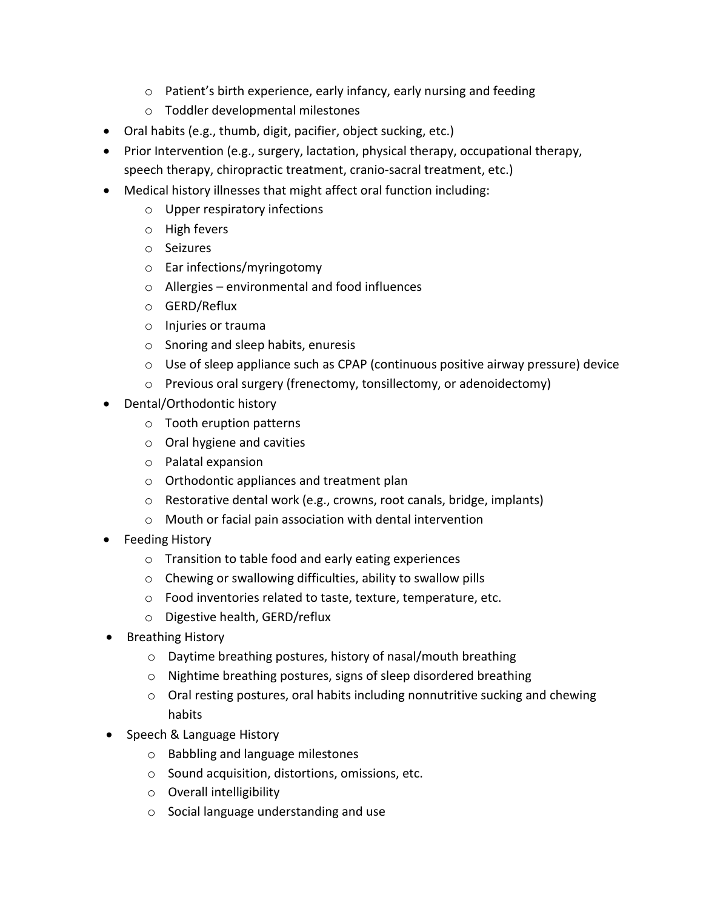- Patient's birth experience, early infancy, early nursing and feeding
    - Toddler developmental milestones
- Oral habits (e.g., thumb, digit, pacifier, object sucking, etc.)
- Prior Intervention (e.g., surgery, lactation, physical therapy, occupational therapy, speech therapy, chiropractic treatment, cranio-sacral treatment, etc.)
- Medical history illnesses that might affect oral function including:
    - Upper respiratory infections
    - High fevers
    - Seizures
    - Ear infections/myringotomy
    - Allergies – environmental and food influences
    - GERD/Reflux
    - Injuries or trauma
    - Snoring and sleep habits, enuresis
    - Use of sleep appliance such as CPAP (continuous positive airway pressure) device
    - Previous oral surgery (frenectomy, tonsillectomy, or adenoidectomy)
- Dental/Orthodontic history
    - Tooth eruption patterns
    - Oral hygiene and cavities
    - Palatal expansion
    - Orthodontic appliances and treatment plan
    - Restorative dental work (e.g., crowns, root canals, bridge, implants)
    - Mouth or facial pain association with dental intervention
- Feeding History
    - Transition to table food and early eating experiences
    - Chewing or swallowing difficulties, ability to swallow pills
    - Food inventories related to taste, texture, temperature, etc.
    - Digestive health, GERD/reflux
- Breathing History
    - Daytime breathing postures, history of nasal/mouth breathing
    - Nighttime breathing postures, signs of sleep disordered breathing
    - Oral resting postures, oral habits including nonnutritive sucking and chewing habits
- Speech & Language History
    - Babbling and language milestones
    - Sound acquisition, distortions, omissions, etc.
    - Overall intelligibility
    - Social language understanding and use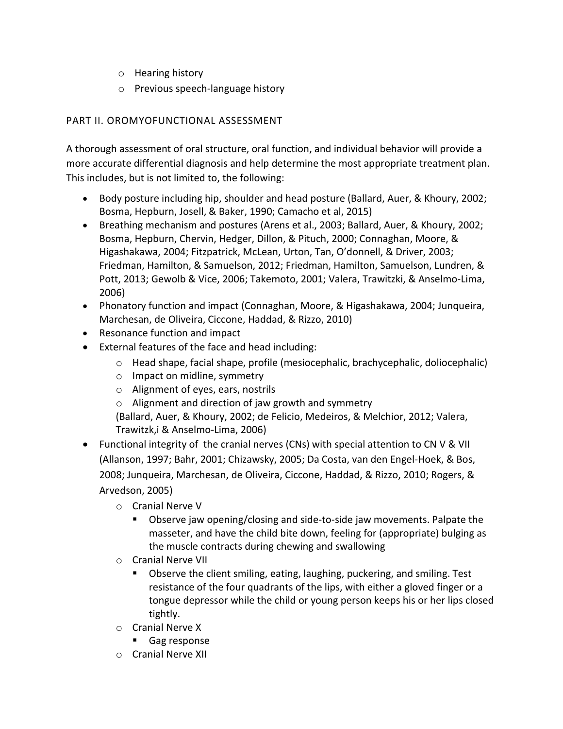- Hearing history
  - Previous speech-language history

## PART II. OROMYOFUNCTIONAL ASSESSMENT

A thorough assessment of oral structure, oral function, and individual behavior will provide a more accurate differential diagnosis and help determine the most appropriate treatment plan. This includes, but is not limited to, the following:

- Body posture including hip, shoulder and head posture (Ballard, Auer, & Khoury, 2002; Bosma, Hepburn, Josell, & Baker, 1990; Camacho et al, 2015)
- Breathing mechanism and postures (Arens et al., 2003; Ballard, Auer, & Khoury, 2002; Bosma, Hepburn, Chervin, Hedger, Dillon, & Pituch, 2000; Connaghan, Moore, & Higashakawa, 2004; Fitzpatrick, McLean, Urton, Tan, O'donnell, & Driver, 2003; Friedman, Hamilton, & Samuelson, 2012; Friedman, Hamilton, Samuelson, Lundren, & Pott, 2013; Gewolb & Vice, 2006; Takemoto, 2001; Valera, Trawitzki, & Anselmo-Lima, 2006)
- Phonatory function and impact (Connaghan, Moore, & Higashakawa, 2004; Junqueira, Marchesan, de Oliveira, Ciccone, Haddad, & Rizzo, 2010)
- Resonance function and impact
- External features of the face and head including:
  - Head shape, facial shape, profile (mesiocephalic, brachycephalic, doliocephalic)
  - Impact on midline, symmetry
  - Alignment of eyes, ears, nostrils
  - Alignment and direction of jaw growth and symmetry

  (Ballard, Auer, & Khoury, 2002; de Felicio, Medeiros, & Melchior, 2012; Valera, Trawitzk,i & Anselmo-Lima, 2006)
- Functional integrity of the cranial nerves (CNs) with special attention to CN V & VII (Allanson, 1997; Bahr, 2001; Chizawsky, 2005; Da Costa, van den Engel-Hoek, & Bos, 2008; Junqueira, Marchesan, de Oliveira, Ciccone, Haddad, & Rizzo, 2010; Rogers, & Arvedson, 2005)
  - Cranial Nerve V
    - Observe jaw opening/closing and side-to-side jaw movements. Palpate the masseter, and have the child bite down, feeling for (appropriate) bulging as the muscle contracts during chewing and swallowing
  - Cranial Nerve VII
    - Observe the client smiling, eating, laughing, puckering, and smiling. Test resistance of the four quadrants of the lips, with either a gloved finger or a tongue depressor while the child or young person keeps his or her lips closed tightly.
  - Cranial Nerve X
    - Gag response
  - Cranial Nerve XII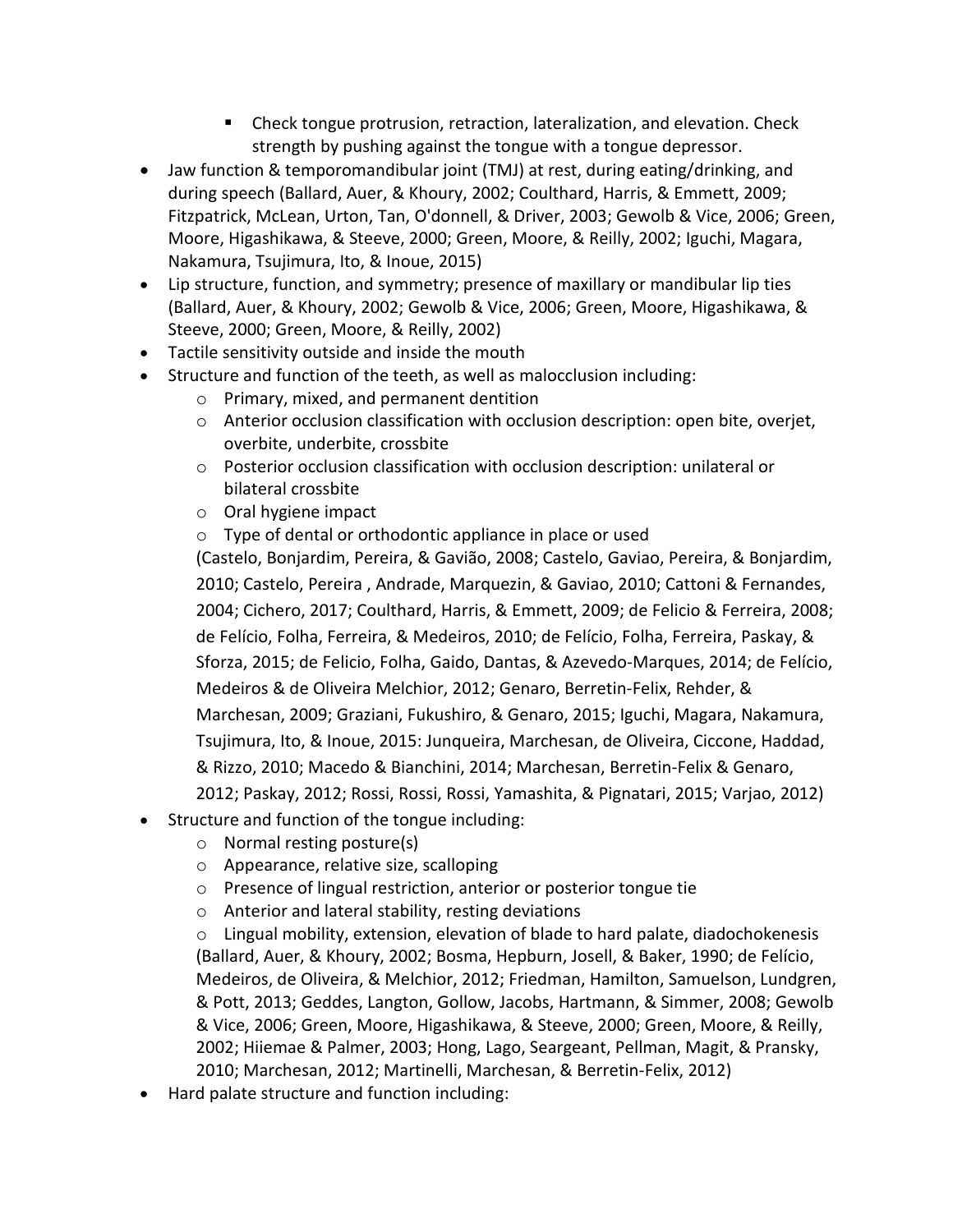- Check tongue protrusion, retraction, lateralization, and elevation. Check strength by pushing against the tongue with a tongue depressor.
- Jaw function & temporomandibular joint (TMJ) at rest, during eating/drinking, and during speech (Ballard, Auer, & Khoury, 2002; Coulthard, Harris, & Emmett, 2009; Fitzpatrick, McLean, Urton, Tan, O'donnell, & Driver, 2003; Gewolb & Vice, 2006; Green, Moore, Higashikawa, & Steeve, 2000; Green, Moore, & Reilly, 2002; Iguchi, Magara, Nakamura, Tsujimura, Ito, & Inoue, 2015)
- Lip structure, function, and symmetry; presence of maxillary or mandibular lip ties (Ballard, Auer, & Khoury, 2002; Gewolb & Vice, 2006; Green, Moore, Higashikawa, & Steeve, 2000; Green, Moore, & Reilly, 2002)
- Tactile sensitivity outside and inside the mouth
- Structure and function of the teeth, as well as malocclusion including:
    - Primary, mixed, and permanent dentition
    - Anterior occlusion classification with occlusion description: open bite, overjet, overbite, underbite, crossbite
    - Posterior occlusion classification with occlusion description: unilateral or bilateral crossbite
    - Oral hygiene impact
    - Type of dental or orthodontic appliance in place or used

    (Castelo, Bonjardim, Pereira, & Gavião, 2008; Castelo, Gaviao, Pereira, & Bonjardim, 2010; Castelo, Pereira , Andrade, Marquezin, & Gaviao, 2010; Cattoni & Fernandes, 2004; Cichero, 2017; Coulthard, Harris, & Emmett, 2009; de Felicio & Ferreira, 2008; de Felício, Folha, Ferreira, & Medeiros, 2010; de Felício, Folha, Ferreira, Paskay, & Sforza, 2015; de Felicio, Folha, Gaido, Dantas, & Azevedo-Marques, 2014; de Felício, Medeiros & de Oliveira Melchior, 2012; Genaro, Berretin-Felix, Rehder, & Marchesan, 2009; Graziani, Fukushiro, & Genaro, 2015; Iguchi, Magara, Nakamura, Tsujimura, Ito, & Inoue, 2015: Junqueira, Marchesan, de Oliveira, Ciccone, Haddad, & Rizzo, 2010; Macedo & Bianchini, 2014; Marchesan, Berretin-Felix & Genaro, 2012; Paskay, 2012; Rossi, Rossi, Rossi, Yamashita, & Pignatari, 2015; Varjao, 2012)
- Structure and function of the tongue including:
    - Normal resting posture(s)
    - Appearance, relative size, scalloping
    - Presence of lingual restriction, anterior or posterior tongue tie
    - Anterior and lateral stability, resting deviations
    - Lingual mobility, extension, elevation of blade to hard palate, diadochokenesis

    (Ballard, Auer, & Khoury, 2002; Bosma, Hepburn, Josell, & Baker, 1990; de Felício, Medeiros, de Oliveira, & Melchior, 2012; Friedman, Hamilton, Samuelson, Lundgren, & Pott, 2013; Geddes, Langton, Gollow, Jacobs, Hartmann, & Simmer, 2008; Gewolb & Vice, 2006; Green, Moore, Higashikawa, & Steeve, 2000; Green, Moore, & Reilly, 2002; Hiiemae & Palmer, 2003; Hong, Lago, Seargeant, Pellman, Magit, & Pransky, 2010; Marchesan, 2012; Martinelli, Marchesan, & Berretin-Felix, 2012)
- Hard palate structure and function including: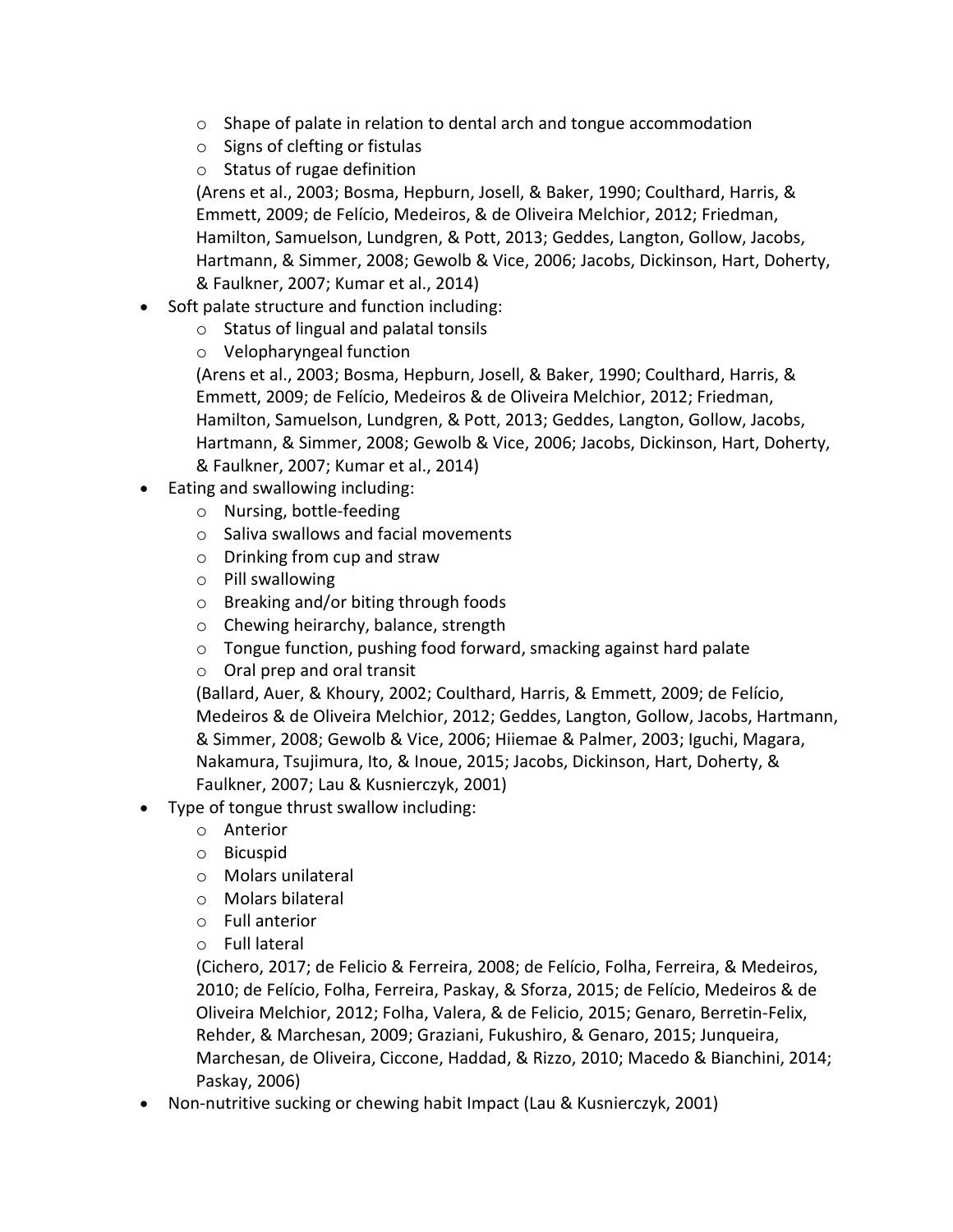- Shape of palate in relation to dental arch and tongue accommodation
  - Signs of clefting or fistulas
  - Status of rugae definition

  (Arens et al., 2003; Bosma, Hepburn, Josell, & Baker, 1990; Coulthard, Harris, & Emmett, 2009; de Felício, Medeiros, & de Oliveira Melchior, 2012; Friedman, Hamilton, Samuelson, Lundgren, & Pott, 2013; Geddes, Langton, Gollow, Jacobs, Hartmann, & Simmer, 2008; Gewolb & Vice, 2006; Jacobs, Dickinson, Hart, Doherty, & Faulkner, 2007; Kumar et al., 2014)
- Soft palate structure and function including:
  - Status of lingual and palatal tonsils
  - Velopharyngeal function

  (Arens et al., 2003; Bosma, Hepburn, Josell, & Baker, 1990; Coulthard, Harris, & Emmett, 2009; de Felício, Medeiros & de Oliveira Melchior, 2012; Friedman, Hamilton, Samuelson, Lundgren, & Pott, 2013; Geddes, Langton, Gollow, Jacobs, Hartmann, & Simmer, 2008; Gewolb & Vice, 2006; Jacobs, Dickinson, Hart, Doherty, & Faulkner, 2007; Kumar et al., 2014)
- Eating and swallowing including:
  - Nursing, bottle-feeding
  - Saliva swallows and facial movements
  - Drinking from cup and straw
  - Pill swallowing
  - Breaking and/or biting through foods
  - Chewing heirarchy, balance, strength
  - Tongue function, pushing food forward, smacking against hard palate
  - Oral prep and oral transit

  (Ballard, Auer, & Khoury, 2002; Coulthard, Harris, & Emmett, 2009; de Felício, Medeiros & de Oliveira Melchior, 2012; Geddes, Langton, Gollow, Jacobs, Hartmann, & Simmer, 2008; Gewolb & Vice, 2006; Hiiemae & Palmer, 2003; Iguchi, Magara, Nakamura, Tsujimura, Ito, & Inoue, 2015; Jacobs, Dickinson, Hart, Doherty, & Faulkner, 2007; Lau & Kusnierczyk, 2001)
- Type of tongue thrust swallow including:
  - Anterior
  - Bicuspid
  - Molars unilateral
  - Molars bilateral
  - Full anterior
  - Full lateral

  (Cichero, 2017; de Felicio & Ferreira, 2008; de Felício, Folha, Ferreira, & Medeiros, 2010; de Felício, Folha, Ferreira, Paskay, & Sforza, 2015; de Felício, Medeiros & de Oliveira Melchior, 2012; Folha, Valera, & de Felicio, 2015; Genaro, Berretin-Felix, Rehder, & Marchesan, 2009; Graziani, Fukushiro, & Genaro, 2015; Junqueira, Marchesan, de Oliveira, Ciccone, Haddad, & Rizzo, 2010; Macedo & Bianchini, 2014; Paskay, 2006)
- Non-nutritive sucking or chewing habit Impact (Lau & Kusnierczyk, 2001)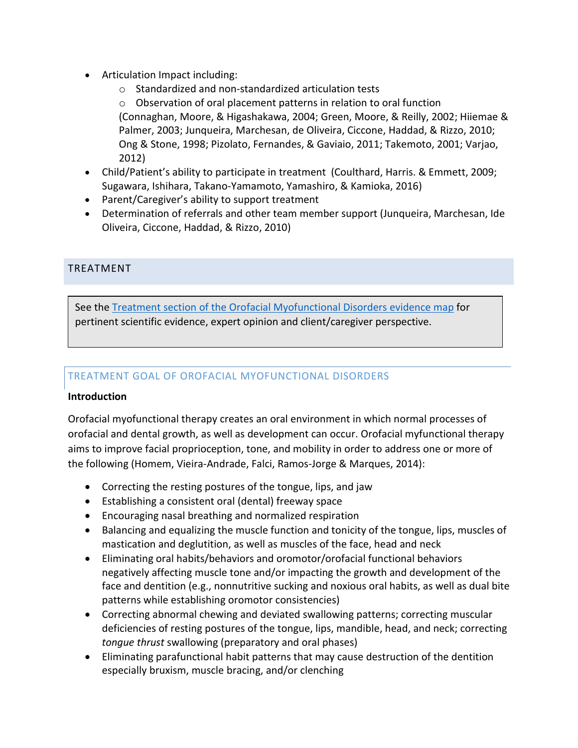- Articulation Impact including:
    - Standardized and non-standardized articulation tests
    - Observation of oral placement patterns in relation to oral function (Connaghan, Moore, & Higashakawa, 2004; Green, Moore, & Reilly, 2002; Hiiemae & Palmer, 2003; Junqueira, Marchesan, de Oliveira, Ciccone, Haddad, & Rizzo, 2010; Ong & Stone, 1998; Pizolato, Fernandes, & Gaviaio, 2011; Takemoto, 2001; Varjao, 2012)
- Child/Patient's ability to participate in treatment (Coulthard, Harris. & Emmett, 2009; Sugawara, Ishihara, Takano-Yamamoto, Yamashiro, & Kamioka, 2016)
- Parent/Caregiver's ability to support treatment
- Determination of referrals and other team member support (Junqueira, Marchesan, Ide Oliveira, Ciccone, Haddad, & Rizzo, 2010)

## TREATMENT

See the Treatment section of the Orofacial Myofunctional Disorders evidence map for pertinent scientific evidence, expert opinion and client/caregiver perspective.

### TREATMENT GOAL OF OROFACIAL MYOFUNCTIONAL DISORDERS

**Introduction**

Orofacial myofunctional therapy creates an oral environment in which normal processes of orofacial and dental growth, as well as development can occur. Orofacial myfunctional therapy aims to improve facial proprioception, tone, and mobility in order to address one or more of the following (Homem, Vieira-Andrade, Falci, Ramos-Jorge & Marques, 2014):

- Correcting the resting postures of the tongue, lips, and jaw
- Establishing a consistent oral (dental) freeway space
- Encouraging nasal breathing and normalized respiration
- Balancing and equalizing the muscle function and tonicity of the tongue, lips, muscles of mastication and deglutition, as well as muscles of the face, head and neck
- Eliminating oral habits/behaviors and oromotor/orofacial functional behaviors negatively affecting muscle tone and/or impacting the growth and development of the face and dentition (e.g., nonnutritive sucking and noxious oral habits, as well as dual bite patterns while establishing oromotor consistencies)
- Correcting abnormal chewing and deviated swallowing patterns; correcting muscular deficiencies of resting postures of the tongue, lips, mandible, head, and neck; correcting *tongue thrust* swallowing (preparatory and oral phases)
- Eliminating parafunctional habit patterns that may cause destruction of the dentition especially bruxism, muscle bracing, and/or clenching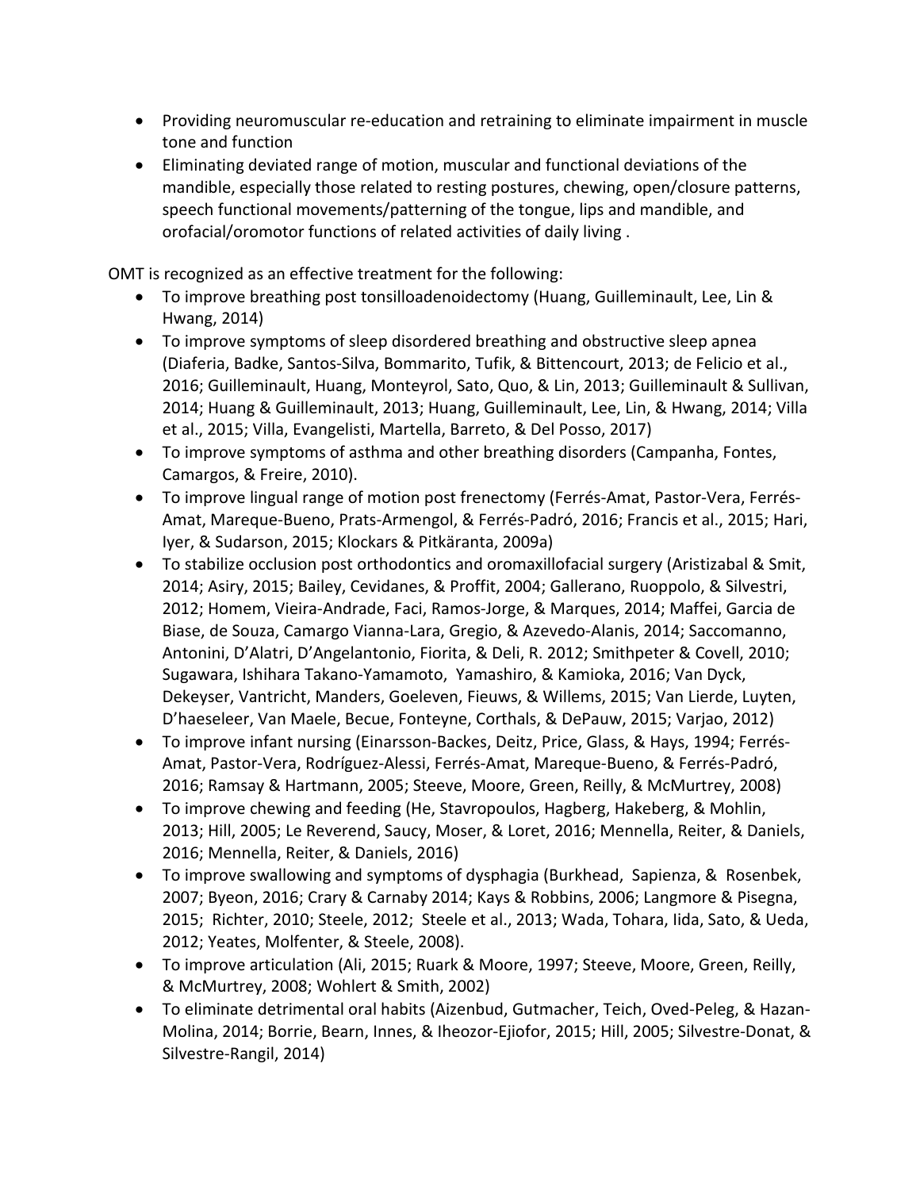- Providing neuromuscular re-education and retraining to eliminate impairment in muscle tone and function
- Eliminating deviated range of motion, muscular and functional deviations of the mandible, especially those related to resting postures, chewing, open/closure patterns, speech functional movements/patterning of the tongue, lips and mandible, and orofacial/oromotor functions of related activities of daily living .

OMT is recognized as an effective treatment for the following:

- To improve breathing post tonsilloadenoidectomy (Huang, Guilleminault, Lee, Lin & Hwang, 2014)
- To improve symptoms of sleep disordered breathing and obstructive sleep apnea (Diaferia, Badke, Santos-Silva, Bommarito, Tufik, & Bittencourt, 2013; de Felicio et al., 2016; Guilleminault, Huang, Monteyrol, Sato, Quo, & Lin, 2013; Guilleminault & Sullivan, 2014; Huang & Guilleminault, 2013; Huang, Guilleminault, Lee, Lin, & Hwang, 2014; Villa et al., 2015; Villa, Evangelisti, Martella, Barreto, & Del Posso, 2017)
- To improve symptoms of asthma and other breathing disorders (Campanha, Fontes, Camargos, & Freire, 2010).
- To improve lingual range of motion post frenectomy (Ferrés-Amat, Pastor-Vera, Ferrés-Amat, Mareque-Bueno, Prats-Armengol, & Ferrés-Padró, 2016; Francis et al., 2015; Hari, Iyer, & Sudarson, 2015; Klockars & Pitkäranta, 2009a)
- To stabilize occlusion post orthodontics and oromaxillofacial surgery (Aristizabal & Smit, 2014; Asiry, 2015; Bailey, Cevidanes, & Proffit, 2004; Gallerano, Ruoppolo, & Silvestri, 2012; Homem, Vieira-Andrade, Faci, Ramos-Jorge, & Marques, 2014; Maffei, Garcia de Biase, de Souza, Camargo Vianna-Lara, Gregio, & Azevedo-Alanis, 2014; Saccomanno, Antonini, D'Alatri, D'Angelantonio, Fiorita, & Deli, R. 2012; Smithpeter & Covell, 2010; Sugawara, Ishihara Takano-Yamamoto, Yamashiro, & Kamioka, 2016; Van Dyck, Dekeyser, Vantricht, Manders, Goeleven, Fieuws, & Willems, 2015; Van Lierde, Luyten, D'haeseleer, Van Maele, Becue, Fonteyne, Corthals, & DePauw, 2015; Varjao, 2012)
- To improve infant nursing (Einarsson-Backes, Deitz, Price, Glass, & Hays, 1994; Ferrés-Amat, Pastor-Vera, Rodríguez-Alessi, Ferrés-Amat, Mareque-Bueno, & Ferrés-Padró, 2016; Ramsay & Hartmann, 2005; Steeve, Moore, Green, Reilly, & McMurtrey, 2008)
- To improve chewing and feeding (He, Stavropoulos, Hagberg, Hakeberg, & Mohlin, 2013; Hill, 2005; Le Reverend, Saucy, Moser, & Loret, 2016; Mennella, Reiter, & Daniels, 2016; Mennella, Reiter, & Daniels, 2016)
- To improve swallowing and symptoms of dysphagia (Burkhead, Sapienza, & Rosenbek, 2007; Byeon, 2016; Crary & Carnaby 2014; Kays & Robbins, 2006; Langmore & Pisegna, 2015; Richter, 2010; Steele, 2012; Steele et al., 2013; Wada, Tohara, Iida, Sato, & Ueda, 2012; Yeates, Molfenter, & Steele, 2008).
- To improve articulation (Ali, 2015; Ruark & Moore, 1997; Steeve, Moore, Green, Reilly, & McMurtrey, 2008; Wohlert & Smith, 2002)
- To eliminate detrimental oral habits (Aizenbud, Gutmacher, Teich, Oved-Peleg, & Hazan-Molina, 2014; Borrie, Bearn, Innes, & Iheozor-Ejiofor, 2015; Hill, 2005; Silvestre-Donat, & Silvestre-Rangil, 2014)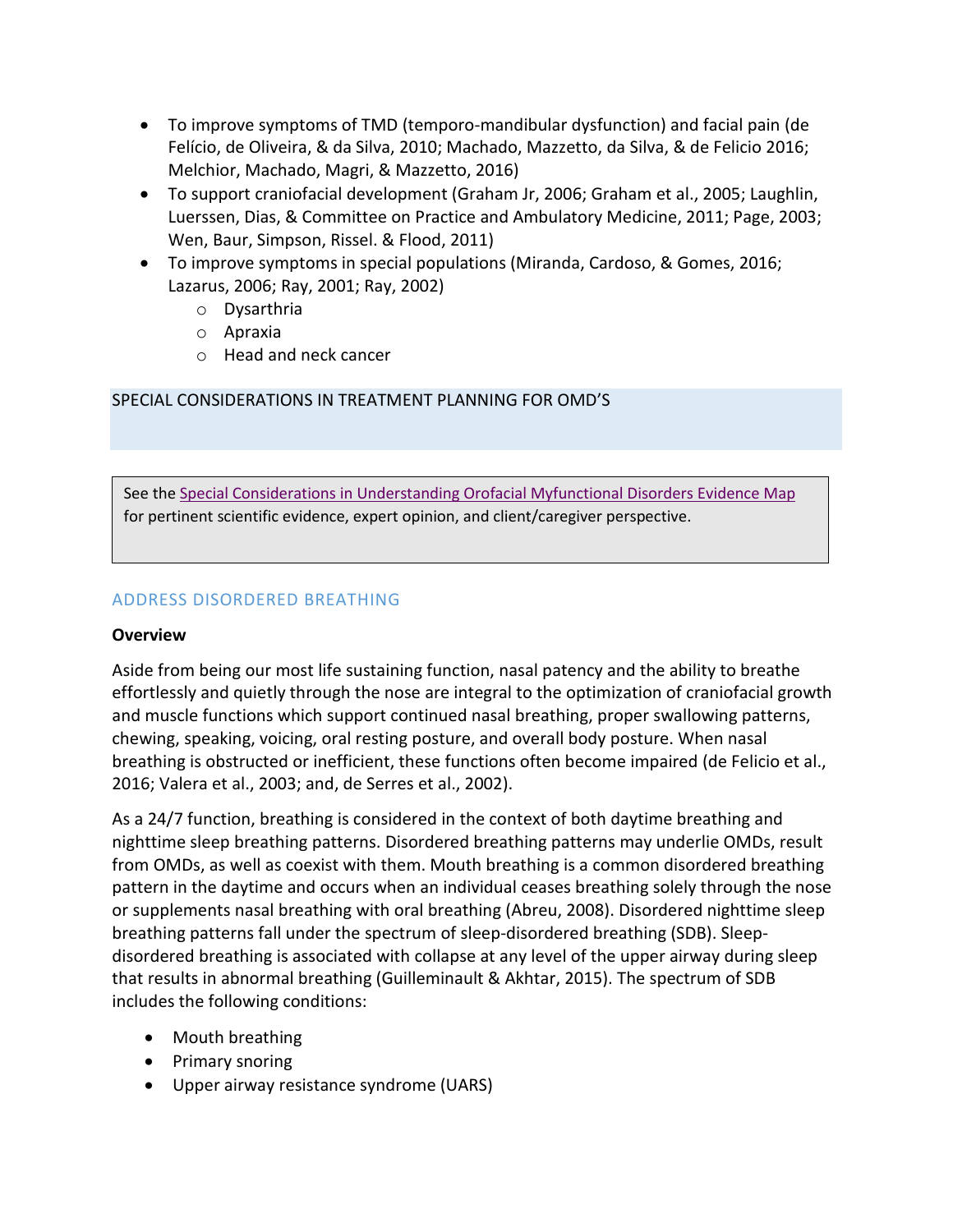- To improve symptoms of TMD (temporo-mandibular dysfunction) and facial pain (de Felício, de Oliveira, & da Silva, 2010; Machado, Mazzetto, da Silva, & de Felicio 2016; Melchior, Machado, Magri, & Mazzetto, 2016)
- To support craniofacial development (Graham Jr, 2006; Graham et al., 2005; Laughlin, Luerssen, Dias, & Committee on Practice and Ambulatory Medicine, 2011; Page, 2003; Wen, Baur, Simpson, Rissel. & Flood, 2011)
- To improve symptoms in special populations (Miranda, Cardoso, & Gomes, 2016; Lazarus, 2006; Ray, 2001; Ray, 2002)
    - Dysarthria
    - Apraxia
    - Head and neck cancer

## SPECIAL CONSIDERATIONS IN TREATMENT PLANNING FOR OMD'S

See the [Special Considerations in Understanding Orofacial Myfunctional Disorders Evidence Map]() for pertinent scientific evidence, expert opinion, and client/caregiver perspective.

### ADDRESS DISORDERED BREATHING

**Overview**

Aside from being our most life sustaining function, nasal patency and the ability to breathe effortlessly and quietly through the nose are integral to the optimization of craniofacial growth and muscle functions which support continued nasal breathing, proper swallowing patterns, chewing, speaking, voicing, oral resting posture, and overall body posture. When nasal breathing is obstructed or inefficient, these functions often become impaired (de Felicio et al., 2016; Valera et al., 2003; and, de Serres et al., 2002).

As a 24/7 function, breathing is considered in the context of both daytime breathing and nighttime sleep breathing patterns. Disordered breathing patterns may underlie OMDs, result from OMDs, as well as coexist with them. Mouth breathing is a common disordered breathing pattern in the daytime and occurs when an individual ceases breathing solely through the nose or supplements nasal breathing with oral breathing (Abreu, 2008). Disordered nighttime sleep breathing patterns fall under the spectrum of sleep-disordered breathing (SDB). Sleep-disordered breathing is associated with collapse at any level of the upper airway during sleep that results in abnormal breathing (Guilleminault & Akhtar, 2015). The spectrum of SDB includes the following conditions:

- Mouth breathing
- Primary snoring
- Upper airway resistance syndrome (UARS)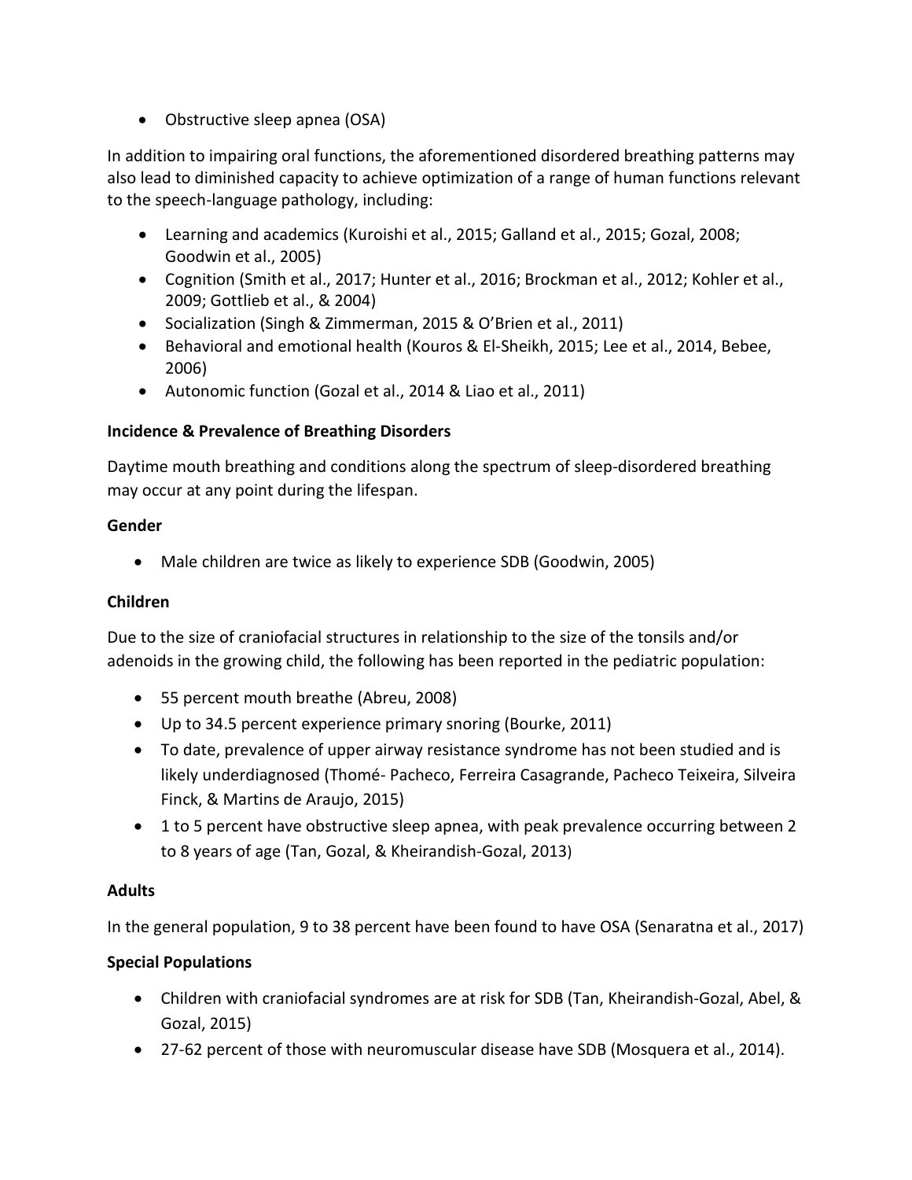- Obstructive sleep apnea (OSA)

In addition to impairing oral functions, the aforementioned disordered breathing patterns may also lead to diminished capacity to achieve optimization of a range of human functions relevant to the speech-language pathology, including:

- Learning and academics (Kuroishi et al., 2015; Galland et al., 2015; Gozal, 2008; Goodwin et al., 2005)
- Cognition (Smith et al., 2017; Hunter et al., 2016; Brockman et al., 2012; Kohler et al., 2009; Gottlieb et al., & 2004)
- Socialization (Singh & Zimmerman, 2015 & O'Brien et al., 2011)
- Behavioral and emotional health (Kouros & El-Sheikh, 2015; Lee et al., 2014, Bebee, 2006)
- Autonomic function (Gozal et al., 2014 & Liao et al., 2011)

**Incidence & Prevalence of Breathing Disorders**

Daytime mouth breathing and conditions along the spectrum of sleep-disordered breathing may occur at any point during the lifespan.

**Gender**

- Male children are twice as likely to experience SDB (Goodwin, 2005)

**Children**

Due to the size of craniofacial structures in relationship to the size of the tonsils and/or adenoids in the growing child, the following has been reported in the pediatric population:

- 55 percent mouth breathe (Abreu, 2008)
- Up to 34.5 percent experience primary snoring (Bourke, 2011)
- To date, prevalence of upper airway resistance syndrome has not been studied and is likely underdiagnosed (Thomé- Pacheco, Ferreira Casagrande, Pacheco Teixeira, Silveira Finck, & Martins de Araujo, 2015)
- 1 to 5 percent have obstructive sleep apnea, with peak prevalence occurring between 2 to 8 years of age (Tan, Gozal, & Kheirandish-Gozal, 2013)

**Adults**

In the general population, 9 to 38 percent have been found to have OSA (Senaratna et al., 2017)

**Special Populations**

- Children with craniofacial syndromes are at risk for SDB (Tan, Kheirandish-Gozal, Abel, & Gozal, 2015)
- 27-62 percent of those with neuromuscular disease have SDB (Mosquera et al., 2014).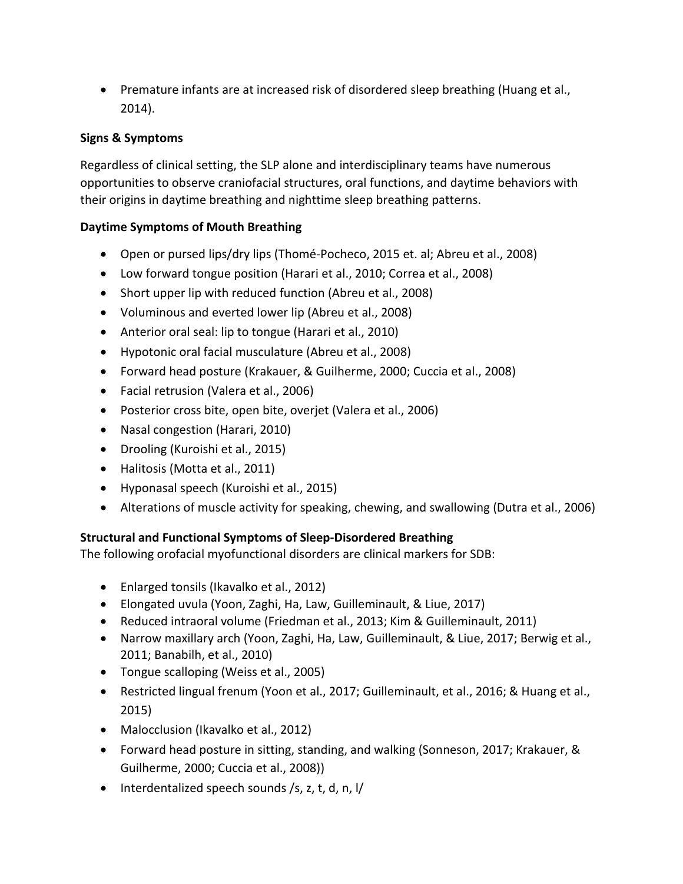- Premature infants are at increased risk of disordered sleep breathing (Huang et al., 2014).

**Signs & Symptoms**

Regardless of clinical setting, the SLP alone and interdisciplinary teams have numerous opportunities to observe craniofacial structures, oral functions, and daytime behaviors with their origins in daytime breathing and nighttime sleep breathing patterns.

**Daytime Symptoms of Mouth Breathing**

- Open or pursed lips/dry lips (Thomé-Pocheco, 2015 et. al; Abreu et al., 2008)
- Low forward tongue position (Harari et al., 2010; Correa et al., 2008)
- Short upper lip with reduced function (Abreu et al., 2008)
- Voluminous and everted lower lip (Abreu et al., 2008)
- Anterior oral seal: lip to tongue (Harari et al., 2010)
- Hypotonic oral facial musculature (Abreu et al., 2008)
- Forward head posture (Krakauer, & Guilherme, 2000; Cuccia et al., 2008)
- Facial retrusion (Valera et al., 2006)
- Posterior cross bite, open bite, overjet (Valera et al., 2006)
- Nasal congestion (Harari, 2010)
- Drooling (Kuroishi et al., 2015)
- Halitosis (Motta et al., 2011)
- Hyponasal speech (Kuroishi et al., 2015)
- Alterations of muscle activity for speaking, chewing, and swallowing (Dutra et al., 2006)

**Structural and Functional Symptoms of Sleep-Disordered Breathing**

The following orofacial myofunctional disorders are clinical markers for SDB:

- Enlarged tonsils (Ikavalko et al., 2012)
- Elongated uvula (Yoon, Zaghi, Ha, Law, Guilleminault, & Liue, 2017)
- Reduced intraoral volume (Friedman et al., 2013; Kim & Guilleminault, 2011)
- Narrow maxillary arch (Yoon, Zaghi, Ha, Law, Guilleminault, & Liue, 2017; Berwig et al., 2011; Banabilh, et al., 2010)
- Tongue scalloping (Weiss et al., 2005)
- Restricted lingual frenum (Yoon et al., 2017; Guilleminault, et al., 2016; & Huang et al., 2015)
- Malocclusion (Ikavalko et al., 2012)
- Forward head posture in sitting, standing, and walking (Sonneson, 2017; Krakauer, & Guilherme, 2000; Cuccia et al., 2008))
- Interdentalized speech sounds /s, z, t, d, n, l/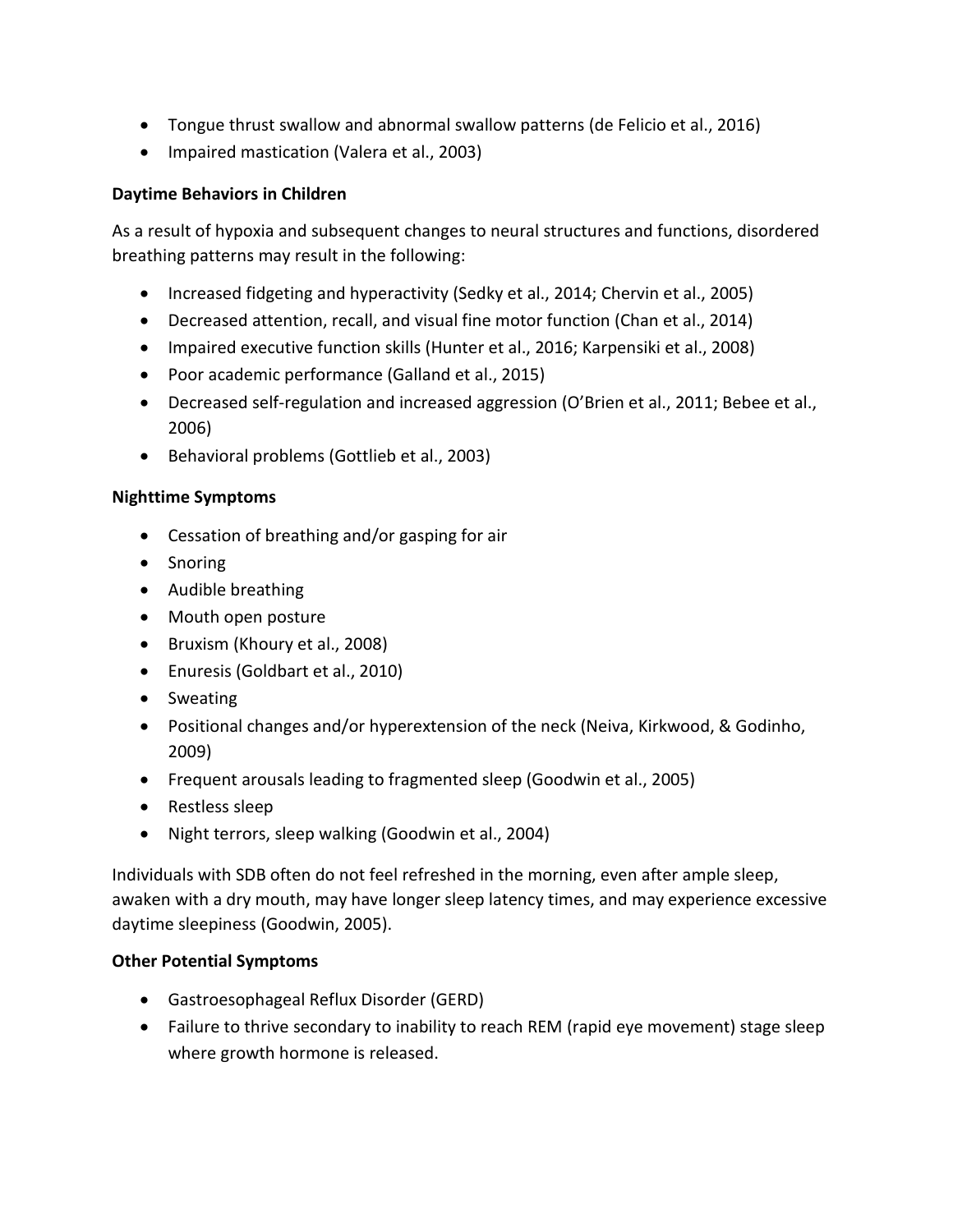- Tongue thrust swallow and abnormal swallow patterns (de Felicio et al., 2016)
- Impaired mastication (Valera et al., 2003)

**Daytime Behaviors in Children**

As a result of hypoxia and subsequent changes to neural structures and functions, disordered breathing patterns may result in the following:

- Increased fidgeting and hyperactivity (Sedky et al., 2014; Chervin et al., 2005)
- Decreased attention, recall, and visual fine motor function (Chan et al., 2014)
- Impaired executive function skills (Hunter et al., 2016; Karpensiki et al., 2008)
- Poor academic performance (Galland et al., 2015)
- Decreased self-regulation and increased aggression (O'Brien et al., 2011; Bebee et al., 2006)
- Behavioral problems (Gottlieb et al., 2003)

**Nighttime Symptoms**

- Cessation of breathing and/or gasping for air
- Snoring
- Audible breathing
- Mouth open posture
- Bruxism (Khoury et al., 2008)
- Enuresis (Goldbart et al., 2010)
- Sweating
- Positional changes and/or hyperextension of the neck (Neiva, Kirkwood, & Godinho, 2009)
- Frequent arousals leading to fragmented sleep (Goodwin et al., 2005)
- Restless sleep
- Night terrors, sleep walking (Goodwin et al., 2004)

Individuals with SDB often do not feel refreshed in the morning, even after ample sleep, awaken with a dry mouth, may have longer sleep latency times, and may experience excessive daytime sleepiness (Goodwin, 2005).

**Other Potential Symptoms**

- Gastroesophageal Reflux Disorder (GERD)
- Failure to thrive secondary to inability to reach REM (rapid eye movement) stage sleep where growth hormone is released.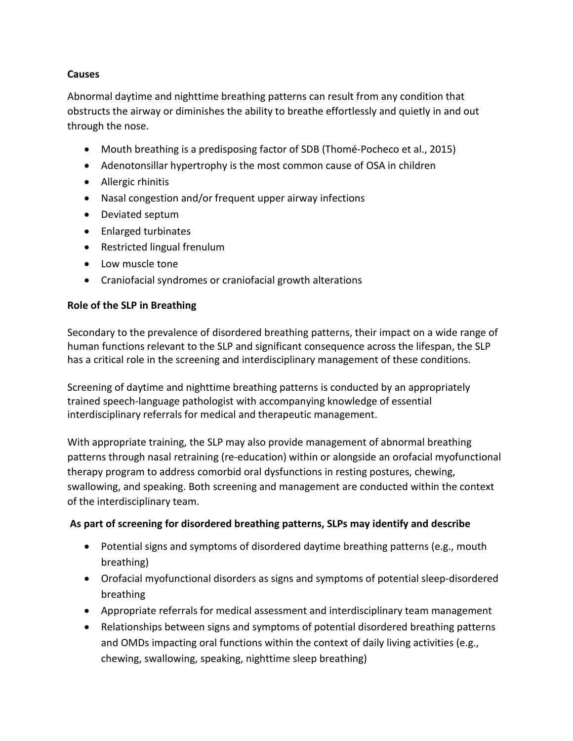**Causes**

Abnormal daytime and nighttime breathing patterns can result from any condition that obstructs the airway or diminishes the ability to breathe effortlessly and quietly in and out through the nose.

- Mouth breathing is a predisposing factor of SDB (Thomé-Pocheco et al., 2015)
- Adenotonsillar hypertrophy is the most common cause of OSA in children
- Allergic rhinitis
- Nasal congestion and/or frequent upper airway infections
- Deviated septum
- Enlarged turbinates
- Restricted lingual frenulum
- Low muscle tone
- Craniofacial syndromes or craniofacial growth alterations

**Role of the SLP in Breathing**

Secondary to the prevalence of disordered breathing patterns, their impact on a wide range of human functions relevant to the SLP and significant consequence across the lifespan, the SLP has a critical role in the screening and interdisciplinary management of these conditions.

Screening of daytime and nighttime breathing patterns is conducted by an appropriately trained speech-language pathologist with accompanying knowledge of essential interdisciplinary referrals for medical and therapeutic management.

With appropriate training, the SLP may also provide management of abnormal breathing patterns through nasal retraining (re-education) within or alongside an orofacial myofunctional therapy program to address comorbid oral dysfunctions in resting postures, chewing, swallowing, and speaking. Both screening and management are conducted within the context of the interdisciplinary team.

**As part of screening for disordered breathing patterns, SLPs may identify and describe**

- Potential signs and symptoms of disordered daytime breathing patterns (e.g., mouth breathing)
- Orofacial myofunctional disorders as signs and symptoms of potential sleep-disordered breathing
- Appropriate referrals for medical assessment and interdisciplinary team management
- Relationships between signs and symptoms of potential disordered breathing patterns and OMDs impacting oral functions within the context of daily living activities (e.g., chewing, swallowing, speaking, nighttime sleep breathing)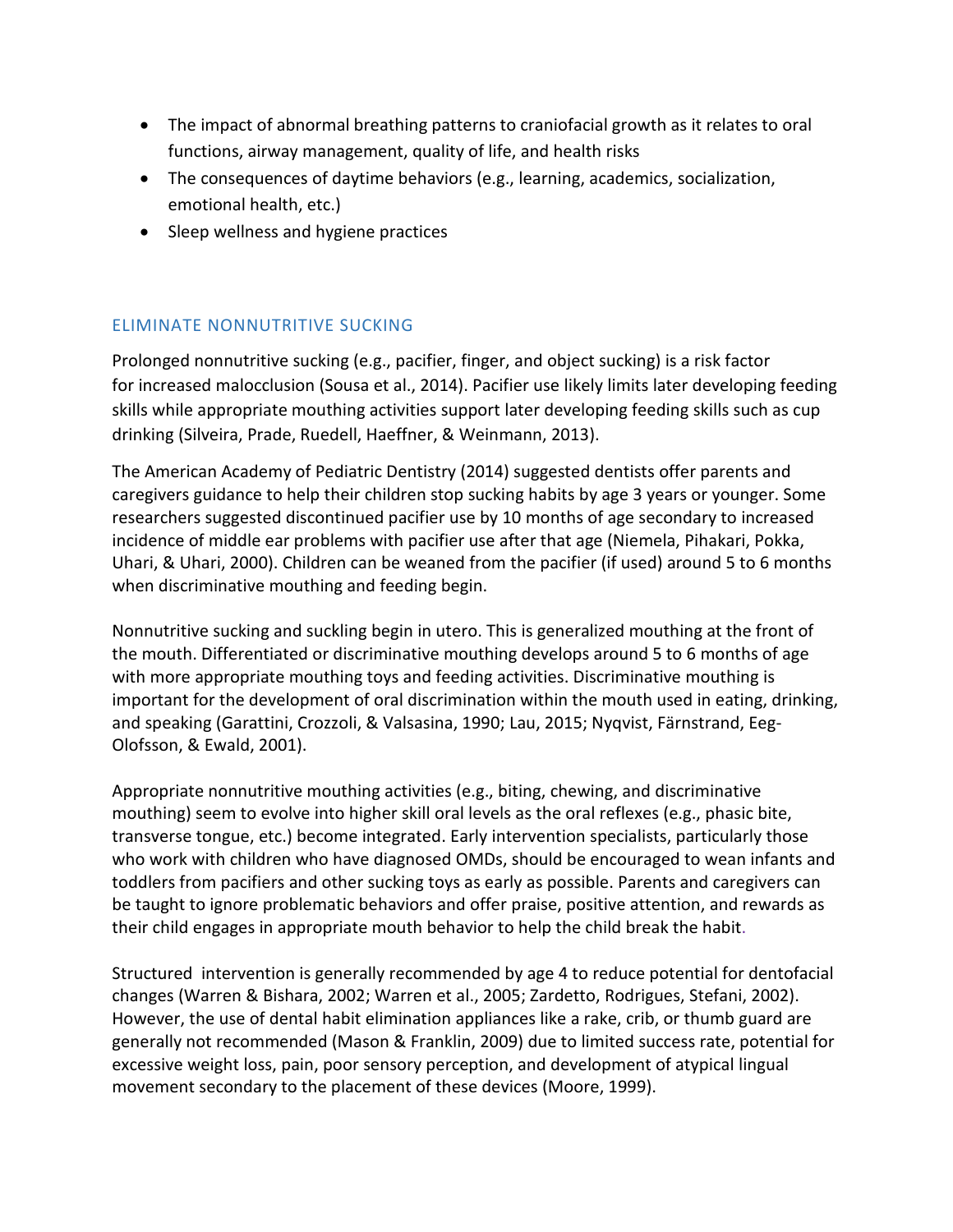- The impact of abnormal breathing patterns to craniofacial growth as it relates to oral functions, airway management, quality of life, and health risks
- The consequences of daytime behaviors (e.g., learning, academics, socialization, emotional health, etc.)
- Sleep wellness and hygiene practices

## ELIMINATE NONNUTRITIVE SUCKING

Prolonged nonnutritive sucking (e.g., pacifier, finger, and object sucking) is a risk factor for increased malocclusion (Sousa et al., 2014). Pacifier use likely limits later developing feeding skills while appropriate mouthing activities support later developing feeding skills such as cup drinking (Silveira, Prade, Ruedell, Haeffner, & Weinmann, 2013).

The American Academy of Pediatric Dentistry (2014) suggested dentists offer parents and caregivers guidance to help their children stop sucking habits by age 3 years or younger. Some researchers suggested discontinued pacifier use by 10 months of age secondary to increased incidence of middle ear problems with pacifier use after that age (Niemela, Pihakari, Pokka, Uhari, & Uhari, 2000). Children can be weaned from the pacifier (if used) around 5 to 6 months when discriminative mouthing and feeding begin.

Nonnutritive sucking and suckling begin in utero. This is generalized mouthing at the front of the mouth. Differentiated or discriminative mouthing develops around 5 to 6 months of age with more appropriate mouthing toys and feeding activities. Discriminative mouthing is important for the development of oral discrimination within the mouth used in eating, drinking, and speaking (Garattini, Crozzoli, & Valsasina, 1990; Lau, 2015; Nyqvist, Färnstrand, Eeg-Olofsson, & Ewald, 2001).

Appropriate nonnutritive mouthing activities (e.g., biting, chewing, and discriminative mouthing) seem to evolve into higher skill oral levels as the oral reflexes (e.g., phasic bite, transverse tongue, etc.) become integrated. Early intervention specialists, particularly those who work with children who have diagnosed OMDs, should be encouraged to wean infants and toddlers from pacifiers and other sucking toys as early as possible. Parents and caregivers can be taught to ignore problematic behaviors and offer praise, positive attention, and rewards as their child engages in appropriate mouth behavior to help the child break the habit.

Structured intervention is generally recommended by age 4 to reduce potential for dentofacial changes (Warren & Bishara, 2002; Warren et al., 2005; Zardetto, Rodrigues, Stefani, 2002). However, the use of dental habit elimination appliances like a rake, crib, or thumb guard are generally not recommended (Mason & Franklin, 2009) due to limited success rate, potential for excessive weight loss, pain, poor sensory perception, and development of atypical lingual movement secondary to the placement of these devices (Moore, 1999).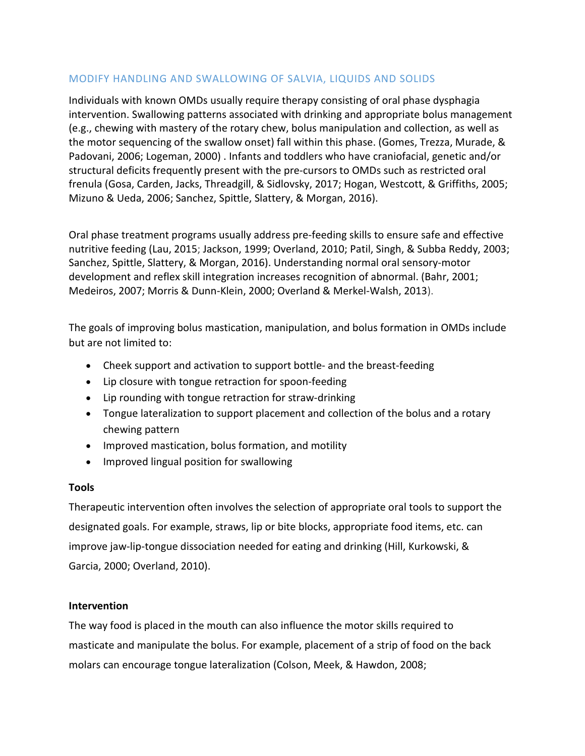## MODIFY HANDLING AND SWALLOWING OF SALVIA, LIQUIDS AND SOLIDS

Individuals with known OMDs usually require therapy consisting of oral phase dysphagia intervention. Swallowing patterns associated with drinking and appropriate bolus management (e.g., chewing with mastery of the rotary chew, bolus manipulation and collection, as well as the motor sequencing of the swallow onset) fall within this phase. (Gomes, Trezza, Murade, & Padovani, 2006; Logeman, 2000) . Infants and toddlers who have craniofacial, genetic and/or structural deficits frequently present with the pre-cursors to OMDs such as restricted oral frenula (Gosa, Carden, Jacks, Threadgill, & Sidlovsky, 2017; Hogan, Westcott, & Griffiths, 2005; Mizuno & Ueda, 2006; Sanchez, Spittle, Slattery, & Morgan, 2016).

Oral phase treatment programs usually address pre-feeding skills to ensure safe and effective nutritive feeding (Lau, 2015; Jackson, 1999; Overland, 2010; Patil, Singh, & Subba Reddy, 2003; Sanchez, Spittle, Slattery, & Morgan, 2016). Understanding normal oral sensory-motor development and reflex skill integration increases recognition of abnormal. (Bahr, 2001; Medeiros, 2007; Morris & Dunn-Klein, 2000; Overland & Merkel-Walsh, 2013).

The goals of improving bolus mastication, manipulation, and bolus formation in OMDs include but are not limited to:

- Cheek support and activation to support bottle- and the breast-feeding
- Lip closure with tongue retraction for spoon-feeding
- Lip rounding with tongue retraction for straw-drinking
- Tongue lateralization to support placement and collection of the bolus and a rotary chewing pattern
- Improved mastication, bolus formation, and motility
- Improved lingual position for swallowing

**Tools**

Therapeutic intervention often involves the selection of appropriate oral tools to support the designated goals. For example, straws, lip or bite blocks, appropriate food items, etc. can improve jaw-lip-tongue dissociation needed for eating and drinking (Hill, Kurkowski, & Garcia, 2000; Overland, 2010).

**Intervention**

The way food is placed in the mouth can also influence the motor skills required to masticate and manipulate the bolus. For example, placement of a strip of food on the back molars can encourage tongue lateralization (Colson, Meek, & Hawdon, 2008;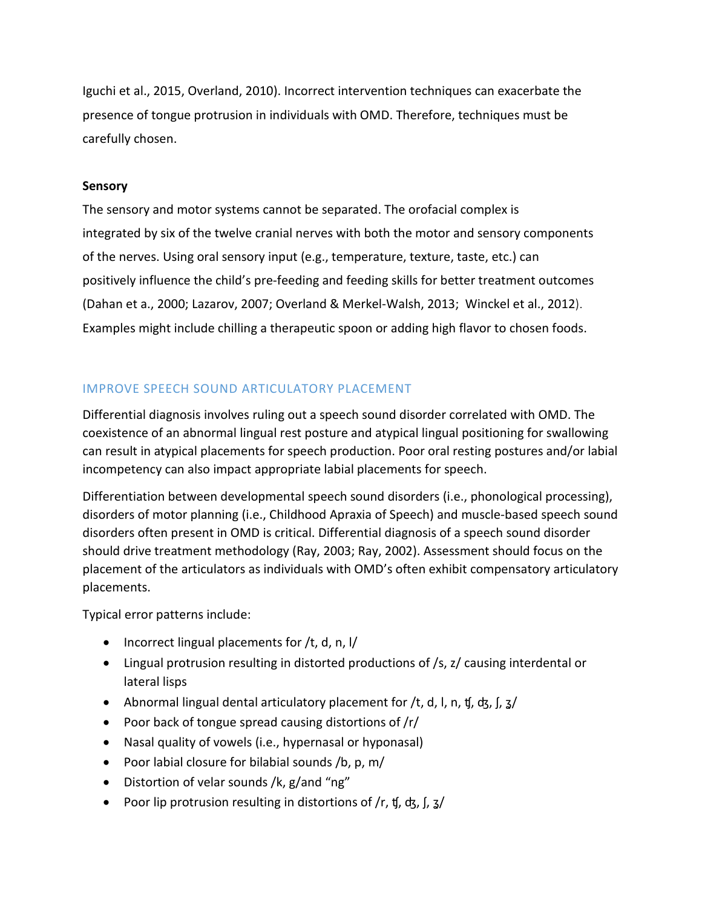Iguchi et al., 2015, Overland, 2010). Incorrect intervention techniques can exacerbate the presence of tongue protrusion in individuals with OMD. Therefore, techniques must be carefully chosen.

**Sensory**

The sensory and motor systems cannot be separated. The orofacial complex is integrated by six of the twelve cranial nerves with both the motor and sensory components of the nerves. Using oral sensory input (e.g., temperature, texture, taste, etc.) can positively influence the child's pre-feeding and feeding skills for better treatment outcomes (Dahan et a., 2000; Lazarov, 2007; Overland & Merkel-Walsh, 2013; Winckel et al., 2012). Examples might include chilling a therapeutic spoon or adding high flavor to chosen foods.

## IMPROVE SPEECH SOUND ARTICULATORY PLACEMENT

Differential diagnosis involves ruling out a speech sound disorder correlated with OMD. The coexistence of an abnormal lingual rest posture and atypical lingual positioning for swallowing can result in atypical placements for speech production. Poor oral resting postures and/or labial incompetency can also impact appropriate labial placements for speech.

Differentiation between developmental speech sound disorders (i.e., phonological processing), disorders of motor planning (i.e., Childhood Apraxia of Speech) and muscle-based speech sound disorders often present in OMD is critical. Differential diagnosis of a speech sound disorder should drive treatment methodology (Ray, 2003; Ray, 2002). Assessment should focus on the placement of the articulators as individuals with OMD's often exhibit compensatory articulatory placements.

Typical error patterns include:

- Incorrect lingual placements for /t, d, n, l/
- Lingual protrusion resulting in distorted productions of /s, z/ causing interdental or lateral lisps
- Abnormal lingual dental articulatory placement for /t, d, l, n, ʧ, ʤ, ʃ, ʒ/
- Poor back of tongue spread causing distortions of /r/
- Nasal quality of vowels (i.e., hypernasal or hyponasal)
- Poor labial closure for bilabial sounds /b, p, m/
- Distortion of velar sounds /k, g/and "ng"
- Poor lip protrusion resulting in distortions of /r, ʧ, ʤ, ʃ, ʒ/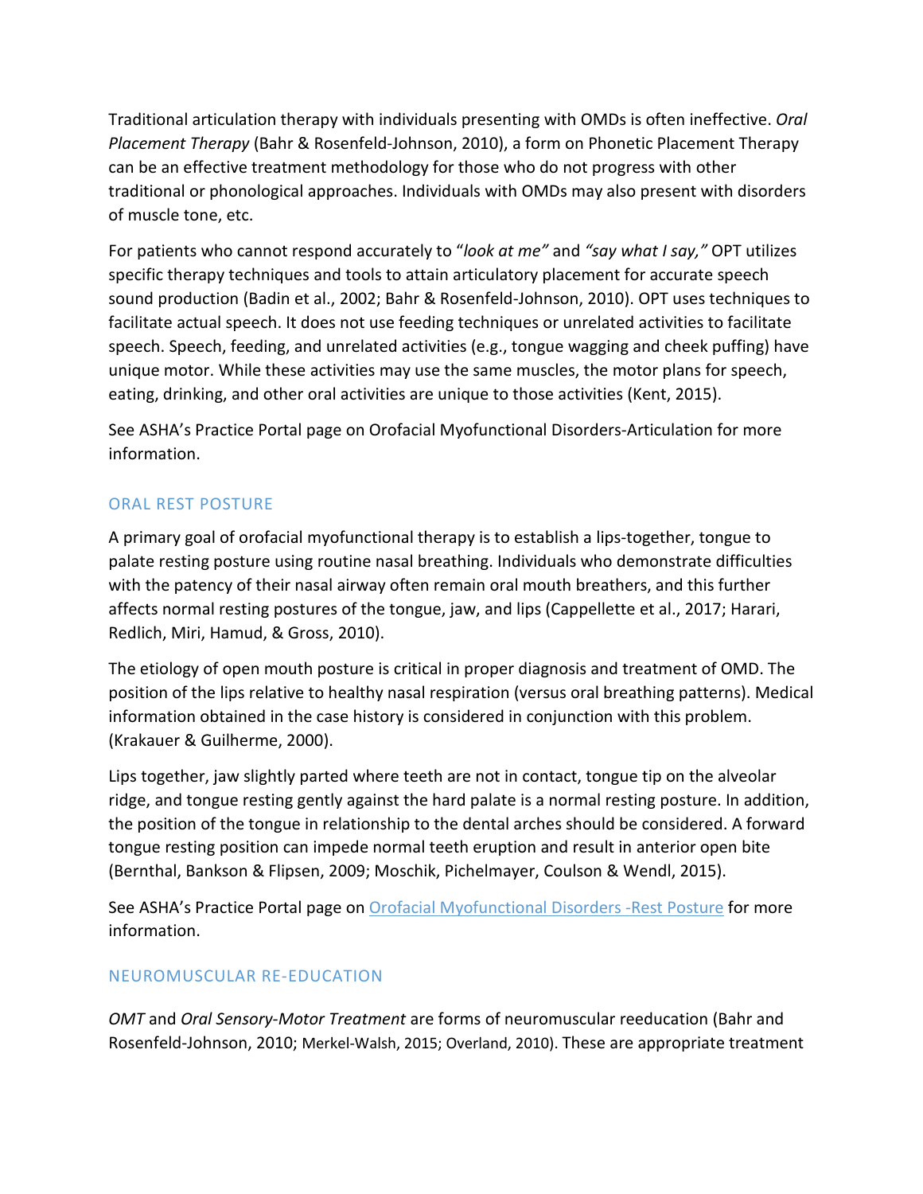Traditional articulation therapy with individuals presenting with OMDs is often ineffective. *Oral Placement Therapy* (Bahr & Rosenfeld-Johnson, 2010), a form on Phonetic Placement Therapy can be an effective treatment methodology for those who do not progress with other traditional or phonological approaches. Individuals with OMDs may also present with disorders of muscle tone, etc.

For patients who cannot respond accurately to "*look at me"* and *"say what I say,"* OPT utilizes specific therapy techniques and tools to attain articulatory placement for accurate speech sound production (Badin et al., 2002; Bahr & Rosenfeld-Johnson, 2010). OPT uses techniques to facilitate actual speech. It does not use feeding techniques or unrelated activities to facilitate speech. Speech, feeding, and unrelated activities (e.g., tongue wagging and cheek puffing) have unique motor. While these activities may use the same muscles, the motor plans for speech, eating, drinking, and other oral activities are unique to those activities (Kent, 2015).

See ASHA's Practice Portal page on Orofacial Myofunctional Disorders-Articulation for more information.

## ORAL REST POSTURE

A primary goal of orofacial myofunctional therapy is to establish a lips-together, tongue to palate resting posture using routine nasal breathing. Individuals who demonstrate difficulties with the patency of their nasal airway often remain oral mouth breathers, and this further affects normal resting postures of the tongue, jaw, and lips (Cappellette et al., 2017; Harari, Redlich, Miri, Hamud, & Gross, 2010).

The etiology of open mouth posture is critical in proper diagnosis and treatment of OMD. The position of the lips relative to healthy nasal respiration (versus oral breathing patterns). Medical information obtained in the case history is considered in conjunction with this problem. (Krakauer & Guilherme, 2000).

Lips together, jaw slightly parted where teeth are not in contact, tongue tip on the alveolar ridge, and tongue resting gently against the hard palate is a normal resting posture. In addition, the position of the tongue in relationship to the dental arches should be considered. A forward tongue resting position can impede normal teeth eruption and result in anterior open bite (Bernthal, Bankson & Flipsen, 2009; Moschik, Pichelmayer, Coulson & Wendl, 2015).

See ASHA's Practice Portal page on Orofacial Myofunctional Disorders -Rest Posture for more information.

## NEUROMUSCULAR RE-EDUCATION

*OMT* and *Oral Sensory-Motor Treatment* are forms of neuromuscular reeducation (Bahr and Rosenfeld-Johnson, 2010; Merkel-Walsh, 2015; Overland, 2010). These are appropriate treatment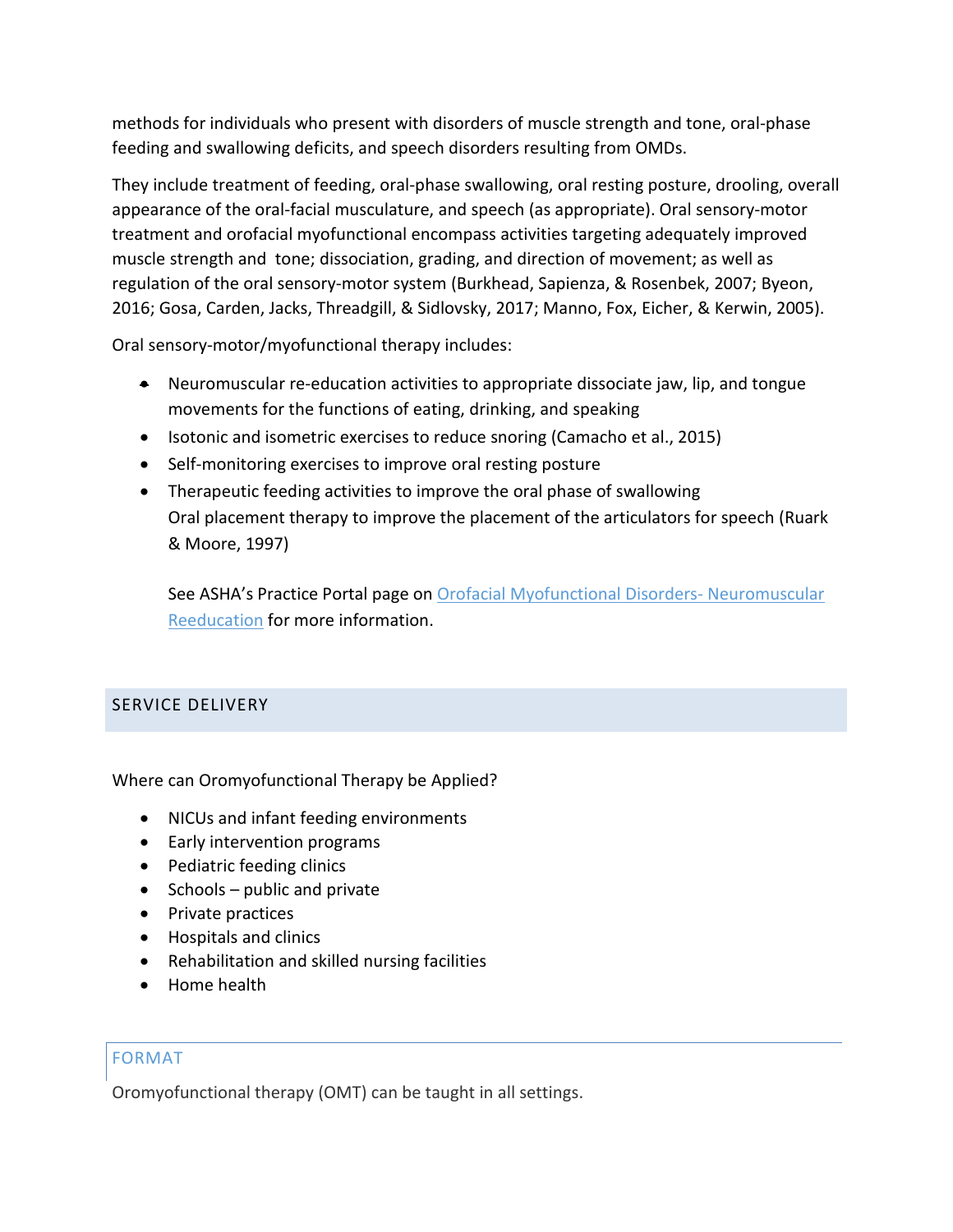methods for individuals who present with disorders of muscle strength and tone, oral-phase feeding and swallowing deficits, and speech disorders resulting from OMDs.

They include treatment of feeding, oral-phase swallowing, oral resting posture, drooling, overall appearance of the oral-facial musculature, and speech (as appropriate). Oral sensory-motor treatment and orofacial myofunctional encompass activities targeting adequately improved muscle strength and tone; dissociation, grading, and direction of movement; as well as regulation of the oral sensory-motor system (Burkhead, Sapienza, & Rosenbek, 2007; Byeon, 2016; Gosa, Carden, Jacks, Threadgill, & Sidlovsky, 2017; Manno, Fox, Eicher, & Kerwin, 2005).

Oral sensory-motor/myofunctional therapy includes:

- Neuromuscular re-education activities to appropriate dissociate jaw, lip, and tongue movements for the functions of eating, drinking, and speaking
- Isotonic and isometric exercises to reduce snoring (Camacho et al., 2015)
- Self-monitoring exercises to improve oral resting posture
- Therapeutic feeding activities to improve the oral phase of swallowing
  Oral placement therapy to improve the placement of the articulators for speech (Ruark & Moore, 1997)

  See ASHA's Practice Portal page on Orofacial Myofunctional Disorders- Neuromuscular Reeducation for more information.

## SERVICE DELIVERY

Where can Oromyofunctional Therapy be Applied?

- NICUs and infant feeding environments
- Early intervention programs
- Pediatric feeding clinics
- Schools – public and private
- Private practices
- Hospitals and clinics
- Rehabilitation and skilled nursing facilities
- Home health

### FORMAT

Oromyofunctional therapy (OMT) can be taught in all settings.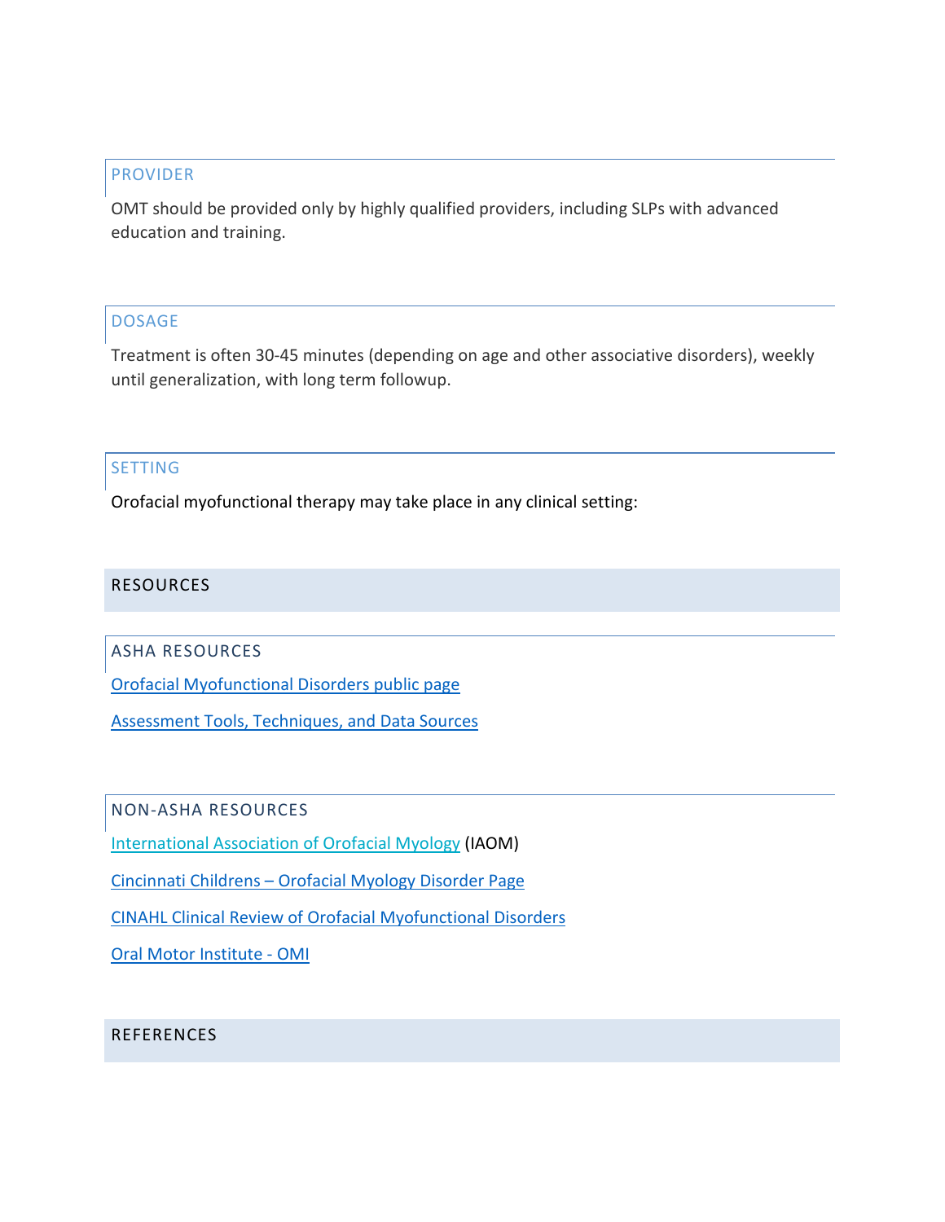### PROVIDER

OMT should be provided only by highly qualified providers, including SLPs with advanced education and training.

### DOSAGE

Treatment is often 30-45 minutes (depending on age and other associative disorders), weekly until generalization, with long term followup.

### SETTING

Orofacial myofunctional therapy may take place in any clinical setting:

## RESOURCES

### ASHA RESOURCES

Orofacial Myofunctional Disorders public page

Assessment Tools, Techniques, and Data Sources

### NON-ASHA RESOURCES

International Association of Orofacial Myology (IAOM)

Cincinnati Childrens – Orofacial Myology Disorder Page

CINAHL Clinical Review of Orofacial Myofunctional Disorders

Oral Motor Institute - OMI

## REFERENCES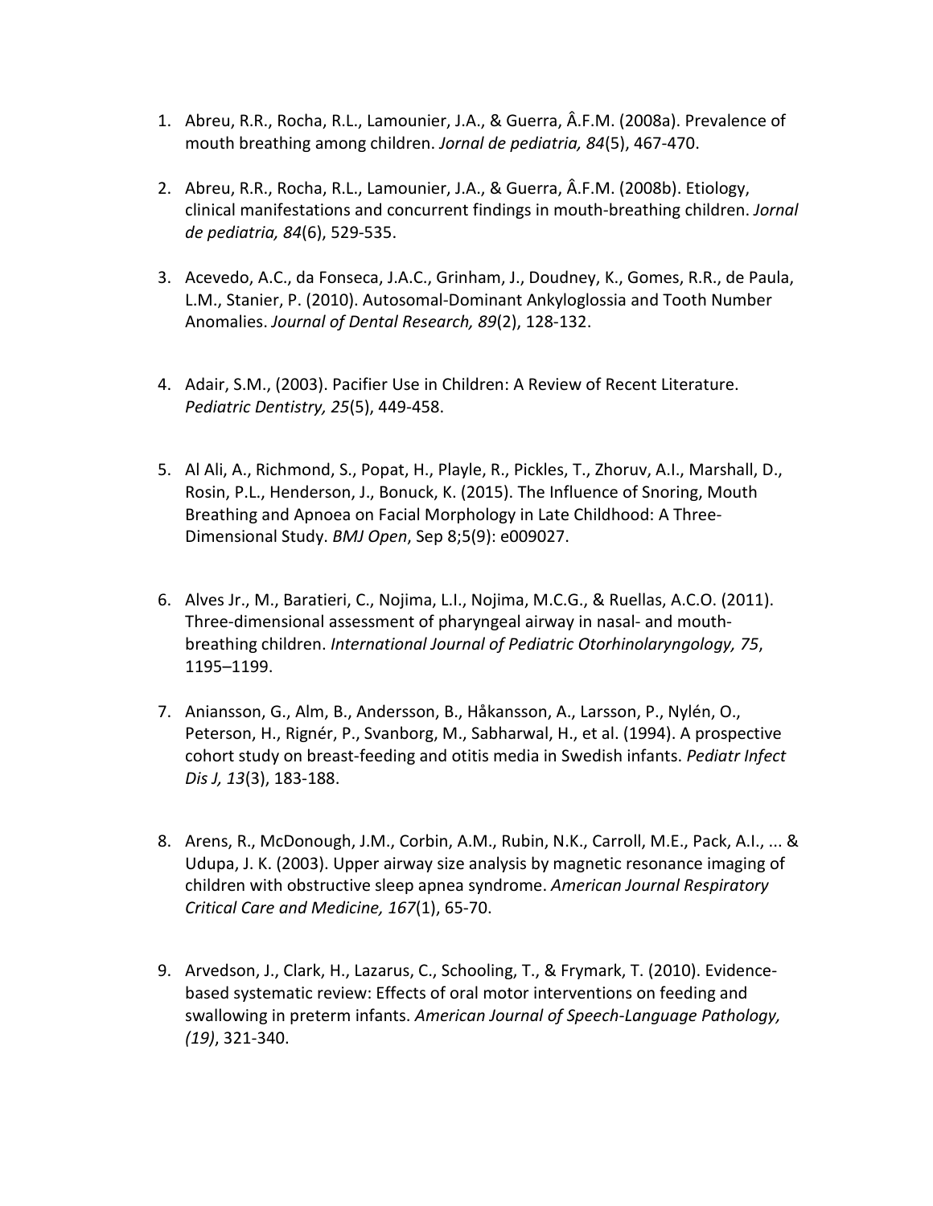1. Abreu, R.R., Rocha, R.L., Lamounier, J.A., & Guerra, Â.F.M. (2008a). Prevalence of mouth breathing among children. *Jornal de pediatria, 84*(5), 467-470.

2. Abreu, R.R., Rocha, R.L., Lamounier, J.A., & Guerra, Â.F.M. (2008b). Etiology, clinical manifestations and concurrent findings in mouth-breathing children. *Jornal de pediatria, 84*(6), 529-535.

3. Acevedo, A.C., da Fonseca, J.A.C., Grinham, J., Doudney, K., Gomes, R.R., de Paula, L.M., Stanier, P. (2010). Autosomal-Dominant Ankyloglossia and Tooth Number Anomalies. *Journal of Dental Research, 89*(2), 128-132.

4. Adair, S.M., (2003). Pacifier Use in Children: A Review of Recent Literature. *Pediatric Dentistry, 25*(5), 449-458.

5. Al Ali, A., Richmond, S., Popat, H., Playle, R., Pickles, T., Zhoruv, A.I., Marshall, D., Rosin, P.L., Henderson, J., Bonuck, K. (2015). The Influence of Snoring, Mouth Breathing and Apnoea on Facial Morphology in Late Childhood: A Three-Dimensional Study. *BMJ Open*, Sep 8;5(9): e009027.

6. Alves Jr., M., Baratieri, C., Nojima, L.I., Nojima, M.C.G., & Ruellas, A.C.O. (2011). Three-dimensional assessment of pharyngeal airway in nasal- and mouth-breathing children. *International Journal of Pediatric Otorhinolaryngology, 75*, 1195–1199.

7. Aniansson, G., Alm, B., Andersson, B., Håkansson, A., Larsson, P., Nylén, O., Peterson, H., Rignér, P., Svanborg, M., Sabharwal, H., et al. (1994). A prospective cohort study on breast-feeding and otitis media in Swedish infants. *Pediatr Infect Dis J, 13*(3), 183-188.

8. Arens, R., McDonough, J.M., Corbin, A.M., Rubin, N.K., Carroll, M.E., Pack, A.I., ... & Udupa, J. K. (2003). Upper airway size analysis by magnetic resonance imaging of children with obstructive sleep apnea syndrome. *American Journal Respiratory Critical Care and Medicine, 167*(1), 65-70.

9. Arvedson, J., Clark, H., Lazarus, C., Schooling, T., & Frymark, T. (2010). Evidence-based systematic review: Effects of oral motor interventions on feeding and swallowing in preterm infants. *American Journal of Speech-Language Pathology, (19)*, 321-340.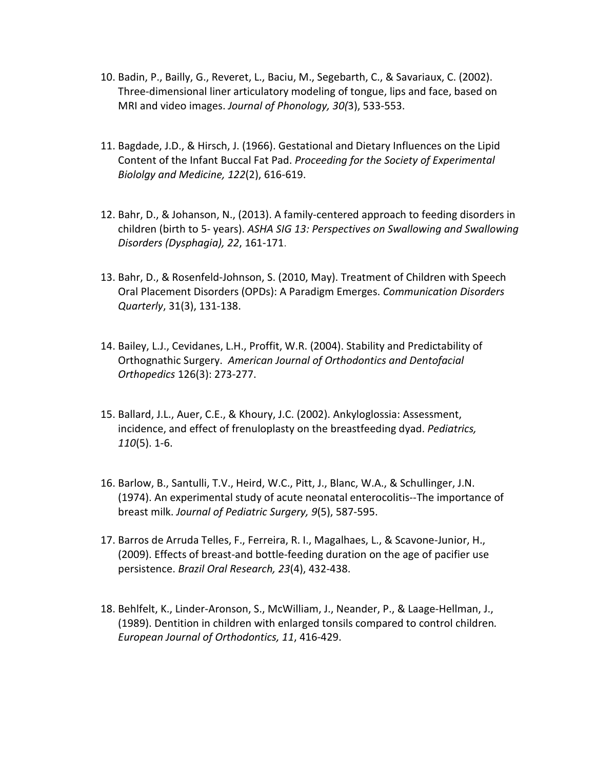10. Badin, P., Bailly, G., Reveret, L., Baciu, M., Segebarth, C., & Savariaux, C. (2002). Three-dimensional liner articulatory modeling of tongue, lips and face, based on MRI and video images. *Journal of Phonology, 30(*3), 533-553.

11. Bagdade, J.D., & Hirsch, J. (1966). Gestational and Dietary Influences on the Lipid Content of the Infant Buccal Fat Pad. *Proceeding for the Society of Experimental Biololgy and Medicine, 122*(2), 616-619.

12. Bahr, D., & Johanson, N., (2013). A family-centered approach to feeding disorders in children (birth to 5- years). *ASHA SIG 13: Perspectives on Swallowing and Swallowing Disorders (Dysphagia), 22*, 161-171.

13. Bahr, D., & Rosenfeld-Johnson, S. (2010, May). Treatment of Children with Speech Oral Placement Disorders (OPDs): A Paradigm Emerges. *Communication Disorders Quarterly*, 31(3), 131-138.

14. Bailey, L.J., Cevidanes, L.H., Proffit, W.R. (2004). Stability and Predictability of Orthognathic Surgery. *American Journal of Orthodontics and Dentofacial Orthopedics* 126(3): 273-277.

15. Ballard, J.L., Auer, C.E., & Khoury, J.C. (2002). Ankyloglossia: Assessment, incidence, and effect of frenuloplasty on the breastfeeding dyad. *Pediatrics, 110*(5). 1-6.

16. Barlow, B., Santulli, T.V., Heird, W.C., Pitt, J., Blanc, W.A., & Schullinger, J.N. (1974). An experimental study of acute neonatal enterocolitis--The importance of breast milk. *Journal of Pediatric Surgery, 9*(5), 587-595.

17. Barros de Arruda Telles, F., Ferreira, R. I., Magalhaes, L., & Scavone-Junior, H., (2009). Effects of breast-and bottle-feeding duration on the age of pacifier use persistence. *Brazil Oral Research, 23*(4), 432-438.

18. Behlfelt, K., Linder-Aronson, S., McWilliam, J., Neander, P., & Laage-Hellman, J., (1989). Dentition in children with enlarged tonsils compared to control children*. European Journal of Orthodontics, 11*, 416-429.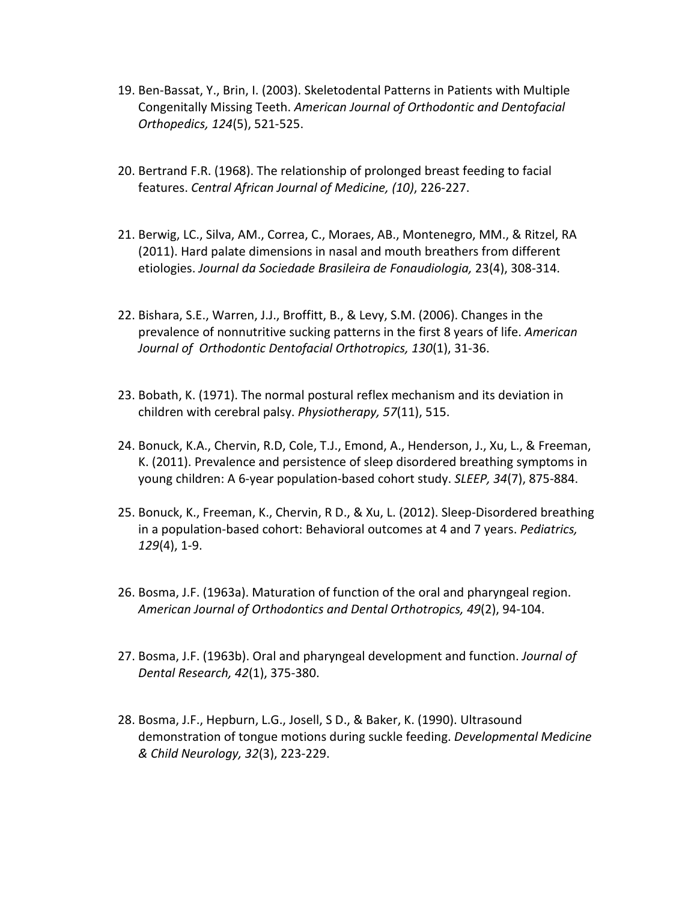19. Ben-Bassat, Y., Brin, I. (2003). Skeletodental Patterns in Patients with Multiple Congenitally Missing Teeth. *American Journal of Orthodontic and Dentofacial Orthopedics, 124*(5), 521-525.

20. Bertrand F.R. (1968). The relationship of prolonged breast feeding to facial features. *Central African Journal of Medicine, (10)*, 226-227.

21. Berwig, LC., Silva, AM., Correa, C., Moraes, AB., Montenegro, MM., & Ritzel, RA (2011). Hard palate dimensions in nasal and mouth breathers from different etiologies. *Journal da Sociedade Brasileira de Fonaudiologia,* 23(4), 308-314.

22. Bishara, S.E., Warren, J.J., Broffitt, B., & Levy, S.M. (2006). Changes in the prevalence of nonnutritive sucking patterns in the first 8 years of life. *American Journal of Orthodontic Dentofacial Orthotropics, 130*(1), 31-36.

23. Bobath, K. (1971). The normal postural reflex mechanism and its deviation in children with cerebral palsy. *Physiotherapy, 57*(11), 515.

24. Bonuck, K.A., Chervin, R.D, Cole, T.J., Emond, A., Henderson, J., Xu, L., & Freeman, K. (2011). Prevalence and persistence of sleep disordered breathing symptoms in young children: A 6-year population-based cohort study. *SLEEP, 34*(7), 875-884.

25. Bonuck, K., Freeman, K., Chervin, R D., & Xu, L. (2012). Sleep-Disordered breathing in a population-based cohort: Behavioral outcomes at 4 and 7 years. *Pediatrics, 129*(4), 1-9.

26. Bosma, J.F. (1963a). Maturation of function of the oral and pharyngeal region. *American Journal of Orthodontics and Dental Orthotropics, 49*(2), 94-104.

27. Bosma, J.F. (1963b). Oral and pharyngeal development and function. *Journal of Dental Research, 42*(1), 375-380.

28. Bosma, J.F., Hepburn, L.G., Josell, S D., & Baker, K. (1990). Ultrasound demonstration of tongue motions during suckle feeding. *Developmental Medicine & Child Neurology, 32*(3), 223-229.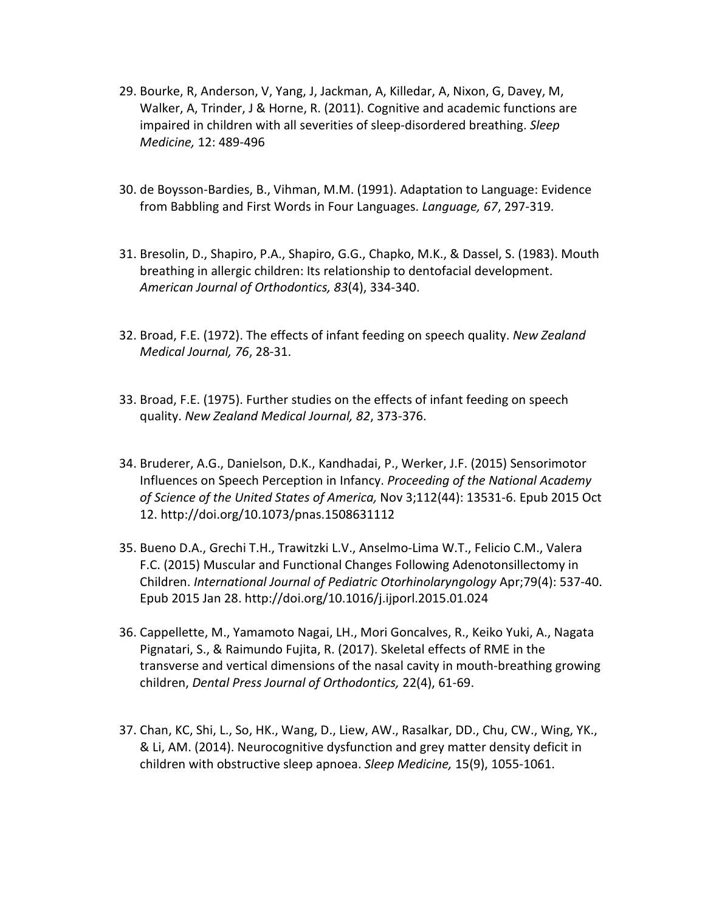29. Bourke, R, Anderson, V, Yang, J, Jackman, A, Killedar, A, Nixon, G, Davey, M, Walker, A, Trinder, J & Horne, R. (2011). Cognitive and academic functions are impaired in children with all severities of sleep-disordered breathing. *Sleep Medicine,* 12: 489-496

30. de Boysson-Bardies, B., Vihman, M.M. (1991). Adaptation to Language: Evidence from Babbling and First Words in Four Languages. *Language, 67*, 297-319.

31. Bresolin, D., Shapiro, P.A., Shapiro, G.G., Chapko, M.K., & Dassel, S. (1983). Mouth breathing in allergic children: Its relationship to dentofacial development. *American Journal of Orthodontics, 83*(4), 334-340.

32. Broad, F.E. (1972). The effects of infant feeding on speech quality. *New Zealand Medical Journal, 76*, 28-31.

33. Broad, F.E. (1975). Further studies on the effects of infant feeding on speech quality. *New Zealand Medical Journal, 82*, 373-376.

34. Bruderer, A.G., Danielson, D.K., Kandhadai, P., Werker, J.F. (2015) Sensorimotor Influences on Speech Perception in Infancy. *Proceeding of the National Academy of Science of the United States of America,* Nov 3;112(44): 13531-6. Epub 2015 Oct 12. http://doi.org/10.1073/pnas.1508631112

35. Bueno D.A., Grechi T.H., Trawitzki L.V., Anselmo-Lima W.T., Felicio C.M., Valera F.C. (2015) Muscular and Functional Changes Following Adenotonsillectomy in Children. *International Journal of Pediatric Otorhinolaryngology* Apr;79(4): 537-40. Epub 2015 Jan 28. http://doi.org/10.1016/j.ijporl.2015.01.024

36. Cappellette, M., Yamamoto Nagai, LH., Mori Goncalves, R., Keiko Yuki, A., Nagata Pignatari, S., & Raimundo Fujita, R. (2017). Skeletal effects of RME in the transverse and vertical dimensions of the nasal cavity in mouth-breathing growing children, *Dental Press Journal of Orthodontics,* 22(4), 61-69.

37. Chan, KC, Shi, L., So, HK., Wang, D., Liew, AW., Rasalkar, DD., Chu, CW., Wing, YK., & Li, AM. (2014). Neurocognitive dysfunction and grey matter density deficit in children with obstructive sleep apnoea. *Sleep Medicine,* 15(9), 1055-1061.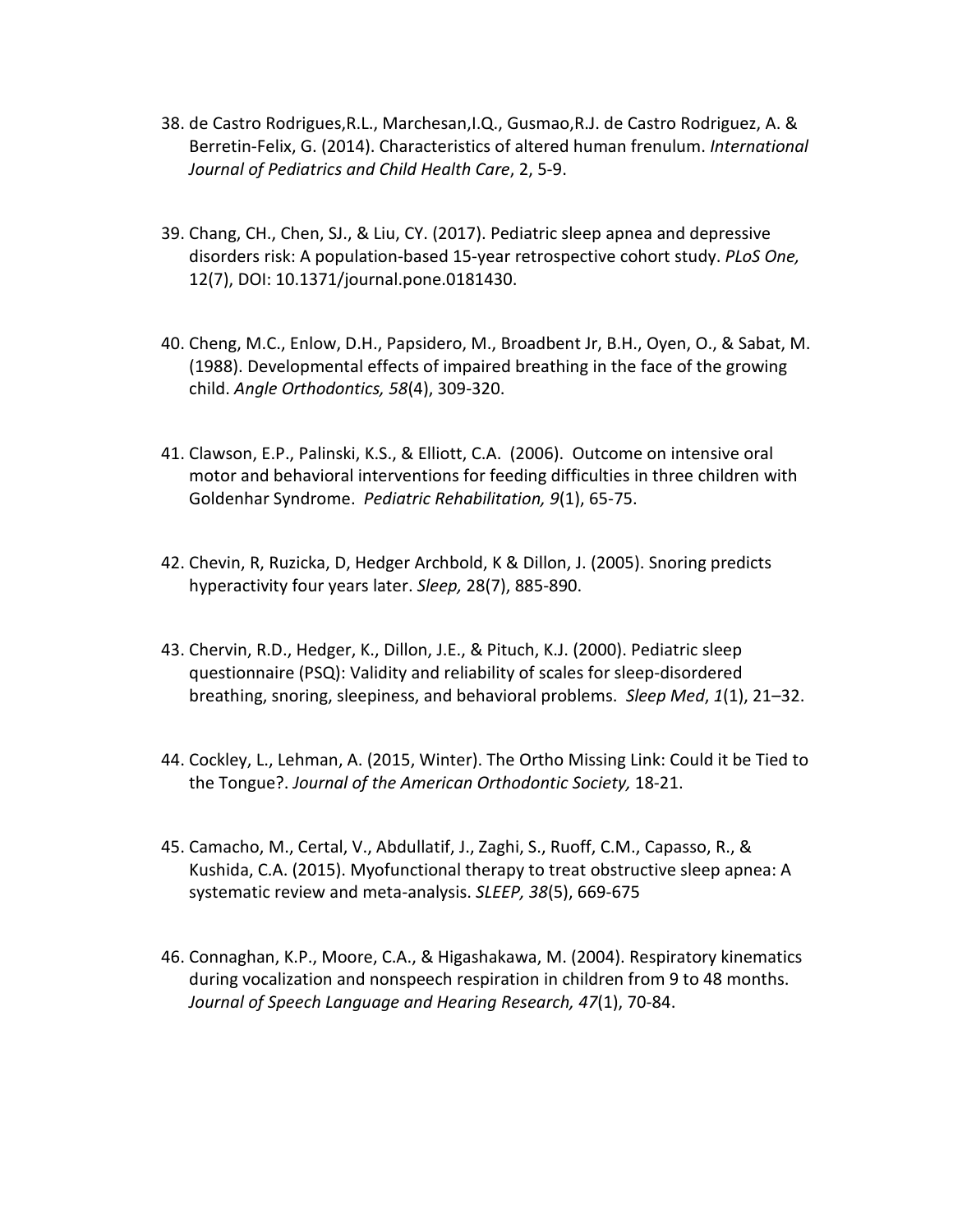38. de Castro Rodrigues,R.L., Marchesan,I.Q., Gusmao,R.J. de Castro Rodriguez, A. & Berretin-Felix, G. (2014). Characteristics of altered human frenulum. *International Journal of Pediatrics and Child Health Care*, 2, 5-9.

39. Chang, CH., Chen, SJ., & Liu, CY. (2017). Pediatric sleep apnea and depressive disorders risk: A population-based 15-year retrospective cohort study. *PLoS One,* 12(7), DOI: 10.1371/journal.pone.0181430.

40. Cheng, M.C., Enlow, D.H., Papsidero, M., Broadbent Jr, B.H., Oyen, O., & Sabat, M. (1988). Developmental effects of impaired breathing in the face of the growing child. *Angle Orthodontics, 58*(4), 309-320.

41. Clawson, E.P., Palinski, K.S., & Elliott, C.A. (2006). Outcome on intensive oral motor and behavioral interventions for feeding difficulties in three children with Goldenhar Syndrome. *Pediatric Rehabilitation, 9*(1), 65-75.

42. Chevin, R, Ruzicka, D, Hedger Archbold, K & Dillon, J. (2005). Snoring predicts hyperactivity four years later. *Sleep,* 28(7), 885-890.

43. Chervin, R.D., Hedger, K., Dillon, J.E., & Pituch, K.J. (2000). Pediatric sleep questionnaire (PSQ): Validity and reliability of scales for sleep-disordered breathing, snoring, sleepiness, and behavioral problems. *Sleep Med*, *1*(1), 21–32.

44. Cockley, L., Lehman, A. (2015, Winter). The Ortho Missing Link: Could it be Tied to the Tongue?. *Journal of the American Orthodontic Society,* 18-21.

45. Camacho, M., Certal, V., Abdullatif, J., Zaghi, S., Ruoff, C.M., Capasso, R., & Kushida, C.A. (2015). Myofunctional therapy to treat obstructive sleep apnea: A systematic review and meta-analysis. *SLEEP, 38*(5), 669-675

46. Connaghan, K.P., Moore, C.A., & Higashakawa, M. (2004). Respiratory kinematics during vocalization and nonspeech respiration in children from 9 to 48 months. *Journal of Speech Language and Hearing Research, 47*(1), 70-84.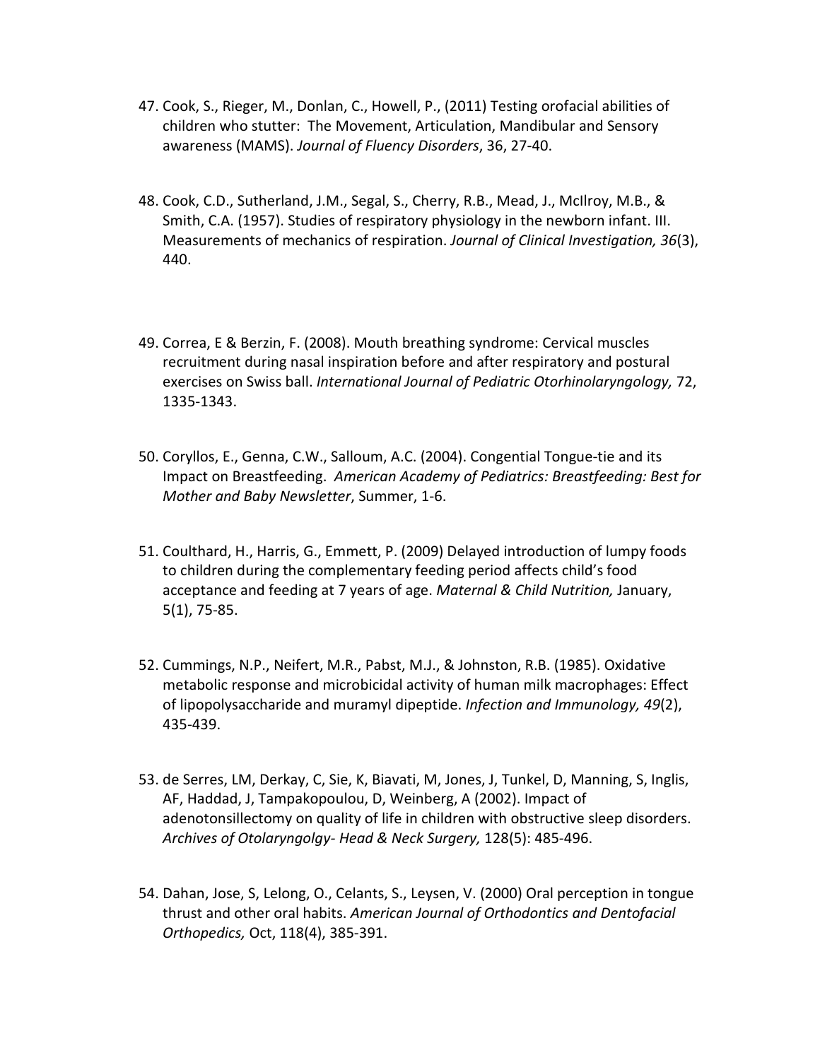47. Cook, S., Rieger, M., Donlan, C., Howell, P., (2011) Testing orofacial abilities of children who stutter: The Movement, Articulation, Mandibular and Sensory awareness (MAMS). *Journal of Fluency Disorders*, 36, 27-40.

48. Cook, C.D., Sutherland, J.M., Segal, S., Cherry, R.B., Mead, J., McIlroy, M.B., & Smith, C.A. (1957). Studies of respiratory physiology in the newborn infant. III. Measurements of mechanics of respiration. *Journal of Clinical Investigation, 36*(3), 440.

49. Correa, E & Berzin, F. (2008). Mouth breathing syndrome: Cervical muscles recruitment during nasal inspiration before and after respiratory and postural exercises on Swiss ball. *International Journal of Pediatric Otorhinolaryngology,* 72, 1335-1343.

50. Coryllos, E., Genna, C.W., Salloum, A.C. (2004). Congential Tongue-tie and its Impact on Breastfeeding. *American Academy of Pediatrics: Breastfeeding: Best for Mother and Baby Newsletter*, Summer, 1-6.

51. Coulthard, H., Harris, G., Emmett, P. (2009) Delayed introduction of lumpy foods to children during the complementary feeding period affects child's food acceptance and feeding at 7 years of age. *Maternal & Child Nutrition,* January, 5(1), 75-85.

52. Cummings, N.P., Neifert, M.R., Pabst, M.J., & Johnston, R.B. (1985). Oxidative metabolic response and microbicidal activity of human milk macrophages: Effect of lipopolysaccharide and muramyl dipeptide. *Infection and Immunology, 49*(2), 435-439.

53. de Serres, LM, Derkay, C, Sie, K, Biavati, M, Jones, J, Tunkel, D, Manning, S, Inglis, AF, Haddad, J, Tampakopoulou, D, Weinberg, A (2002). Impact of adenotonsillectomy on quality of life in children with obstructive sleep disorders. *Archives of Otolaryngolgy- Head & Neck Surgery,* 128(5): 485-496.

54. Dahan, Jose, S, Lelong, O., Celants, S., Leysen, V. (2000) Oral perception in tongue thrust and other oral habits. *American Journal of Orthodontics and Dentofacial Orthopedics,* Oct, 118(4), 385-391.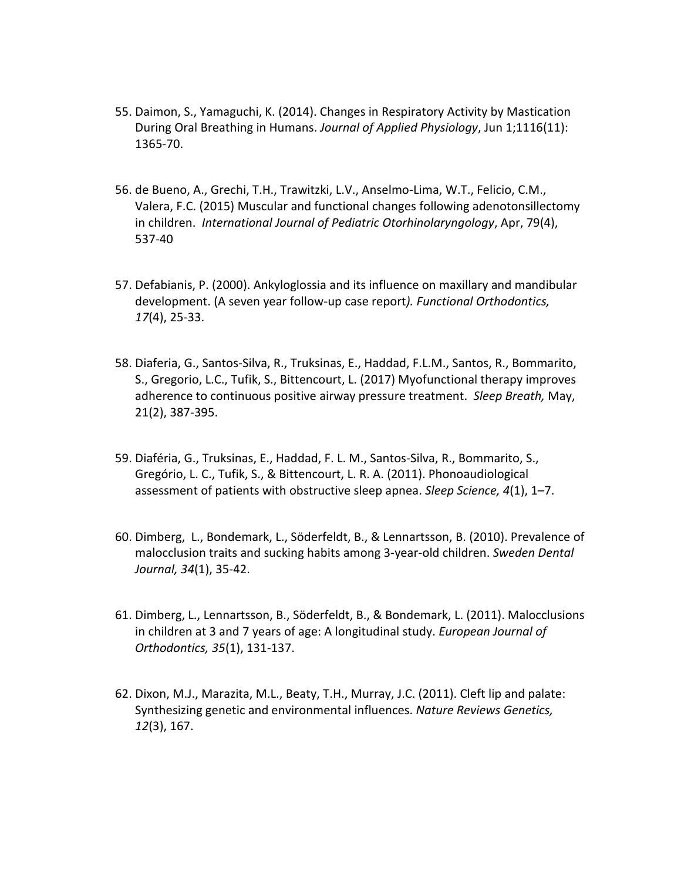55. Daimon, S., Yamaguchi, K. (2014). Changes in Respiratory Activity by Mastication During Oral Breathing in Humans. *Journal of Applied Physiology*, Jun 1;1116(11): 1365-70.

56. de Bueno, A., Grechi, T.H., Trawitzki, L.V., Anselmo-Lima, W.T., Felicio, C.M., Valera, F.C. (2015) Muscular and functional changes following adenotonsillectomy in children. *International Journal of Pediatric Otorhinolaryngology*, Apr, 79(4), 537-40

57. Defabianis, P. (2000). Ankyloglossia and its influence on maxillary and mandibular development. (A seven year follow-up case report*). Functional Orthodontics, 17*(4), 25-33.

58. Diaferia, G., Santos-Silva, R., Truksinas, E., Haddad, F.L.M., Santos, R., Bommarito, S., Gregorio, L.C., Tufik, S., Bittencourt, L. (2017) Myofunctional therapy improves adherence to continuous positive airway pressure treatment. *Sleep Breath,* May, 21(2), 387-395.

59. Diaféria, G., Truksinas, E., Haddad, F. L. M., Santos-Silva, R., Bommarito, S., Gregório, L. C., Tufik, S., & Bittencourt, L. R. A. (2011). Phonoaudiological assessment of patients with obstructive sleep apnea. *Sleep Science, 4*(1), 1–7.

60. Dimberg, L., Bondemark, L., Söderfeldt, B., & Lennartsson, B. (2010). Prevalence of malocclusion traits and sucking habits among 3-year-old children. *Sweden Dental Journal, 34*(1), 35-42.

61. Dimberg, L., Lennartsson, B., Söderfeldt, B., & Bondemark, L. (2011). Malocclusions in children at 3 and 7 years of age: A longitudinal study. *European Journal of Orthodontics, 35*(1), 131-137.

62. Dixon, M.J., Marazita, M.L., Beaty, T.H., Murray, J.C. (2011). Cleft lip and palate: Synthesizing genetic and environmental influences. *Nature Reviews Genetics, 12*(3), 167.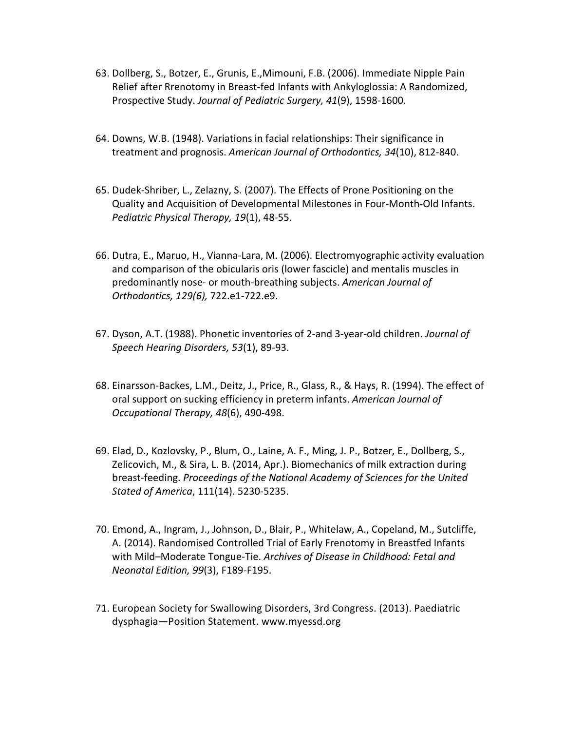63. Dollberg, S., Botzer, E., Grunis, E.,Mimouni, F.B. (2006). Immediate Nipple Pain Relief after Rrenotomy in Breast-fed Infants with Ankyloglossia: A Randomized, Prospective Study. *Journal of Pediatric Surgery, 41*(9), 1598-1600.

64. Downs, W.B. (1948). Variations in facial relationships: Their significance in treatment and prognosis. *American Journal of Orthodontics, 34*(10), 812-840.

65. Dudek-Shriber, L., Zelazny, S. (2007). The Effects of Prone Positioning on the Quality and Acquisition of Developmental Milestones in Four-Month-Old Infants. *Pediatric Physical Therapy, 19*(1), 48-55.

66. Dutra, E., Maruo, H., Vianna-Lara, M. (2006). Electromyographic activity evaluation and comparison of the obicularis oris (lower fascicle) and mentalis muscles in predominantly nose- or mouth-breathing subjects. *American Journal of Orthodontics, 129(6),* 722.e1-722.e9.

67. Dyson, A.T. (1988). Phonetic inventories of 2-and 3-year-old children. *Journal of Speech Hearing Disorders, 53*(1), 89-93.

68. Einarsson-Backes, L.M., Deitz, J., Price, R., Glass, R., & Hays, R. (1994). The effect of oral support on sucking efficiency in preterm infants. *American Journal of Occupational Therapy, 48*(6), 490-498.

69. Elad, D., Kozlovsky, P., Blum, O., Laine, A. F., Ming, J. P., Botzer, E., Dollberg, S., Zelicovich, M., & Sira, L. B. (2014, Apr.). Biomechanics of milk extraction during breast-feeding. *Proceedings of the National Academy of Sciences for the United Stated of America*, 111(14). 5230-5235.

70. Emond, A., Ingram, J., Johnson, D., Blair, P., Whitelaw, A., Copeland, M., Sutcliffe, A. (2014). Randomised Controlled Trial of Early Frenotomy in Breastfed Infants with Mild–Moderate Tongue-Tie. *Archives of Disease in Childhood: Fetal and Neonatal Edition, 99*(3), F189-F195.

71. European Society for Swallowing Disorders, 3rd Congress. (2013). Paediatric dysphagia—Position Statement. www.myessd.org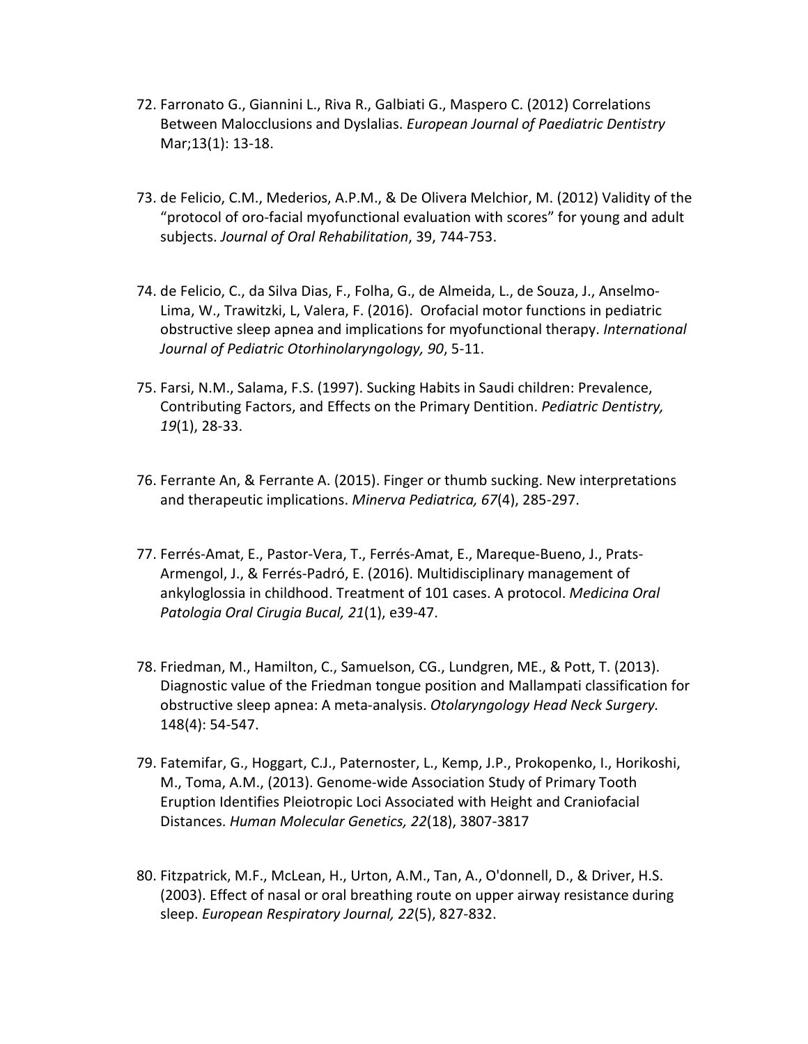72. Farronato G., Giannini L., Riva R., Galbiati G., Maspero C. (2012) Correlations Between Malocclusions and Dyslalias. *European Journal of Paediatric Dentistry* Mar;13(1): 13-18.

73. de Felicio, C.M., Mederios, A.P.M., & De Olivera Melchior, M. (2012) Validity of the "protocol of oro-facial myofunctional evaluation with scores" for young and adult subjects. *Journal of Oral Rehabilitation*, 39, 744-753.

74. de Felicio, C., da Silva Dias, F., Folha, G., de Almeida, L., de Souza, J., Anselmo-Lima, W., Trawitzki, L, Valera, F. (2016). Orofacial motor functions in pediatric obstructive sleep apnea and implications for myofunctional therapy. *International Journal of Pediatric Otorhinolaryngology, 90*, 5-11.

75. Farsi, N.M., Salama, F.S. (1997). Sucking Habits in Saudi children: Prevalence, Contributing Factors, and Effects on the Primary Dentition. *Pediatric Dentistry, 19*(1), 28-33.

76. Ferrante An, & Ferrante A. (2015). Finger or thumb sucking. New interpretations and therapeutic implications. *Minerva Pediatrica, 67*(4), 285-297.

77. Ferrés-Amat, E., Pastor-Vera, T., Ferrés-Amat, E., Mareque-Bueno, J., Prats-Armengol, J., & Ferrés-Padró, E. (2016). Multidisciplinary management of ankyloglossia in childhood. Treatment of 101 cases. A protocol. *Medicina Oral Patologia Oral Cirugia Bucal, 21*(1), e39-47.

78. Friedman, M., Hamilton, C., Samuelson, CG., Lundgren, ME., & Pott, T. (2013). Diagnostic value of the Friedman tongue position and Mallampati classification for obstructive sleep apnea: A meta-analysis. *Otolaryngology Head Neck Surgery.* 148(4): 54-547.

79. Fatemifar, G., Hoggart, C.J., Paternoster, L., Kemp, J.P., Prokopenko, I., Horikoshi, M., Toma, A.M., (2013). Genome-wide Association Study of Primary Tooth Eruption Identifies Pleiotropic Loci Associated with Height and Craniofacial Distances. *Human Molecular Genetics, 22*(18), 3807-3817

80. Fitzpatrick, M.F., McLean, H., Urton, A.M., Tan, A., O'donnell, D., & Driver, H.S. (2003). Effect of nasal or oral breathing route on upper airway resistance during sleep. *European Respiratory Journal, 22*(5), 827-832.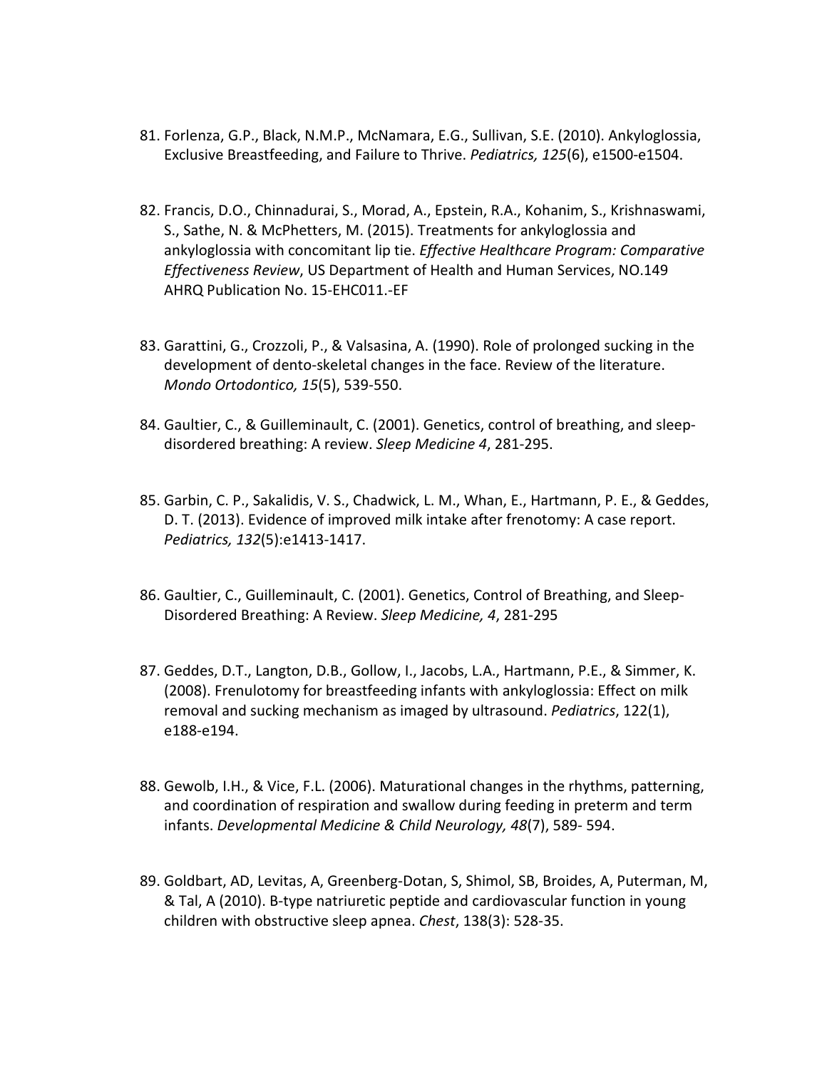81. Forlenza, G.P., Black, N.M.P., McNamara, E.G., Sullivan, S.E. (2010). Ankyloglossia, Exclusive Breastfeeding, and Failure to Thrive. *Pediatrics, 125*(6), e1500-e1504.

82. Francis, D.O., Chinnadurai, S., Morad, A., Epstein, R.A., Kohanim, S., Krishnaswami, S., Sathe, N. & McPhetters, M. (2015). Treatments for ankyloglossia and ankyloglossia with concomitant lip tie. *Effective Healthcare Program: Comparative Effectiveness Review*, US Department of Health and Human Services, NO.149 AHRQ Publication No. 15-EHC011.-EF

83. Garattini, G., Crozzoli, P., & Valsasina, A. (1990). Role of prolonged sucking in the development of dento-skeletal changes in the face. Review of the literature. *Mondo Ortodontico, 15*(5), 539-550.

84. Gaultier, C., & Guilleminault, C. (2001). Genetics, control of breathing, and sleep-disordered breathing: A review. *Sleep Medicine 4*, 281-295.

85. Garbin, C. P., Sakalidis, V. S., Chadwick, L. M., Whan, E., Hartmann, P. E., & Geddes, D. T. (2013). Evidence of improved milk intake after frenotomy: A case report. *Pediatrics, 132*(5):e1413-1417.

86. Gaultier, C., Guilleminault, C. (2001). Genetics, Control of Breathing, and Sleep-Disordered Breathing: A Review. *Sleep Medicine, 4*, 281-295

87. Geddes, D.T., Langton, D.B., Gollow, I., Jacobs, L.A., Hartmann, P.E., & Simmer, K. (2008). Frenulotomy for breastfeeding infants with ankyloglossia: Effect on milk removal and sucking mechanism as imaged by ultrasound. *Pediatrics*, 122(1), e188-e194.

88. Gewolb, I.H., & Vice, F.L. (2006). Maturational changes in the rhythms, patterning, and coordination of respiration and swallow during feeding in preterm and term infants. *Developmental Medicine & Child Neurology, 48*(7), 589- 594.

89. Goldbart, AD, Levitas, A, Greenberg-Dotan, S, Shimol, SB, Broides, A, Puterman, M, & Tal, A (2010). B-type natriuretic peptide and cardiovascular function in young children with obstructive sleep apnea. *Chest*, 138(3): 528-35.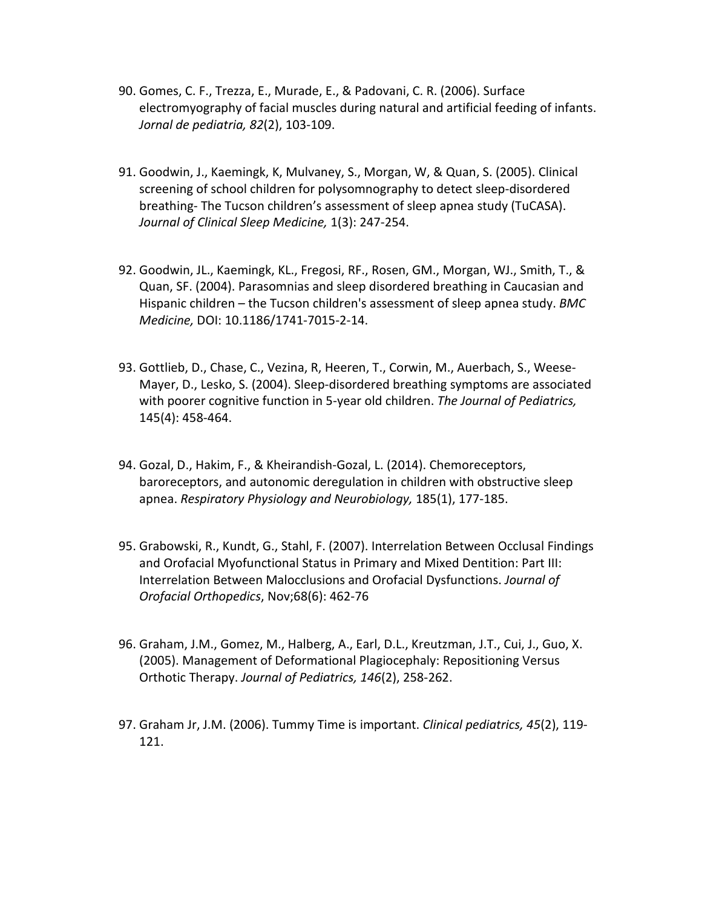90. Gomes, C. F., Trezza, E., Murade, E., & Padovani, C. R. (2006). Surface electromyography of facial muscles during natural and artificial feeding of infants. *Jornal de pediatria, 82*(2), 103-109.

91. Goodwin, J., Kaemingk, K, Mulvaney, S., Morgan, W, & Quan, S. (2005). Clinical screening of school children for polysomnography to detect sleep-disordered breathing- The Tucson children's assessment of sleep apnea study (TuCASA). *Journal of Clinical Sleep Medicine,* 1(3): 247-254.

92. Goodwin, JL., Kaemingk, KL., Fregosi, RF., Rosen, GM., Morgan, WJ., Smith, T., & Quan, SF. (2004). Parasomnias and sleep disordered breathing in Caucasian and Hispanic children – the Tucson children's assessment of sleep apnea study. *BMC Medicine,* DOI: 10.1186/1741-7015-2-14.

93. Gottlieb, D., Chase, C., Vezina, R, Heeren, T., Corwin, M., Auerbach, S., Weese-Mayer, D., Lesko, S. (2004). Sleep-disordered breathing symptoms are associated with poorer cognitive function in 5-year old children. *The Journal of Pediatrics,* 145(4): 458-464.

94. Gozal, D., Hakim, F., & Kheirandish-Gozal, L. (2014). Chemoreceptors, baroreceptors, and autonomic deregulation in children with obstructive sleep apnea. *Respiratory Physiology and Neurobiology,* 185(1), 177-185.

95. Grabowski, R., Kundt, G., Stahl, F. (2007). Interrelation Between Occlusal Findings and Orofacial Myofunctional Status in Primary and Mixed Dentition: Part III: Interrelation Between Malocclusions and Orofacial Dysfunctions. *Journal of Orofacial Orthopedics*, Nov;68(6): 462-76

96. Graham, J.M., Gomez, M., Halberg, A., Earl, D.L., Kreutzman, J.T., Cui, J., Guo, X. (2005). Management of Deformational Plagiocephaly: Repositioning Versus Orthotic Therapy. *Journal of Pediatrics, 146*(2), 258-262.

97. Graham Jr, J.M. (2006). Tummy Time is important. *Clinical pediatrics, 45*(2), 119-121.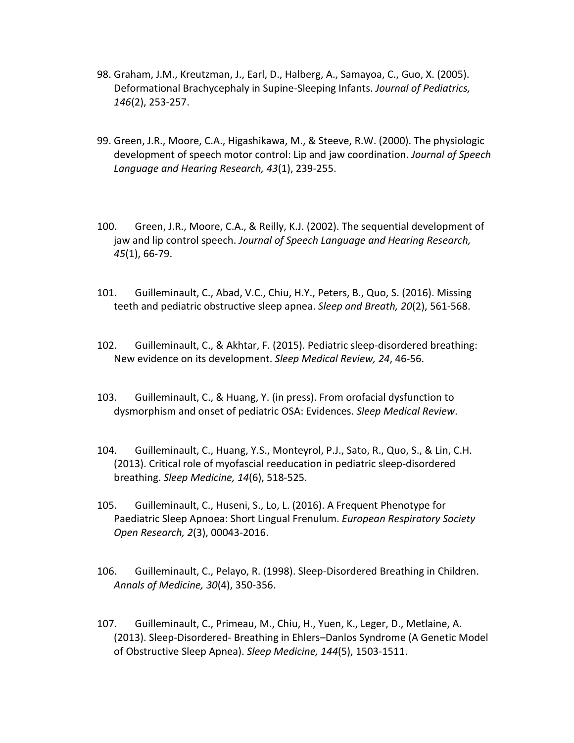98. Graham, J.M., Kreutzman, J., Earl, D., Halberg, A., Samayoa, C., Guo, X. (2005). Deformational Brachycephaly in Supine-Sleeping Infants. *Journal of Pediatrics, 146*(2), 253-257.

99. Green, J.R., Moore, C.A., Higashikawa, M., & Steeve, R.W. (2000). The physiologic development of speech motor control: Lip and jaw coordination. *Journal of Speech Language and Hearing Research, 43*(1), 239-255.

100. Green, J.R., Moore, C.A., & Reilly, K.J. (2002). The sequential development of jaw and lip control speech. *Journal of Speech Language and Hearing Research, 45*(1), 66-79.

101. Guilleminault, C., Abad, V.C., Chiu, H.Y., Peters, B., Quo, S. (2016). Missing teeth and pediatric obstructive sleep apnea. *Sleep and Breath, 20*(2), 561-568.

102. Guilleminault, C., & Akhtar, F. (2015). Pediatric sleep-disordered breathing: New evidence on its development. *Sleep Medical Review, 24*, 46-56.

103. Guilleminault, C., & Huang, Y. (in press). From orofacial dysfunction to dysmorphism and onset of pediatric OSA: Evidences. *Sleep Medical Review*.

104. Guilleminault, C., Huang, Y.S., Monteyrol, P.J., Sato, R., Quo, S., & Lin, C.H. (2013). Critical role of myofascial reeducation in pediatric sleep-disordered breathing. *Sleep Medicine, 14*(6), 518-525.

105. Guilleminault, C., Huseni, S., Lo, L. (2016). A Frequent Phenotype for Paediatric Sleep Apnoea: Short Lingual Frenulum. *European Respiratory Society Open Research, 2*(3), 00043-2016.

106. Guilleminault, C., Pelayo, R. (1998). Sleep-Disordered Breathing in Children. *Annals of Medicine, 30*(4), 350-356.

107. Guilleminault, C., Primeau, M., Chiu, H., Yuen, K., Leger, D., Metlaine, A. (2013). Sleep-Disordered- Breathing in Ehlers–Danlos Syndrome (A Genetic Model of Obstructive Sleep Apnea). *Sleep Medicine, 144*(5), 1503-1511.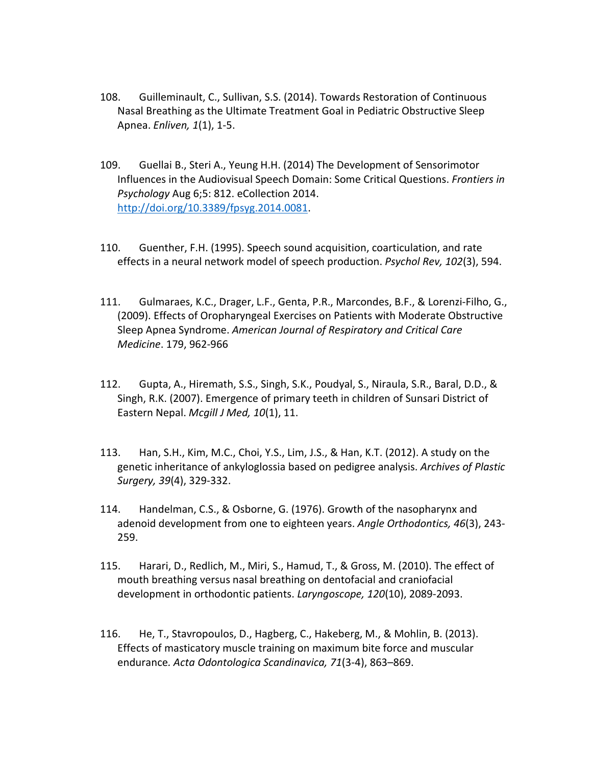108. Guilleminault, C., Sullivan, S.S. (2014). Towards Restoration of Continuous Nasal Breathing as the Ultimate Treatment Goal in Pediatric Obstructive Sleep Apnea. *Enliven, 1*(1), 1-5.

109. Guellai B., Steri A., Yeung H.H. (2014) The Development of Sensorimotor Influences in the Audiovisual Speech Domain: Some Critical Questions. *Frontiers in Psychology* Aug 6;5: 812. eCollection 2014. http://doi.org/10.3389/fpsyg.2014.0081.

110. Guenther, F.H. (1995). Speech sound acquisition, coarticulation, and rate effects in a neural network model of speech production. *Psychol Rev, 102*(3), 594.

111. Gulmaraes, K.C., Drager, L.F., Genta, P.R., Marcondes, B.F., & Lorenzi-Filho, G., (2009). Effects of Oropharyngeal Exercises on Patients with Moderate Obstructive Sleep Apnea Syndrome. *American Journal of Respiratory and Critical Care Medicine*. 179, 962-966

112. Gupta, A., Hiremath, S.S., Singh, S.K., Poudyal, S., Niraula, S.R., Baral, D.D., & Singh, R.K. (2007). Emergence of primary teeth in children of Sunsari District of Eastern Nepal. *Mcgill J Med, 10*(1), 11.

113. Han, S.H., Kim, M.C., Choi, Y.S., Lim, J.S., & Han, K.T. (2012). A study on the genetic inheritance of ankyloglossia based on pedigree analysis. *Archives of Plastic Surgery, 39*(4), 329-332.

114. Handelman, C.S., & Osborne, G. (1976). Growth of the nasopharynx and adenoid development from one to eighteen years. *Angle Orthodontics, 46*(3), 243-259.

115. Harari, D., Redlich, M., Miri, S., Hamud, T., & Gross, M. (2010). The effect of mouth breathing versus nasal breathing on dentofacial and craniofacial development in orthodontic patients. *Laryngoscope, 120*(10), 2089-2093.

116. He, T., Stavropoulos, D., Hagberg, C., Hakeberg, M., & Mohlin, B. (2013). Effects of masticatory muscle training on maximum bite force and muscular endurance. *Acta Odontologica Scandinavica, 71*(3-4), 863–869.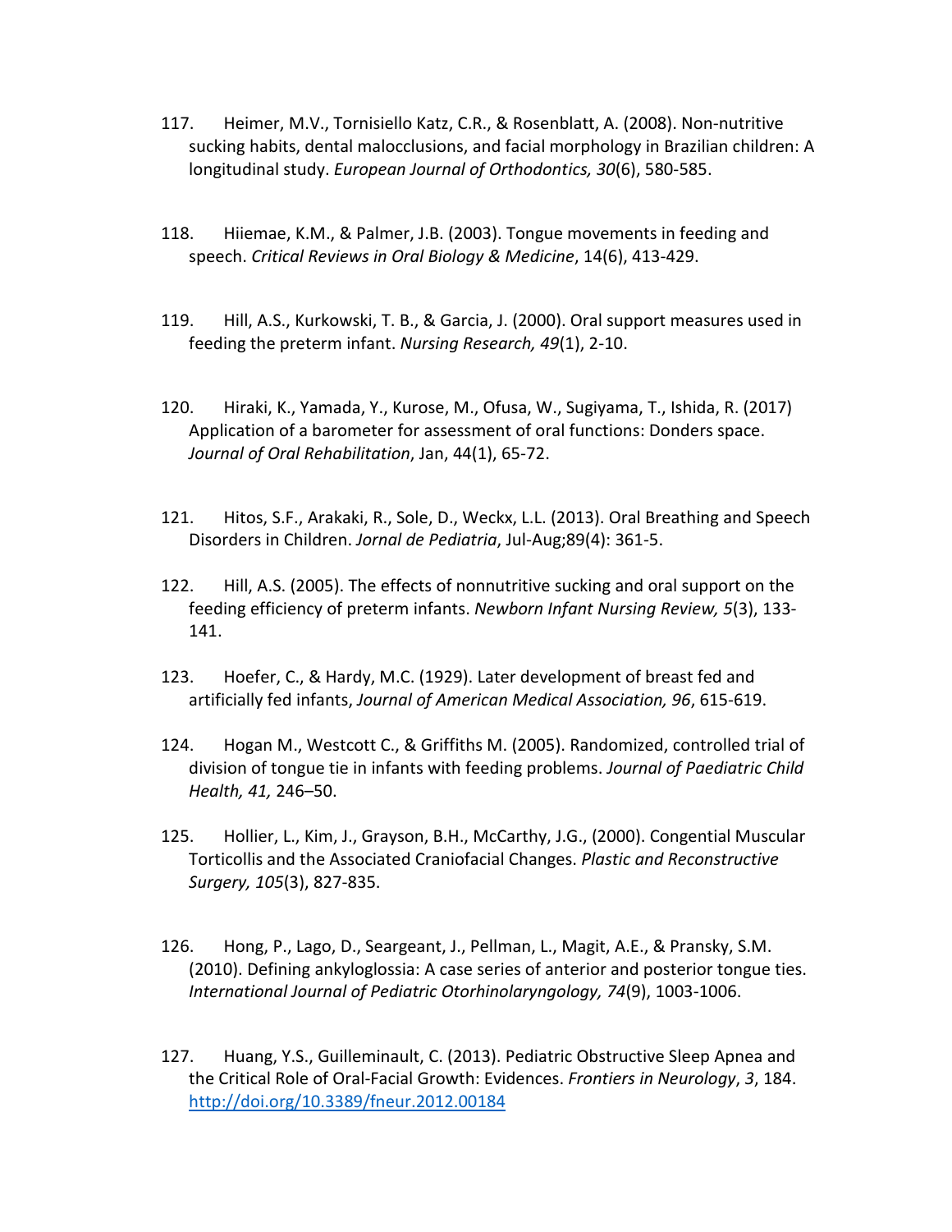117. Heimer, M.V., Tornisiello Katz, C.R., & Rosenblatt, A. (2008). Non-nutritive sucking habits, dental malocclusions, and facial morphology in Brazilian children: A longitudinal study. *European Journal of Orthodontics, 30*(6), 580-585.

118. Hiiemae, K.M., & Palmer, J.B. (2003). Tongue movements in feeding and speech. *Critical Reviews in Oral Biology & Medicine*, 14(6), 413-429.

119. Hill, A.S., Kurkowski, T. B., & Garcia, J. (2000). Oral support measures used in feeding the preterm infant. *Nursing Research, 49*(1), 2-10.

120. Hiraki, K., Yamada, Y., Kurose, M., Ofusa, W., Sugiyama, T., Ishida, R. (2017) Application of a barometer for assessment of oral functions: Donders space. *Journal of Oral Rehabilitation*, Jan, 44(1), 65-72.

121. Hitos, S.F., Arakaki, R., Sole, D., Weckx, L.L. (2013). Oral Breathing and Speech Disorders in Children. *Jornal de Pediatria*, Jul-Aug;89(4): 361-5.

122. Hill, A.S. (2005). The effects of nonnutritive sucking and oral support on the feeding efficiency of preterm infants. *Newborn Infant Nursing Review, 5*(3), 133-141.

123. Hoefer, C., & Hardy, M.C. (1929). Later development of breast fed and artificially fed infants, *Journal of American Medical Association, 96*, 615-619.

124. Hogan M., Westcott C., & Griffiths M. (2005). Randomized, controlled trial of division of tongue tie in infants with feeding problems. *Journal of Paediatric Child Health, 41,* 246–50.

125. Hollier, L., Kim, J., Grayson, B.H., McCarthy, J.G., (2000). Congential Muscular Torticollis and the Associated Craniofacial Changes. *Plastic and Reconstructive Surgery, 105*(3), 827-835.

126. Hong, P., Lago, D., Seargeant, J., Pellman, L., Magit, A.E., & Pransky, S.M. (2010). Defining ankyloglossia: A case series of anterior and posterior tongue ties. *International Journal of Pediatric Otorhinolaryngology, 74*(9), 1003-1006.

127. Huang, Y.S., Guilleminault, C. (2013). Pediatric Obstructive Sleep Apnea and the Critical Role of Oral-Facial Growth: Evidences. *Frontiers in Neurology*, *3*, 184. http://doi.org/10.3389/fneur.2012.00184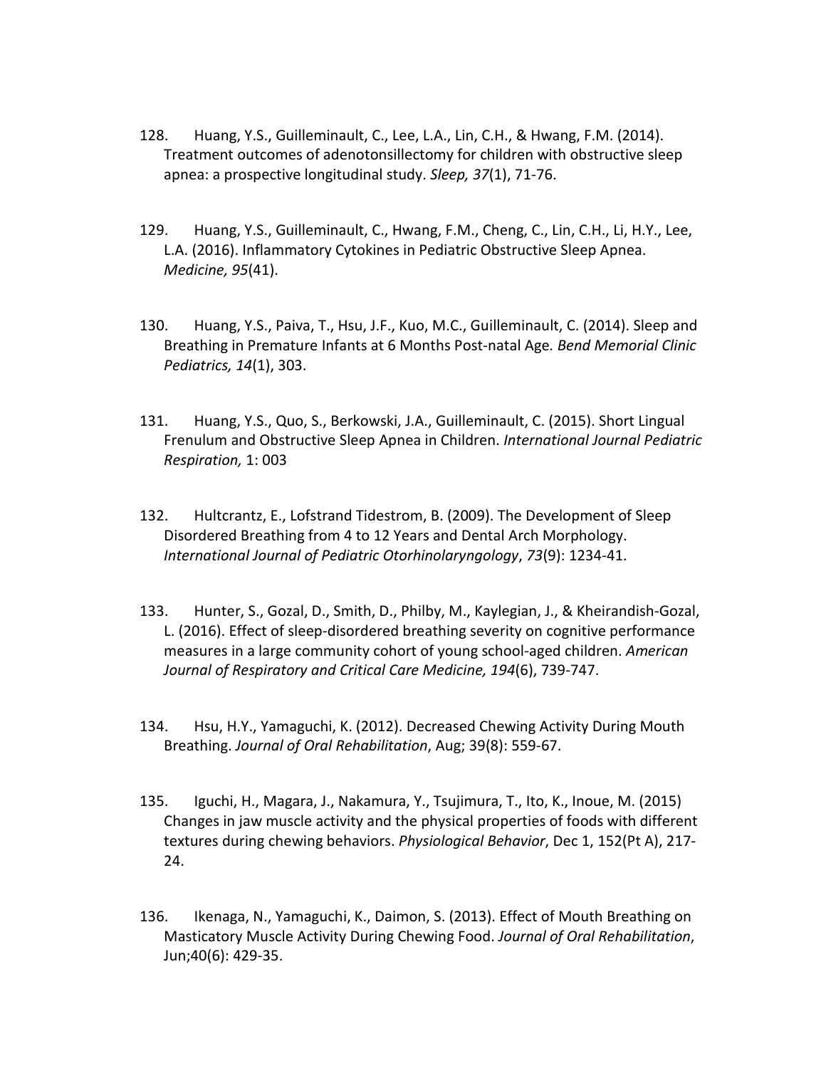128. Huang, Y.S., Guilleminault, C., Lee, L.A., Lin, C.H., & Hwang, F.M. (2014). Treatment outcomes of adenotonsillectomy for children with obstructive sleep apnea: a prospective longitudinal study. *Sleep, 37*(1), 71-76.

129. Huang, Y.S., Guilleminault, C., Hwang, F.M., Cheng, C., Lin, C.H., Li, H.Y., Lee, L.A. (2016). Inflammatory Cytokines in Pediatric Obstructive Sleep Apnea. *Medicine, 95*(41).

130. Huang, Y.S., Paiva, T., Hsu, J.F., Kuo, M.C., Guilleminault, C. (2014). Sleep and Breathing in Premature Infants at 6 Months Post-natal Age. *Bend Memorial Clinic Pediatrics, 14*(1), 303.

131. Huang, Y.S., Quo, S., Berkowski, J.A., Guilleminault, C. (2015). Short Lingual Frenulum and Obstructive Sleep Apnea in Children. *International Journal Pediatric Respiration,* 1: 003

132. Hultcrantz, E., Lofstrand Tidestrom, B. (2009). The Development of Sleep Disordered Breathing from 4 to 12 Years and Dental Arch Morphology. *International Journal of Pediatric Otorhinolaryngology*, *73*(9): 1234-41.

133. Hunter, S., Gozal, D., Smith, D., Philby, M., Kaylegian, J., & Kheirandish-Gozal, L. (2016). Effect of sleep-disordered breathing severity on cognitive performance measures in a large community cohort of young school-aged children. *American Journal of Respiratory and Critical Care Medicine, 194*(6), 739-747.

134. Hsu, H.Y., Yamaguchi, K. (2012). Decreased Chewing Activity During Mouth Breathing. *Journal of Oral Rehabilitation*, Aug; 39(8): 559-67.

135. Iguchi, H., Magara, J., Nakamura, Y., Tsujimura, T., Ito, K., Inoue, M. (2015) Changes in jaw muscle activity and the physical properties of foods with different textures during chewing behaviors. *Physiological Behavior*, Dec 1, 152(Pt A), 217-24.

136. Ikenaga, N., Yamaguchi, K., Daimon, S. (2013). Effect of Mouth Breathing on Masticatory Muscle Activity During Chewing Food. *Journal of Oral Rehabilitation*, Jun;40(6): 429-35.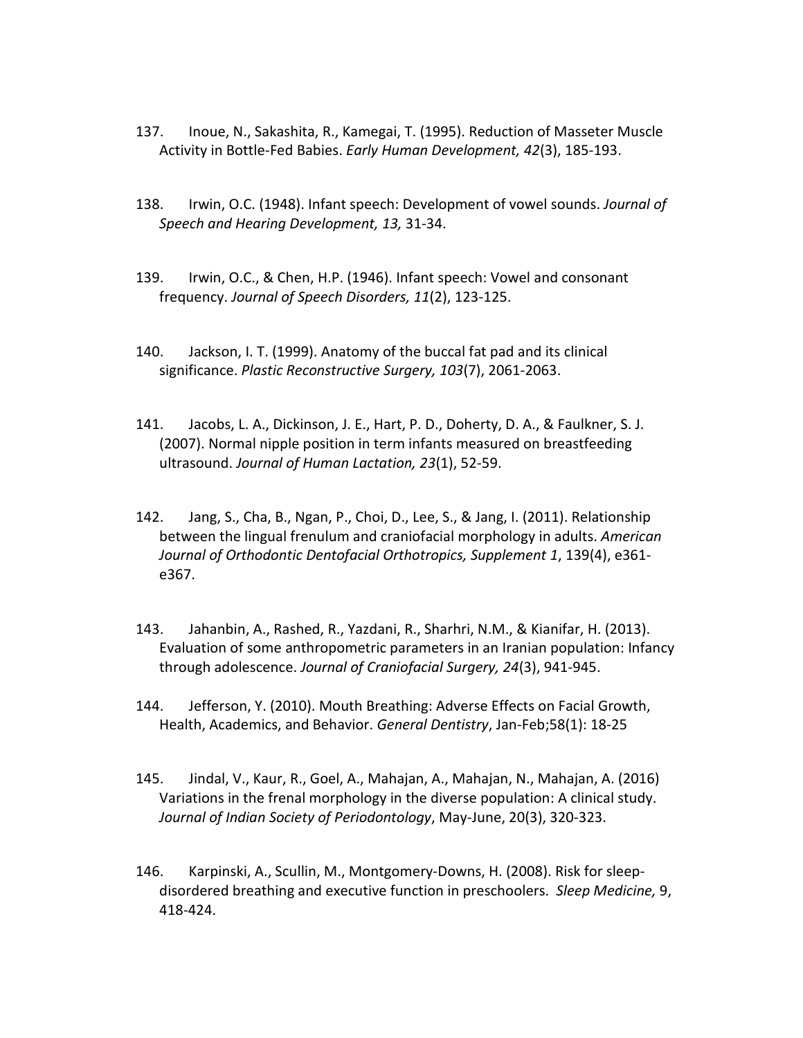137. Inoue, N., Sakashita, R., Kamegai, T. (1995). Reduction of Masseter Muscle Activity in Bottle-Fed Babies. *Early Human Development, 42*(3), 185-193.

138. Irwin, O.C. (1948). Infant speech: Development of vowel sounds. *Journal of Speech and Hearing Development, 13,* 31-34.

139. Irwin, O.C., & Chen, H.P. (1946). Infant speech: Vowel and consonant frequency. *Journal of Speech Disorders, 11*(2), 123-125.

140. Jackson, I. T. (1999). Anatomy of the buccal fat pad and its clinical significance. *Plastic Reconstructive Surgery, 103*(7), 2061-2063.

141. Jacobs, L. A., Dickinson, J. E., Hart, P. D., Doherty, D. A., & Faulkner, S. J. (2007). Normal nipple position in term infants measured on breastfeeding ultrasound. *Journal of Human Lactation, 23*(1), 52-59.

142. Jang, S., Cha, B., Ngan, P., Choi, D., Lee, S., & Jang, I. (2011). Relationship between the lingual frenulum and craniofacial morphology in adults. *American Journal of Orthodontic Dentofacial Orthotropics, Supplement 1*, 139(4), e361-e367.

143. Jahanbin, A., Rashed, R., Yazdani, R., Sharhri, N.M., & Kianifar, H. (2013). Evaluation of some anthropometric parameters in an Iranian population: Infancy through adolescence. *Journal of Craniofacial Surgery, 24*(3), 941-945.

144. Jefferson, Y. (2010). Mouth Breathing: Adverse Effects on Facial Growth, Health, Academics, and Behavior. *General Dentistry*, Jan-Feb;58(1): 18-25

145. Jindal, V., Kaur, R., Goel, A., Mahajan, A., Mahajan, N., Mahajan, A. (2016) Variations in the frenal morphology in the diverse population: A clinical study. *Journal of Indian Society of Periodontology*, May-June, 20(3), 320-323.

146. Karpinski, A., Scullin, M., Montgomery-Downs, H. (2008). Risk for sleep-disordered breathing and executive function in preschoolers. *Sleep Medicine,* 9, 418-424.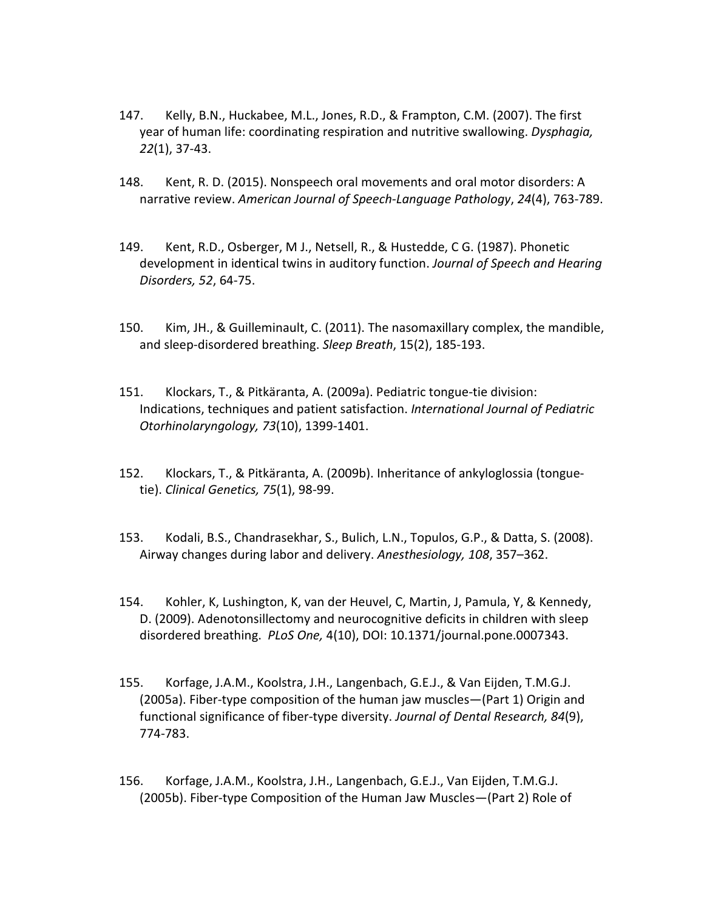147. Kelly, B.N., Huckabee, M.L., Jones, R.D., & Frampton, C.M. (2007). The first year of human life: coordinating respiration and nutritive swallowing. *Dysphagia, 22*(1), 37-43.

148. Kent, R. D. (2015). Nonspeech oral movements and oral motor disorders: A narrative review. *American Journal of Speech-Language Pathology*, *24*(4), 763-789.

149. Kent, R.D., Osberger, M J., Netsell, R., & Hustedde, C G. (1987). Phonetic development in identical twins in auditory function. *Journal of Speech and Hearing Disorders, 52*, 64-75.

150. Kim, JH., & Guilleminault, C. (2011). The nasomaxillary complex, the mandible, and sleep-disordered breathing. *Sleep Breath*, 15(2), 185-193.

151. Klockars, T., & Pitkäranta, A. (2009a). Pediatric tongue-tie division: Indications, techniques and patient satisfaction. *International Journal of Pediatric Otorhinolaryngology, 73*(10), 1399-1401.

152. Klockars, T., & Pitkäranta, A. (2009b). Inheritance of ankyloglossia (tongue-tie). *Clinical Genetics, 75*(1), 98-99.

153. Kodali, B.S., Chandrasekhar, S., Bulich, L.N., Topulos, G.P., & Datta, S. (2008). Airway changes during labor and delivery. *Anesthesiology, 108*, 357–362.

154. Kohler, K, Lushington, K, van der Heuvel, C, Martin, J, Pamula, Y, & Kennedy, D. (2009). Adenotonsillectomy and neurocognitive deficits in children with sleep disordered breathing. *PLoS One,* 4(10), DOI: 10.1371/journal.pone.0007343.

155. Korfage, J.A.M., Koolstra, J.H., Langenbach, G.E.J., & Van Eijden, T.M.G.J. (2005a). Fiber-type composition of the human jaw muscles—(Part 1) Origin and functional significance of fiber-type diversity. *Journal of Dental Research, 84*(9), 774-783.

156. Korfage, J.A.M., Koolstra, J.H., Langenbach, G.E.J., Van Eijden, T.M.G.J. (2005b). Fiber-type Composition of the Human Jaw Muscles—(Part 2) Role of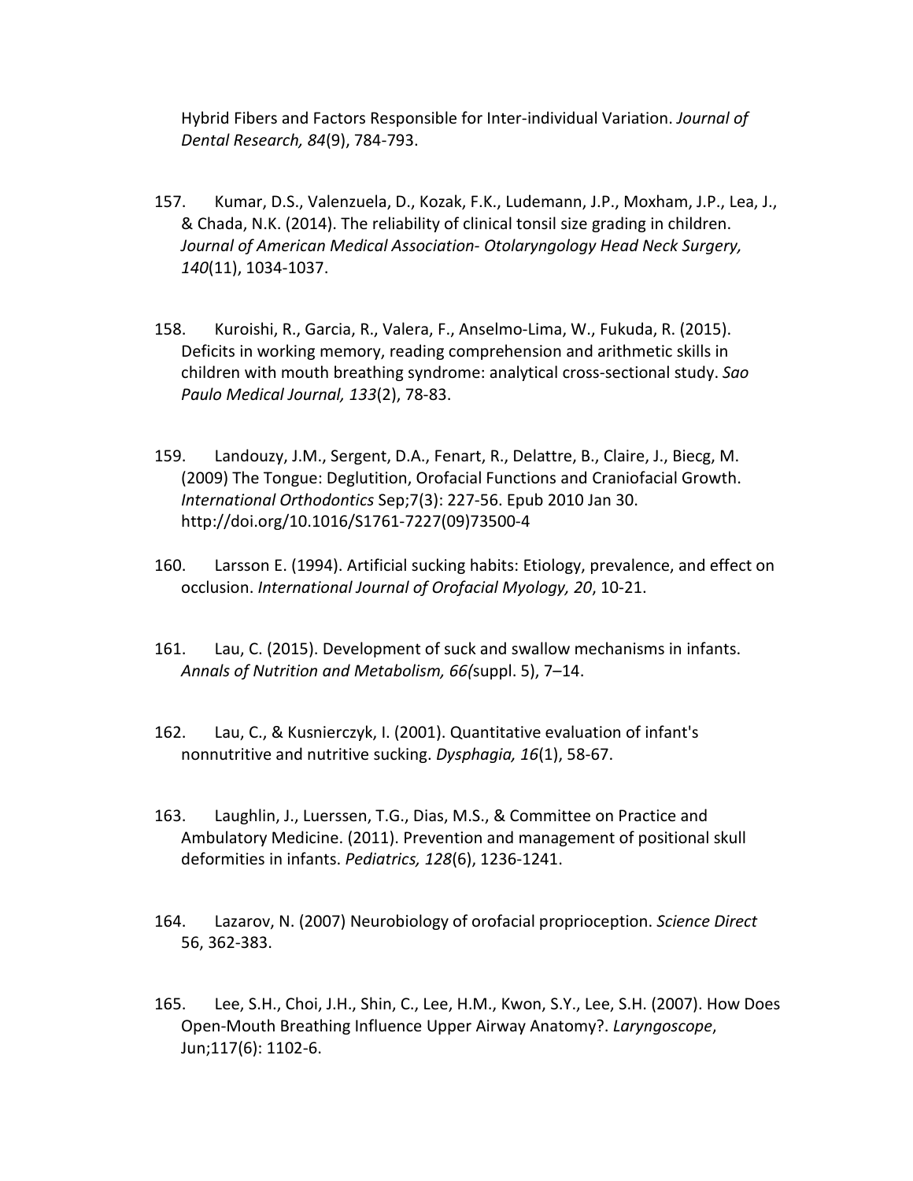Hybrid Fibers and Factors Responsible for Inter-individual Variation. *Journal of Dental Research, 84*(9), 784-793.

157. Kumar, D.S., Valenzuela, D., Kozak, F.K., Ludemann, J.P., Moxham, J.P., Lea, J., & Chada, N.K. (2014). The reliability of clinical tonsil size grading in children. *Journal of American Medical Association- Otolaryngology Head Neck Surgery, 140*(11), 1034-1037.

158. Kuroishi, R., Garcia, R., Valera, F., Anselmo-Lima, W., Fukuda, R. (2015). Deficits in working memory, reading comprehension and arithmetic skills in children with mouth breathing syndrome: analytical cross-sectional study. *Sao Paulo Medical Journal, 133*(2), 78-83.

159. Landouzy, J.M., Sergent, D.A., Fenart, R., Delattre, B., Claire, J., Biecg, M. (2009) The Tongue: Deglutition, Orofacial Functions and Craniofacial Growth. *International Orthodontics* Sep;7(3): 227-56. Epub 2010 Jan 30. http://doi.org/10.1016/S1761-7227(09)73500-4

160. Larsson E. (1994). Artificial sucking habits: Etiology, prevalence, and effect on occlusion. *International Journal of Orofacial Myology, 20*, 10-21.

161. Lau, C. (2015). Development of suck and swallow mechanisms in infants. *Annals of Nutrition and Metabolism, 66(*suppl. 5), 7–14.

162. Lau, C., & Kusnierczyk, I. (2001). Quantitative evaluation of infant's nonnutritive and nutritive sucking. *Dysphagia, 16*(1), 58-67.

163. Laughlin, J., Luerssen, T.G., Dias, M.S., & Committee on Practice and Ambulatory Medicine. (2011). Prevention and management of positional skull deformities in infants. *Pediatrics, 128*(6), 1236-1241.

164. Lazarov, N. (2007) Neurobiology of orofacial proprioception. *Science Direct* 56, 362-383.

165. Lee, S.H., Choi, J.H., Shin, C., Lee, H.M., Kwon, S.Y., Lee, S.H. (2007). How Does Open-Mouth Breathing Influence Upper Airway Anatomy?. *Laryngoscope*, Jun;117(6): 1102-6.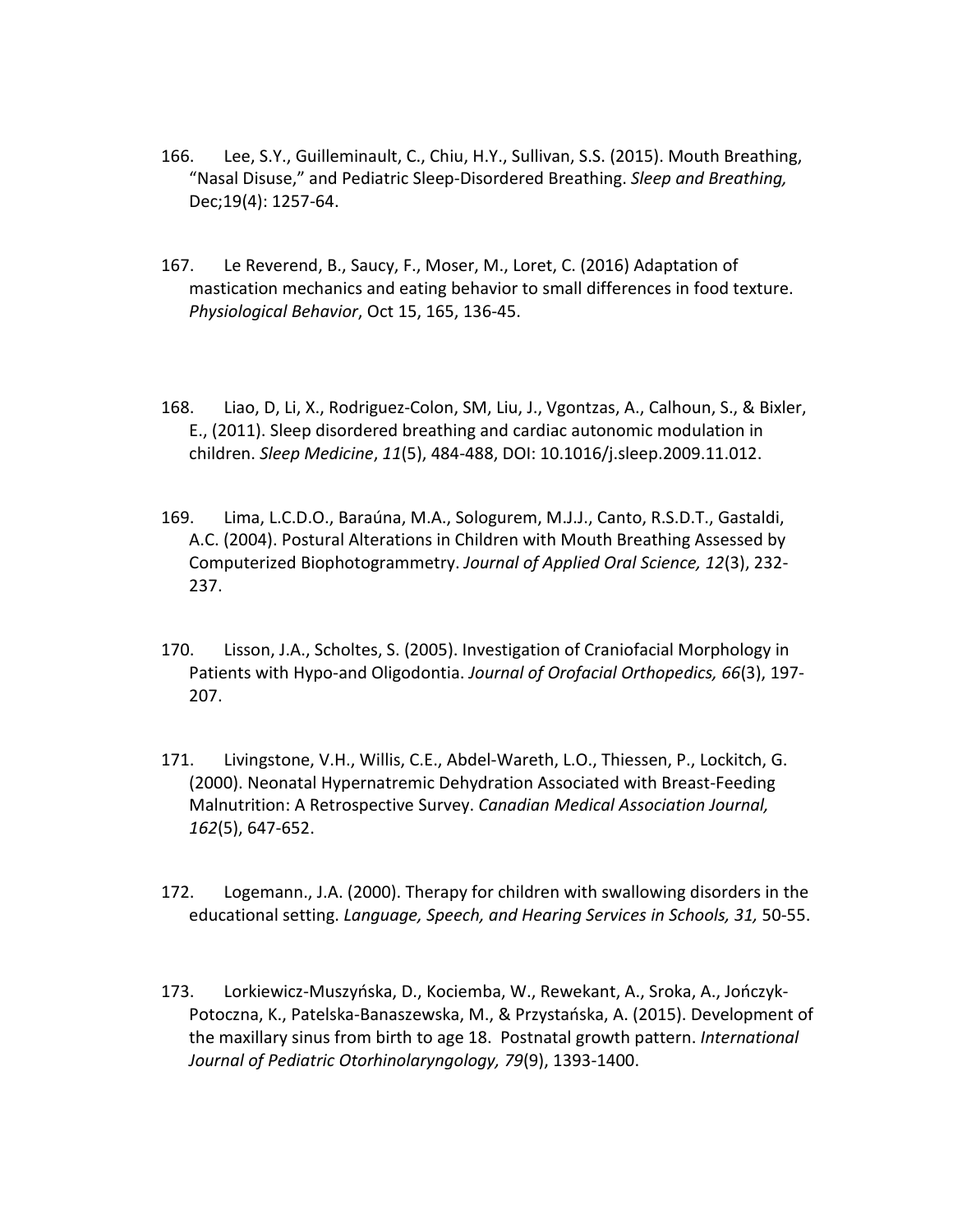166. Lee, S.Y., Guilleminault, C., Chiu, H.Y., Sullivan, S.S. (2015). Mouth Breathing, "Nasal Disuse," and Pediatric Sleep-Disordered Breathing. *Sleep and Breathing,* Dec;19(4): 1257-64.

167. Le Reverend, B., Saucy, F., Moser, M., Loret, C. (2016) Adaptation of mastication mechanics and eating behavior to small differences in food texture. *Physiological Behavior*, Oct 15, 165, 136-45.

168. Liao, D, Li, X., Rodriguez-Colon, SM, Liu, J., Vgontzas, A., Calhoun, S., & Bixler, E., (2011). Sleep disordered breathing and cardiac autonomic modulation in children. *Sleep Medicine*, *11*(5), 484-488, DOI: 10.1016/j.sleep.2009.11.012.

169. Lima, L.C.D.O., Baraúna, M.A., Sologurem, M.J.J., Canto, R.S.D.T., Gastaldi, A.C. (2004). Postural Alterations in Children with Mouth Breathing Assessed by Computerized Biophotogrammetry. *Journal of Applied Oral Science, 12*(3), 232-237.

170. Lisson, J.A., Scholtes, S. (2005). Investigation of Craniofacial Morphology in Patients with Hypo-and Oligodontia. *Journal of Orofacial Orthopedics, 66*(3), 197-207.

171. Livingstone, V.H., Willis, C.E., Abdel-Wareth, L.O., Thiessen, P., Lockitch, G. (2000). Neonatal Hypernatremic Dehydration Associated with Breast-Feeding Malnutrition: A Retrospective Survey. *Canadian Medical Association Journal, 162*(5), 647-652.

172. Logemann., J.A. (2000). Therapy for children with swallowing disorders in the educational setting. *Language, Speech, and Hearing Services in Schools, 31,* 50-55.

173. Lorkiewicz-Muszyńska, D., Kociemba, W., Rewekant, A., Sroka, A., Jończyk-Potoczna, K., Patelska-Banaszewska, M., & Przystańska, A. (2015). Development of the maxillary sinus from birth to age 18. Postnatal growth pattern. *International Journal of Pediatric Otorhinolaryngology, 79*(9), 1393-1400.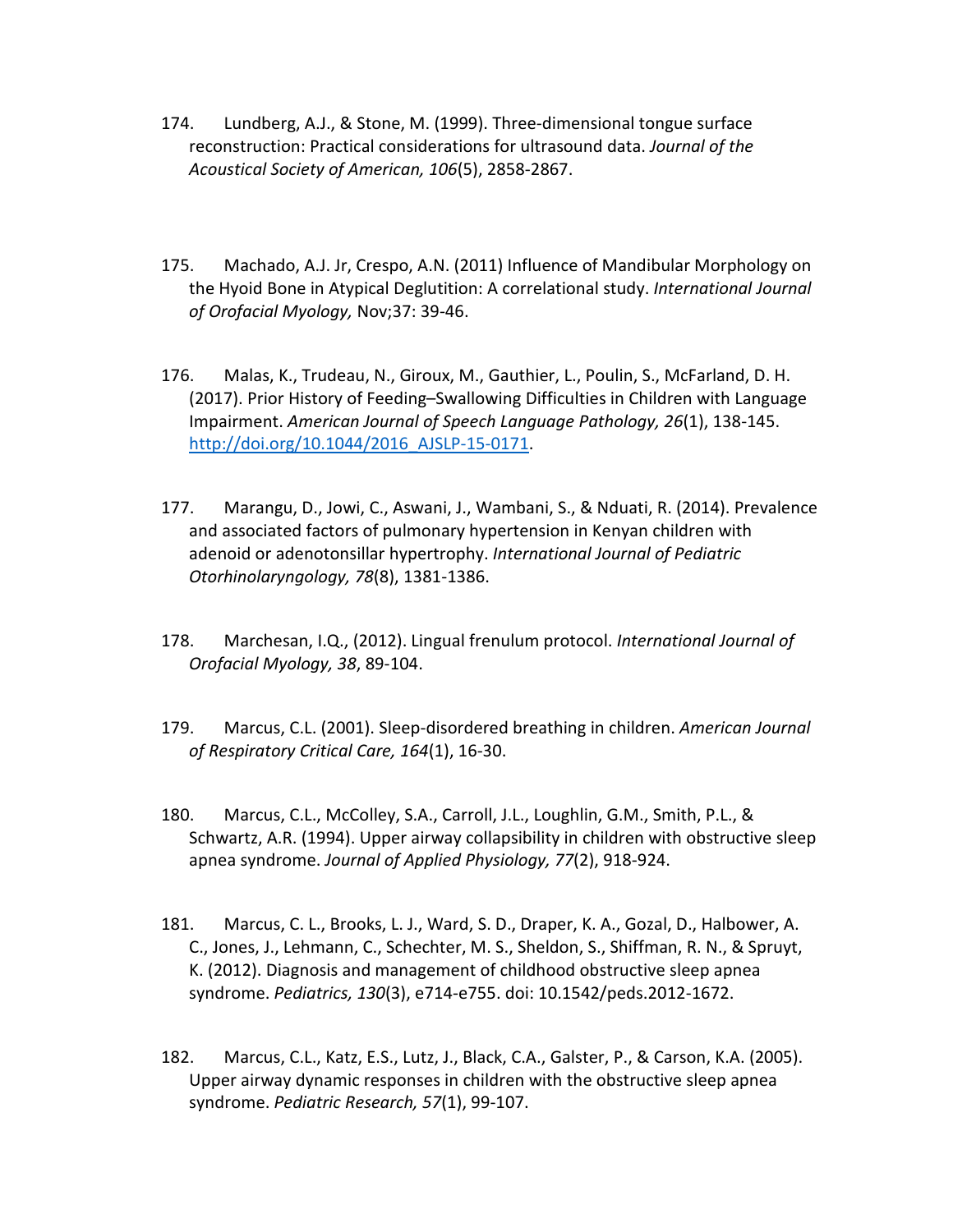174. Lundberg, A.J., & Stone, M. (1999). Three-dimensional tongue surface reconstruction: Practical considerations for ultrasound data. *Journal of the Acoustical Society of American, 106*(5), 2858-2867.

175. Machado, A.J. Jr, Crespo, A.N. (2011) Influence of Mandibular Morphology on the Hyoid Bone in Atypical Deglutition: A correlational study. *International Journal of Orofacial Myology,* Nov;37: 39-46.

176. Malas, K., Trudeau, N., Giroux, M., Gauthier, L., Poulin, S., McFarland, D. H. (2017). Prior History of Feeding–Swallowing Difficulties in Children with Language Impairment. *American Journal of Speech Language Pathology, 26*(1), 138-145. [http://doi.org/10.1044/2016_AJSLP-15-0171](http://doi.org/10.1044/2016_AJSLP-15-0171).

177. Marangu, D., Jowi, C., Aswani, J., Wambani, S., & Nduati, R. (2014). Prevalence and associated factors of pulmonary hypertension in Kenyan children with adenoid or adenotonsillar hypertrophy. *International Journal of Pediatric Otorhinolaryngology, 78*(8), 1381-1386.

178. Marchesan, I.Q., (2012). Lingual frenulum protocol. *International Journal of Orofacial Myology, 38*, 89-104.

179. Marcus, C.L. (2001). Sleep-disordered breathing in children. *American Journal of Respiratory Critical Care, 164*(1), 16-30.

180. Marcus, C.L., McColley, S.A., Carroll, J.L., Loughlin, G.M., Smith, P.L., & Schwartz, A.R. (1994). Upper airway collapsibility in children with obstructive sleep apnea syndrome. *Journal of Applied Physiology, 77*(2), 918-924.

181. Marcus, C. L., Brooks, L. J., Ward, S. D., Draper, K. A., Gozal, D., Halbower, A. C., Jones, J., Lehmann, C., Schechter, M. S., Sheldon, S., Shiffman, R. N., & Spruyt, K. (2012). Diagnosis and management of childhood obstructive sleep apnea syndrome. *Pediatrics, 130*(3), e714-e755. doi: 10.1542/peds.2012-1672.

182. Marcus, C.L., Katz, E.S., Lutz, J., Black, C.A., Galster, P., & Carson, K.A. (2005). Upper airway dynamic responses in children with the obstructive sleep apnea syndrome. *Pediatric Research, 57*(1), 99-107.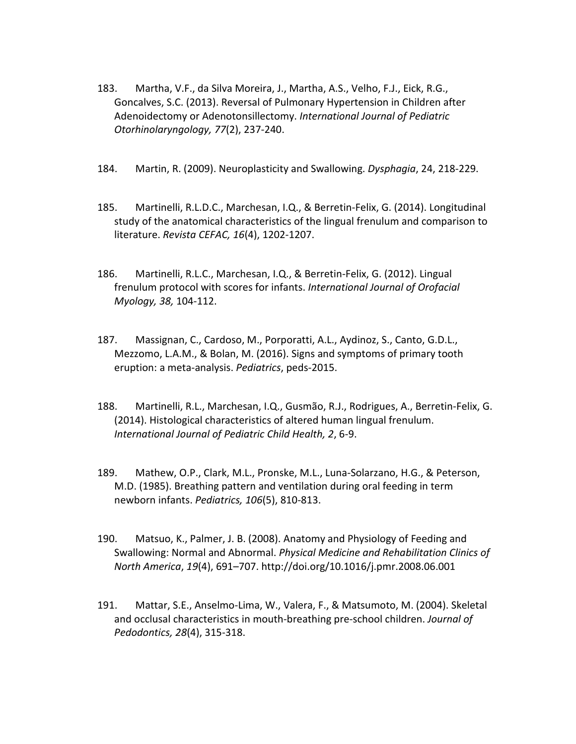183. Martha, V.F., da Silva Moreira, J., Martha, A.S., Velho, F.J., Eick, R.G., Goncalves, S.C. (2013). Reversal of Pulmonary Hypertension in Children after Adenoidectomy or Adenotonsillectomy. *International Journal of Pediatric Otorhinolaryngology, 77*(2), 237-240.

184. Martin, R. (2009). Neuroplasticity and Swallowing. *Dysphagia*, 24, 218-229.

185. Martinelli, R.L.D.C., Marchesan, I.Q., & Berretin-Felix, G. (2014). Longitudinal study of the anatomical characteristics of the lingual frenulum and comparison to literature. *Revista CEFAC, 16*(4), 1202-1207.

186. Martinelli, R.L.C., Marchesan, I.Q., & Berretin-Felix, G. (2012). Lingual frenulum protocol with scores for infants. *International Journal of Orofacial Myology, 38,* 104-112.

187. Massignan, C., Cardoso, M., Porporatti, A.L., Aydinoz, S., Canto, G.D.L., Mezzomo, L.A.M., & Bolan, M. (2016). Signs and symptoms of primary tooth eruption: a meta-analysis. *Pediatrics*, peds-2015.

188. Martinelli, R.L., Marchesan, I.Q., Gusmão, R.J., Rodrigues, A., Berretin-Felix, G. (2014). Histological characteristics of altered human lingual frenulum. *International Journal of Pediatric Child Health, 2*, 6-9.

189. Mathew, O.P., Clark, M.L., Pronske, M.L., Luna-Solarzano, H.G., & Peterson, M.D. (1985). Breathing pattern and ventilation during oral feeding in term newborn infants. *Pediatrics, 106*(5), 810-813.

190. Matsuo, K., Palmer, J. B. (2008). Anatomy and Physiology of Feeding and Swallowing: Normal and Abnormal. *Physical Medicine and Rehabilitation Clinics of North America*, *19*(4), 691–707. http://doi.org/10.1016/j.pmr.2008.06.001

191. Mattar, S.E., Anselmo-Lima, W., Valera, F., & Matsumoto, M. (2004). Skeletal and occlusal characteristics in mouth-breathing pre-school children. *Journal of Pedodontics, 28*(4), 315-318.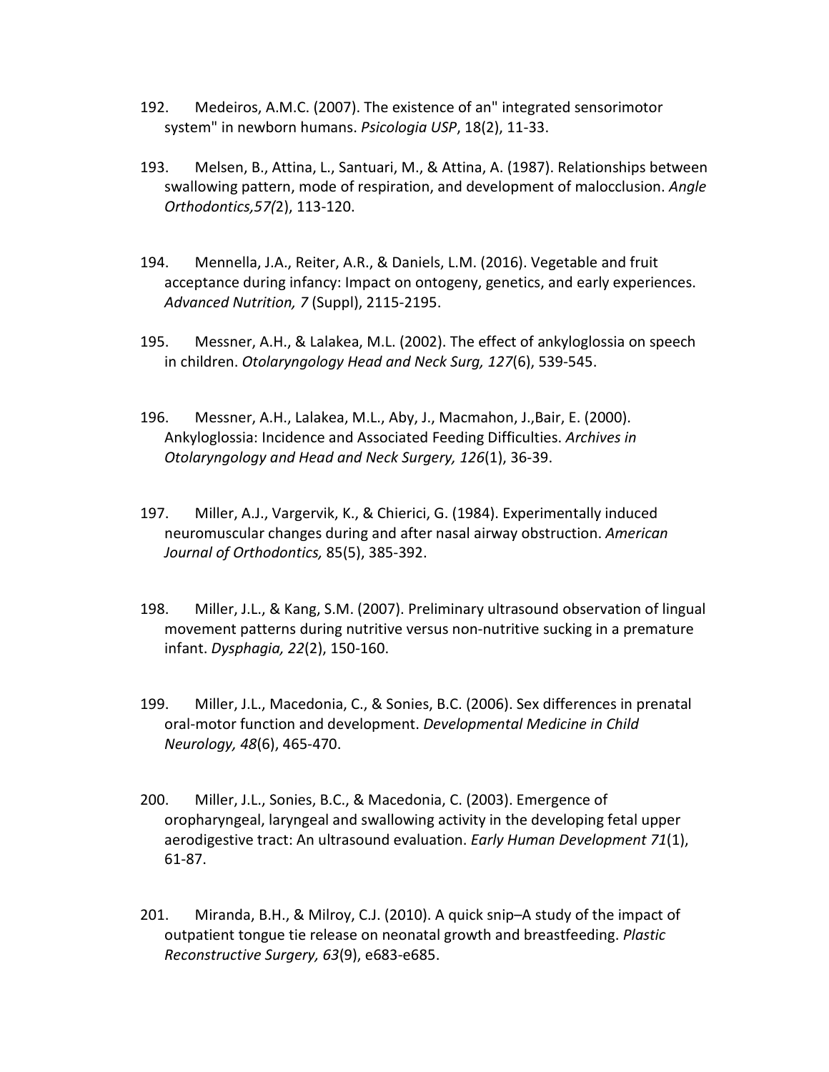192. Medeiros, A.M.C. (2007). The existence of an" integrated sensorimotor system" in newborn humans. *Psicologia USP*, 18(2), 11-33.

193. Melsen, B., Attina, L., Santuari, M., & Attina, A. (1987). Relationships between swallowing pattern, mode of respiration, and development of malocclusion. *Angle Orthodontics,57(*2), 113-120.

194. Mennella, J.A., Reiter, A.R., & Daniels, L.M. (2016). Vegetable and fruit acceptance during infancy: Impact on ontogeny, genetics, and early experiences. *Advanced Nutrition, 7* (Suppl), 2115-2195.

195. Messner, A.H., & Lalakea, M.L. (2002). The effect of ankyloglossia on speech in children. *Otolaryngology Head and Neck Surg, 127*(6), 539-545.

196. Messner, A.H., Lalakea, M.L., Aby, J., Macmahon, J.,Bair, E. (2000). Ankyloglossia: Incidence and Associated Feeding Difficulties. *Archives in Otolaryngology and Head and Neck Surgery, 126*(1), 36-39.

197. Miller, A.J., Vargervik, K., & Chierici, G. (1984). Experimentally induced neuromuscular changes during and after nasal airway obstruction. *American Journal of Orthodontics,* 85(5), 385-392.

198. Miller, J.L., & Kang, S.M. (2007). Preliminary ultrasound observation of lingual movement patterns during nutritive versus non-nutritive sucking in a premature infant. *Dysphagia, 22*(2), 150-160.

199. Miller, J.L., Macedonia, C., & Sonies, B.C. (2006). Sex differences in prenatal oral-motor function and development. *Developmental Medicine in Child Neurology, 48*(6), 465-470.

200. Miller, J.L., Sonies, B.C., & Macedonia, C. (2003). Emergence of oropharyngeal, laryngeal and swallowing activity in the developing fetal upper aerodigestive tract: An ultrasound evaluation. *Early Human Development 71*(1), 61-87.

201. Miranda, B.H., & Milroy, C.J. (2010). A quick snip–A study of the impact of outpatient tongue tie release on neonatal growth and breastfeeding. *Plastic Reconstructive Surgery, 63*(9), e683-e685.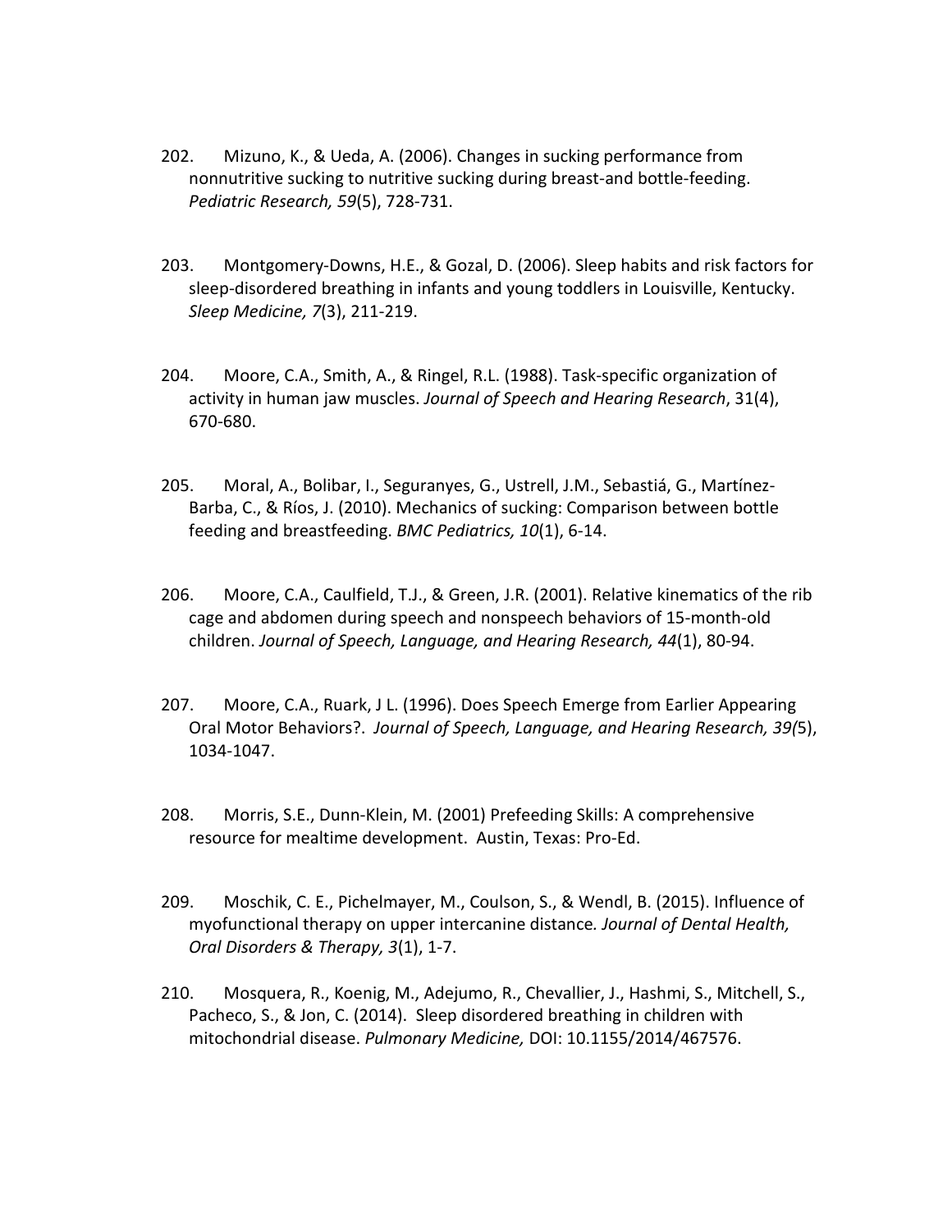202. Mizuno, K., & Ueda, A. (2006). Changes in sucking performance from nonnutritive sucking to nutritive sucking during breast-and bottle-feeding. *Pediatric Research, 59*(5), 728-731.

203. Montgomery-Downs, H.E., & Gozal, D. (2006). Sleep habits and risk factors for sleep-disordered breathing in infants and young toddlers in Louisville, Kentucky. *Sleep Medicine, 7*(3), 211-219.

204. Moore, C.A., Smith, A., & Ringel, R.L. (1988). Task-specific organization of activity in human jaw muscles. *Journal of Speech and Hearing Research*, 31(4), 670-680.

205. Moral, A., Bolibar, I., Seguranyes, G., Ustrell, J.M., Sebastiá, G., Martínez-Barba, C., & Ríos, J. (2010). Mechanics of sucking: Comparison between bottle feeding and breastfeeding. *BMC Pediatrics, 10*(1), 6-14.

206. Moore, C.A., Caulfield, T.J., & Green, J.R. (2001). Relative kinematics of the rib cage and abdomen during speech and nonspeech behaviors of 15-month-old children. *Journal of Speech, Language, and Hearing Research, 44*(1), 80-94.

207. Moore, C.A., Ruark, J L. (1996). Does Speech Emerge from Earlier Appearing Oral Motor Behaviors?. *Journal of Speech, Language, and Hearing Research, 39(*5), 1034-1047.

208. Morris, S.E., Dunn-Klein, M. (2001) Prefeeding Skills: A comprehensive resource for mealtime development. Austin, Texas: Pro-Ed.

209. Moschik, C. E., Pichelmayer, M., Coulson, S., & Wendl, B. (2015). Influence of myofunctional therapy on upper intercanine distance*. Journal of Dental Health, Oral Disorders & Therapy, 3*(1), 1-7.

210. Mosquera, R., Koenig, M., Adejumo, R., Chevallier, J., Hashmi, S., Mitchell, S., Pacheco, S., & Jon, C. (2014). Sleep disordered breathing in children with mitochondrial disease. *Pulmonary Medicine,* DOI: 10.1155/2014/467576.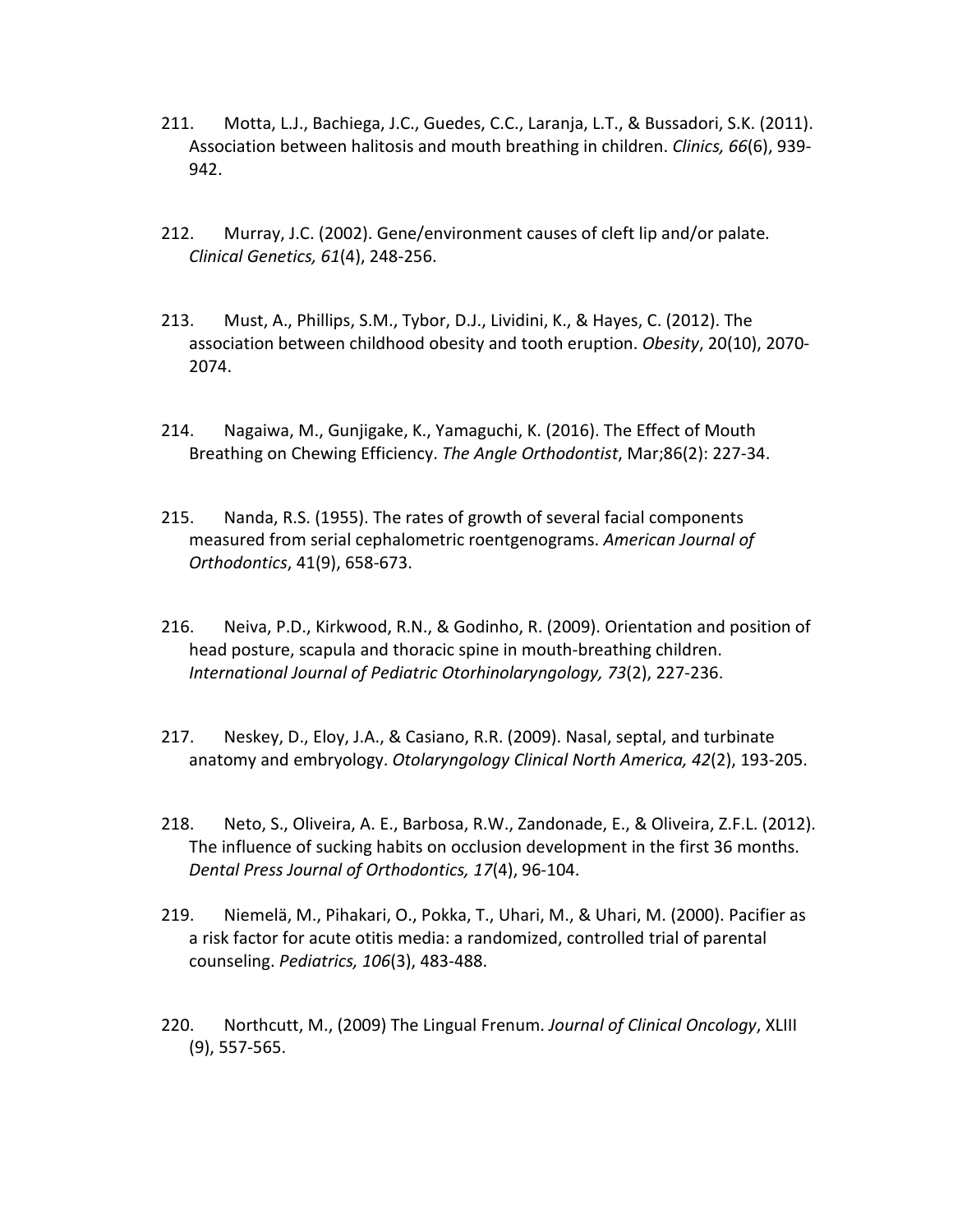211. Motta, L.J., Bachiega, J.C., Guedes, C.C., Laranja, L.T., & Bussadori, S.K. (2011). Association between halitosis and mouth breathing in children. *Clinics, 66*(6), 939-942.

212. Murray, J.C. (2002). Gene/environment causes of cleft lip and/or palate*. Clinical Genetics, 61*(4), 248-256.

213. Must, A., Phillips, S.M., Tybor, D.J., Lividini, K., & Hayes, C. (2012). The association between childhood obesity and tooth eruption. *Obesity*, 20(10), 2070-2074.

214. Nagaiwa, M., Gunjigake, K., Yamaguchi, K. (2016). The Effect of Mouth Breathing on Chewing Efficiency. *The Angle Orthodontist*, Mar;86(2): 227-34.

215. Nanda, R.S. (1955). The rates of growth of several facial components measured from serial cephalometric roentgenograms. *American Journal of Orthodontics*, 41(9), 658-673.

216. Neiva, P.D., Kirkwood, R.N., & Godinho, R. (2009). Orientation and position of head posture, scapula and thoracic spine in mouth-breathing children. *International Journal of Pediatric Otorhinolaryngology, 73*(2), 227-236.

217. Neskey, D., Eloy, J.A., & Casiano, R.R. (2009). Nasal, septal, and turbinate anatomy and embryology. *Otolaryngology Clinical North America, 42*(2), 193-205.

218. Neto, S., Oliveira, A. E., Barbosa, R.W., Zandonade, E., & Oliveira, Z.F.L. (2012). The influence of sucking habits on occlusion development in the first 36 months. *Dental Press Journal of Orthodontics, 17*(4), 96-104.

219. Niemelä, M., Pihakari, O., Pokka, T., Uhari, M., & Uhari, M. (2000). Pacifier as a risk factor for acute otitis media: a randomized, controlled trial of parental counseling. *Pediatrics, 106*(3), 483-488.

220. Northcutt, M., (2009) The Lingual Frenum. *Journal of Clinical Oncology*, XLIII (9), 557-565.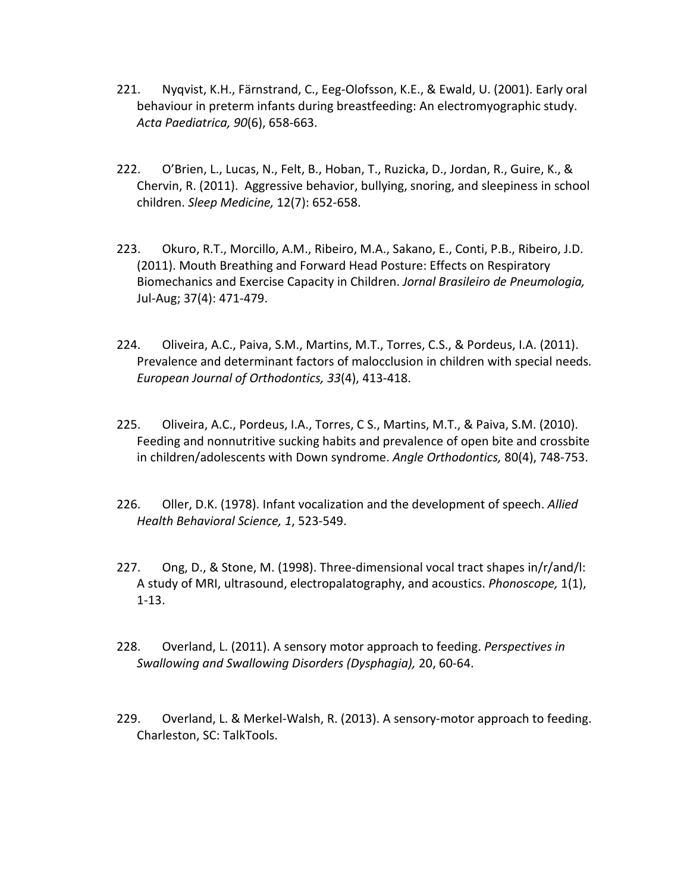221. Nyqvist, K.H., Färnstrand, C., Eeg-Olofsson, K.E., & Ewald, U. (2001). Early oral behaviour in preterm infants during breastfeeding: An electromyographic study. *Acta Paediatrica, 90*(6), 658-663.

222. O'Brien, L., Lucas, N., Felt, B., Hoban, T., Ruzicka, D., Jordan, R., Guire, K., & Chervin, R. (2011). Aggressive behavior, bullying, snoring, and sleepiness in school children. *Sleep Medicine,* 12(7): 652-658.

223. Okuro, R.T., Morcillo, A.M., Ribeiro, M.A., Sakano, E., Conti, P.B., Ribeiro, J.D. (2011). Mouth Breathing and Forward Head Posture: Effects on Respiratory Biomechanics and Exercise Capacity in Children. *Jornal Brasileiro de Pneumologia,* Jul-Aug; 37(4): 471-479.

224. Oliveira, A.C., Paiva, S.M., Martins, M.T., Torres, C.S., & Pordeus, I.A. (2011). Prevalence and determinant factors of malocclusion in children with special needs. *European Journal of Orthodontics, 33*(4), 413-418.

225. Oliveira, A.C., Pordeus, I.A., Torres, C S., Martins, M.T., & Paiva, S.M. (2010). Feeding and nonnutritive sucking habits and prevalence of open bite and crossbite in children/adolescents with Down syndrome. *Angle Orthodontics,* 80(4), 748-753.

226. Oller, D.K. (1978). Infant vocalization and the development of speech. *Allied Health Behavioral Science, 1*, 523-549.

227. Ong, D., & Stone, M. (1998). Three-dimensional vocal tract shapes in/r/and/l: A study of MRI, ultrasound, electropalatography, and acoustics. *Phonoscope,* 1(1), 1-13.

228. Overland, L. (2011). A sensory motor approach to feeding. *Perspectives in Swallowing and Swallowing Disorders (Dysphagia),* 20, 60-64.

229. Overland, L. & Merkel-Walsh, R. (2013). A sensory-motor approach to feeding. Charleston, SC: TalkTools.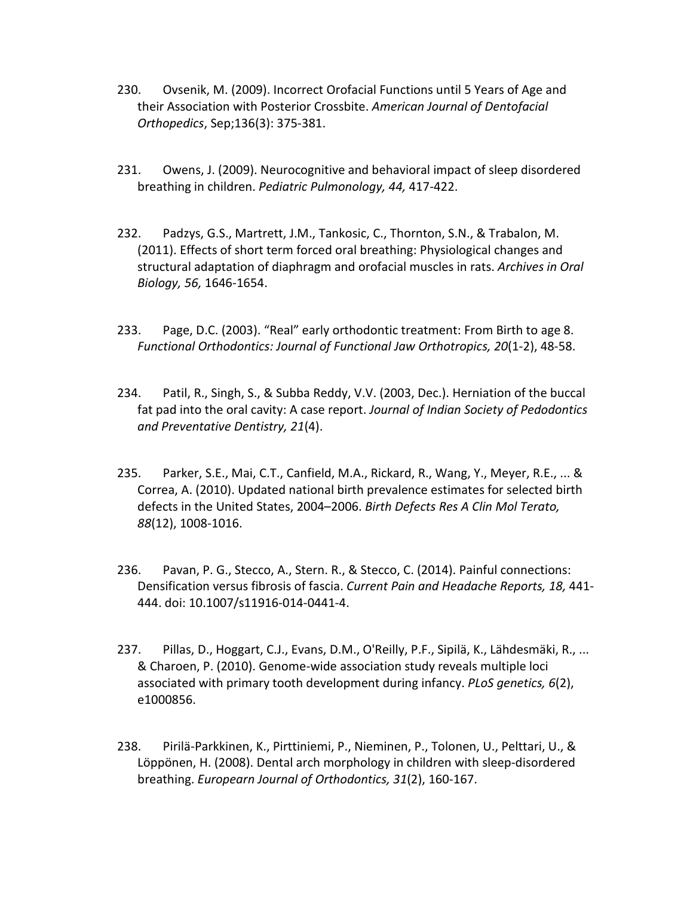230. Ovsenik, M. (2009). Incorrect Orofacial Functions until 5 Years of Age and their Association with Posterior Crossbite. *American Journal of Dentofacial Orthopedics*, Sep;136(3): 375-381.

231. Owens, J. (2009). Neurocognitive and behavioral impact of sleep disordered breathing in children. *Pediatric Pulmonology, 44,* 417-422.

232. Padzys, G.S., Martrett, J.M., Tankosic, C., Thornton, S.N., & Trabalon, M. (2011). Effects of short term forced oral breathing: Physiological changes and structural adaptation of diaphragm and orofacial muscles in rats. *Archives in Oral Biology, 56,* 1646-1654.

233. Page, D.C. (2003). "Real" early orthodontic treatment: From Birth to age 8. *Functional Orthodontics: Journal of Functional Jaw Orthotropics, 20*(1-2), 48-58.

234. Patil, R., Singh, S., & Subba Reddy, V.V. (2003, Dec.). Herniation of the buccal fat pad into the oral cavity: A case report. *Journal of Indian Society of Pedodontics and Preventative Dentistry, 21*(4).

235. Parker, S.E., Mai, C.T., Canfield, M.A., Rickard, R., Wang, Y., Meyer, R.E., ... & Correa, A. (2010). Updated national birth prevalence estimates for selected birth defects in the United States, 2004–2006. *Birth Defects Res A Clin Mol Terato, 88*(12), 1008-1016.

236. Pavan, P. G., Stecco, A., Stern. R., & Stecco, C. (2014). Painful connections: Densification versus fibrosis of fascia. *Current Pain and Headache Reports, 18,* 441-444. doi: 10.1007/s11916-014-0441-4.

237. Pillas, D., Hoggart, C.J., Evans, D.M., O'Reilly, P.F., Sipilä, K., Lähdesmäki, R., ... & Charoen, P. (2010). Genome-wide association study reveals multiple loci associated with primary tooth development during infancy. *PLoS genetics, 6*(2), e1000856.

238. Pirilä-Parkkinen, K., Pirttiniemi, P., Nieminen, P., Tolonen, U., Pelttari, U., & Löppönen, H. (2008). Dental arch morphology in children with sleep-disordered breathing. *Europearn Journal of Orthodontics, 31*(2), 160-167.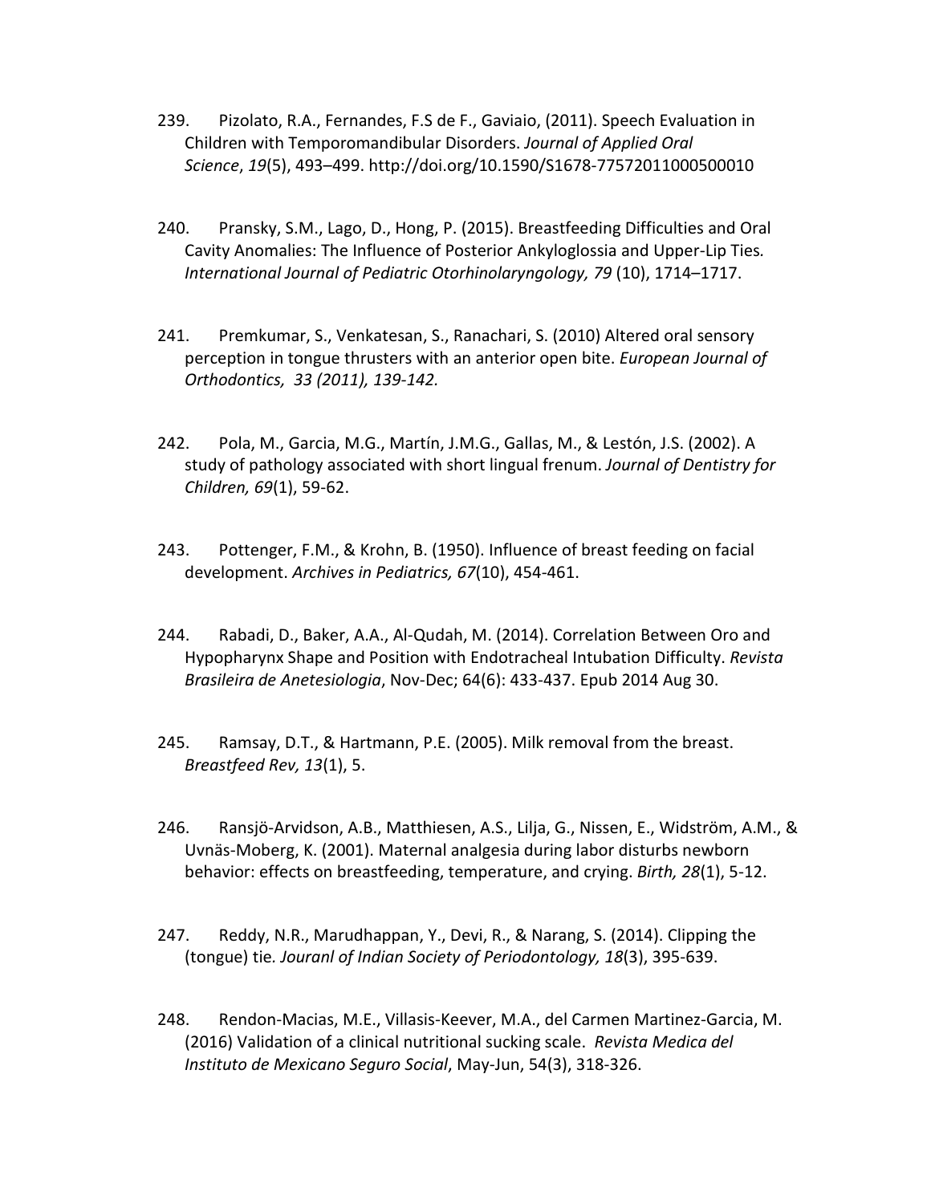239. Pizolato, R.A., Fernandes, F.S de F., Gaviaio, (2011). Speech Evaluation in Children with Temporomandibular Disorders. *Journal of Applied Oral Science*, *19*(5), 493–499. http://doi.org/10.1590/S1678-77572011000500010

240. Pransky, S.M., Lago, D., Hong, P. (2015). Breastfeeding Difficulties and Oral Cavity Anomalies: The Influence of Posterior Ankyloglossia and Upper-Lip Ties. *International Journal of Pediatric Otorhinolaryngology, 79* (10), 1714–1717.

241. Premkumar, S., Venkatesan, S., Ranachari, S. (2010) Altered oral sensory perception in tongue thrusters with an anterior open bite. *European Journal of Orthodontics, 33 (2011), 139-142.*

242. Pola, M., Garcia, M.G., Martín, J.M.G., Gallas, M., & Lestón, J.S. (2002). A study of pathology associated with short lingual frenum. *Journal of Dentistry for Children, 69*(1), 59-62.

243. Pottenger, F.M., & Krohn, B. (1950). Influence of breast feeding on facial development. *Archives in Pediatrics, 67*(10), 454-461.

244. Rabadi, D., Baker, A.A., Al-Qudah, M. (2014). Correlation Between Oro and Hypopharynx Shape and Position with Endotracheal Intubation Difficulty. *Revista Brasileira de Anetesiologia*, Nov-Dec; 64(6): 433-437. Epub 2014 Aug 30.

245. Ramsay, D.T., & Hartmann, P.E. (2005). Milk removal from the breast. *Breastfeed Rev, 13*(1), 5.

246. Ransjö-Arvidson, A.B., Matthiesen, A.S., Lilja, G., Nissen, E., Widström, A.M., & Uvnäs-Moberg, K. (2001). Maternal analgesia during labor disturbs newborn behavior: effects on breastfeeding, temperature, and crying. *Birth, 28*(1), 5-12.

247. Reddy, N.R., Marudhappan, Y., Devi, R., & Narang, S. (2014). Clipping the (tongue) tie. *Jouranl of Indian Society of Periodontology, 18*(3), 395-639.

248. Rendon-Macias, M.E., Villasis-Keever, M.A., del Carmen Martinez-Garcia, M. (2016) Validation of a clinical nutritional sucking scale. *Revista Medica del Instituto de Mexicano Seguro Social*, May-Jun, 54(3), 318-326.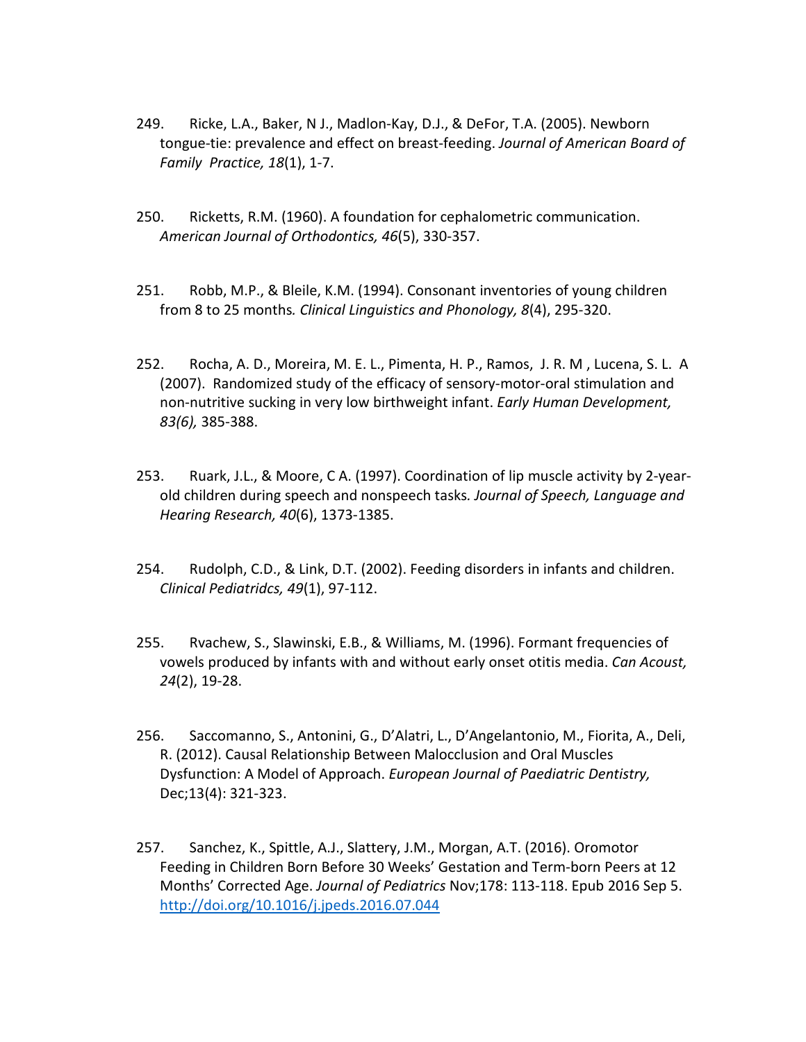249. Ricke, L.A., Baker, N J., Madlon-Kay, D.J., & DeFor, T.A. (2005). Newborn tongue-tie: prevalence and effect on breast-feeding. *Journal of American Board of Family Practice, 18*(1), 1-7.

250. Ricketts, R.M. (1960). A foundation for cephalometric communication. *American Journal of Orthodontics, 46*(5), 330-357.

251. Robb, M.P., & Bleile, K.M. (1994). Consonant inventories of young children from 8 to 25 months*. Clinical Linguistics and Phonology, 8*(4), 295-320.

252. Rocha, A. D., Moreira, M. E. L., Pimenta, H. P., Ramos, J. R. M , Lucena, S. L. A (2007). Randomized study of the efficacy of sensory-motor-oral stimulation and non-nutritive sucking in very low birthweight infant. *Early Human Development, 83(6),* 385-388.

253. Ruark, J.L., & Moore, C A. (1997). Coordination of lip muscle activity by 2-year-old children during speech and nonspeech tasks*. Journal of Speech, Language and Hearing Research, 40*(6), 1373-1385.

254. Rudolph, C.D., & Link, D.T. (2002). Feeding disorders in infants and children. *Clinical Pediatridcs, 49*(1), 97-112.

255. Rvachew, S., Slawinski, E.B., & Williams, M. (1996). Formant frequencies of vowels produced by infants with and without early onset otitis media. *Can Acoust, 24*(2), 19-28.

256. Saccomanno, S., Antonini, G., D'Alatri, L., D'Angelantonio, M., Fiorita, A., Deli, R. (2012). Causal Relationship Between Malocclusion and Oral Muscles Dysfunction: A Model of Approach. *European Journal of Paediatric Dentistry,* Dec;13(4): 321-323.

257. Sanchez, K., Spittle, A.J., Slattery, J.M., Morgan, A.T. (2016). Oromotor Feeding in Children Born Before 30 Weeks' Gestation and Term-born Peers at 12 Months' Corrected Age. *Journal of Pediatrics* Nov;178: 113-118. Epub 2016 Sep 5. http://doi.org/10.1016/j.jpeds.2016.07.044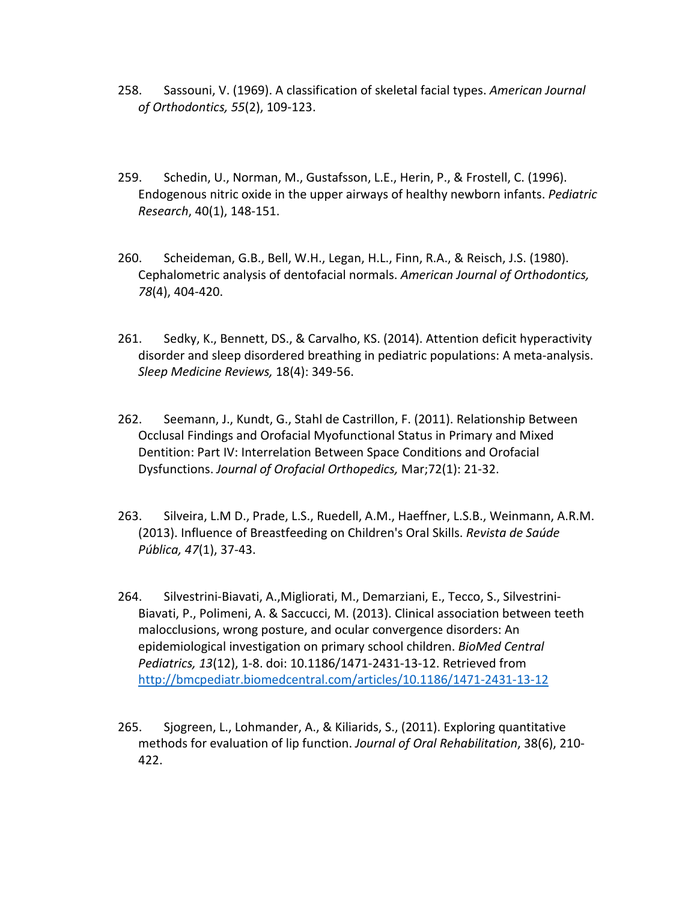258. Sassouni, V. (1969). A classification of skeletal facial types. *American Journal of Orthodontics, 55*(2), 109-123.

259. Schedin, U., Norman, M., Gustafsson, L.E., Herin, P., & Frostell, C. (1996). Endogenous nitric oxide in the upper airways of healthy newborn infants. *Pediatric Research*, 40(1), 148-151.

260. Scheideman, G.B., Bell, W.H., Legan, H.L., Finn, R.A., & Reisch, J.S. (1980). Cephalometric analysis of dentofacial normals. *American Journal of Orthodontics, 78*(4), 404-420.

261. Sedky, K., Bennett, DS., & Carvalho, KS. (2014). Attention deficit hyperactivity disorder and sleep disordered breathing in pediatric populations: A meta-analysis. *Sleep Medicine Reviews,* 18(4): 349-56.

262. Seemann, J., Kundt, G., Stahl de Castrillon, F. (2011). Relationship Between Occlusal Findings and Orofacial Myofunctional Status in Primary and Mixed Dentition: Part IV: Interrelation Between Space Conditions and Orofacial Dysfunctions. *Journal of Orofacial Orthopedics,* Mar;72(1): 21-32.

263. Silveira, L.M D., Prade, L.S., Ruedell, A.M., Haeffner, L.S.B., Weinmann, A.R.M. (2013). Influence of Breastfeeding on Children's Oral Skills. *Revista de Saúde Pública, 47*(1), 37-43.

264. Silvestrini-Biavati, A.,Migliorati, M., Demarziani, E., Tecco, S., Silvestrini-Biavati, P., Polimeni, A. & Saccucci, M. (2013). Clinical association between teeth malocclusions, wrong posture, and ocular convergence disorders: An epidemiological investigation on primary school children. *BioMed Central Pediatrics, 13*(12), 1-8. doi: 10.1186/1471-2431-13-12. Retrieved from [http://bmcpediatr.biomedcentral.com/articles/10.1186/1471-2431-13-12](http://bmcpediatr.biomedcentral.com/articles/10.1186/1471-2431-13-12)

265. Sjogreen, L., Lohmander, A., & Kiliarids, S., (2011). Exploring quantitative methods for evaluation of lip function. *Journal of Oral Rehabilitation*, 38(6), 210-422.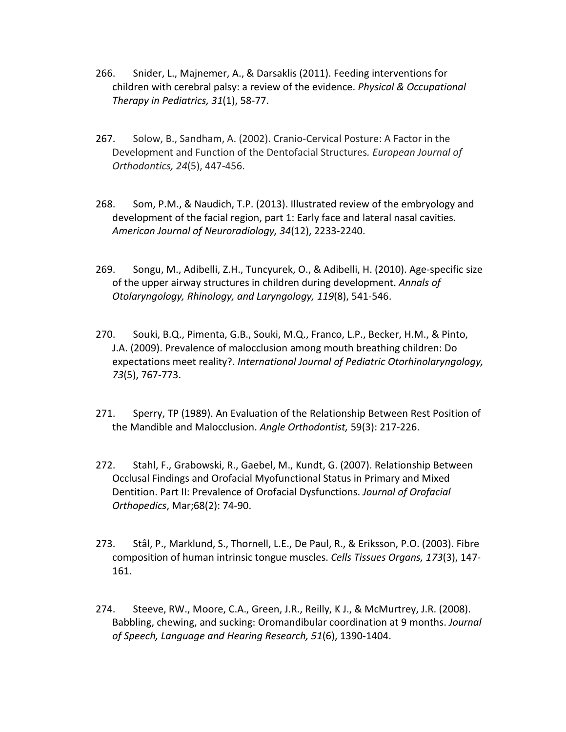266. Snider, L., Majnemer, A., & Darsaklis (2011). Feeding interventions for children with cerebral palsy: a review of the evidence. *Physical & Occupational Therapy in Pediatrics, 31*(1), 58-77.

267. Solow, B., Sandham, A. (2002). Cranio-Cervical Posture: A Factor in the Development and Function of the Dentofacial Structures*. European Journal of Orthodontics, 24*(5), 447-456.

268. Som, P.M., & Naudich, T.P. (2013). Illustrated review of the embryology and development of the facial region, part 1: Early face and lateral nasal cavities. *American Journal of Neuroradiology, 34*(12), 2233-2240.

269. Songu, M., Adibelli, Z.H., Tuncyurek, O., & Adibelli, H. (2010). Age-specific size of the upper airway structures in children during development. *Annals of Otolaryngology, Rhinology, and Laryngology, 119*(8), 541-546.

270. Souki, B.Q., Pimenta, G.B., Souki, M.Q., Franco, L.P., Becker, H.M., & Pinto, J.A. (2009). Prevalence of malocclusion among mouth breathing children: Do expectations meet reality?. *International Journal of Pediatric Otorhinolaryngology, 73*(5), 767-773.

271. Sperry, TP (1989). An Evaluation of the Relationship Between Rest Position of the Mandible and Malocclusion. *Angle Orthodontist,* 59(3): 217-226.

272. Stahl, F., Grabowski, R., Gaebel, M., Kundt, G. (2007). Relationship Between Occlusal Findings and Orofacial Myofunctional Status in Primary and Mixed Dentition. Part II: Prevalence of Orofacial Dysfunctions. *Journal of Orofacial Orthopedics*, Mar;68(2): 74-90.

273. Stål, P., Marklund, S., Thornell, L.E., De Paul, R., & Eriksson, P.O. (2003). Fibre composition of human intrinsic tongue muscles. *Cells Tissues Organs, 173*(3), 147-161.

274. Steeve, RW., Moore, C.A., Green, J.R., Reilly, K J., & McMurtrey, J.R. (2008). Babbling, chewing, and sucking: Oromandibular coordination at 9 months. *Journal of Speech, Language and Hearing Research, 51*(6), 1390-1404.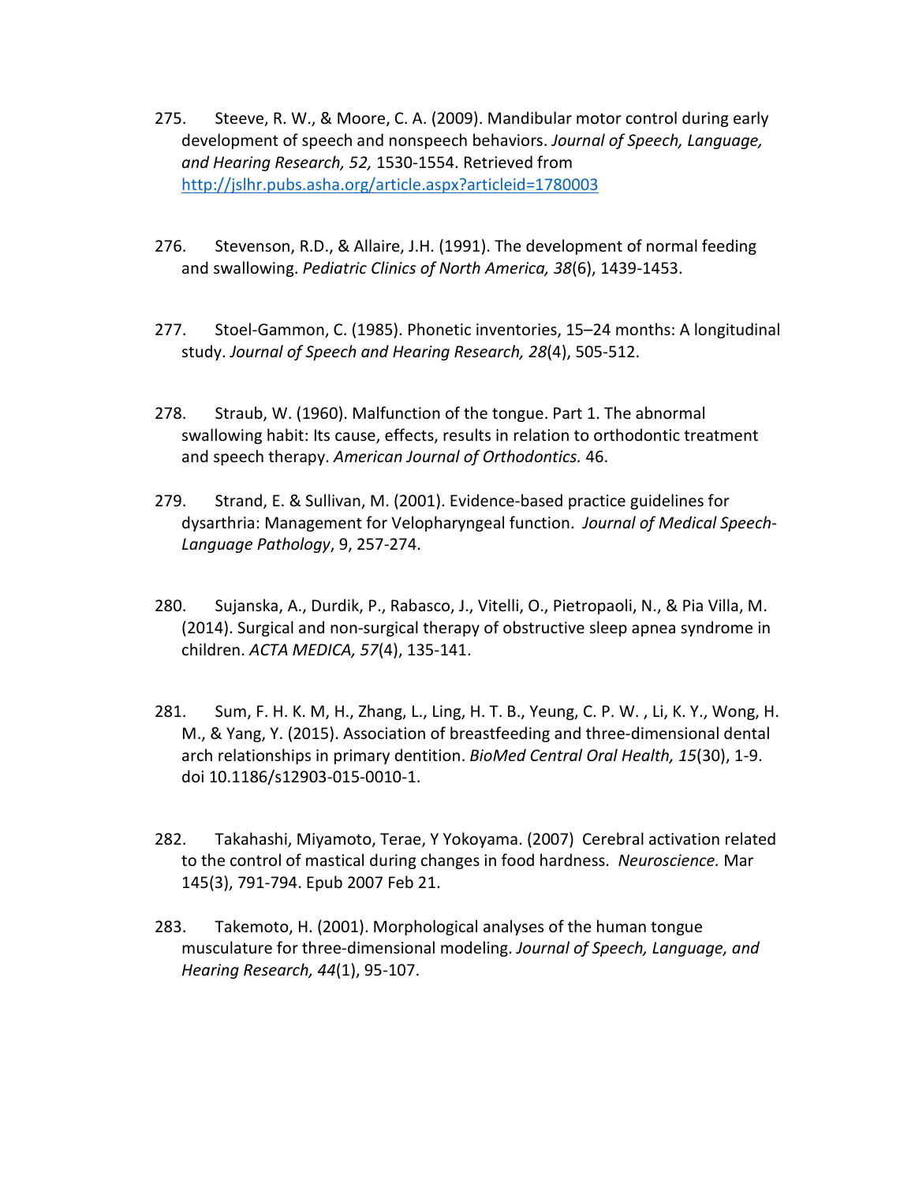275. Steeve, R. W., & Moore, C. A. (2009). Mandibular motor control during early development of speech and nonspeech behaviors. *Journal of Speech, Language, and Hearing Research, 52,* 1530-1554. Retrieved from [http://jslhr.pubs.asha.org/article.aspx?articleid=1780003](http://jslhr.pubs.asha.org/article.aspx?articleid=1780003)

276. Stevenson, R.D., & Allaire, J.H. (1991). The development of normal feeding and swallowing. *Pediatric Clinics of North America, 38*(6), 1439-1453.

277. Stoel-Gammon, C. (1985). Phonetic inventories, 15–24 months: A longitudinal study. *Journal of Speech and Hearing Research, 28*(4), 505-512.

278. Straub, W. (1960). Malfunction of the tongue. Part 1. The abnormal swallowing habit: Its cause, effects, results in relation to orthodontic treatment and speech therapy. *American Journal of Orthodontics.* 46.

279. Strand, E. & Sullivan, M. (2001). Evidence-based practice guidelines for dysarthria: Management for Velopharyngeal function. *Journal of Medical Speech-Language Pathology*, 9, 257-274.

280. Sujanska, A., Durdik, P., Rabasco, J., Vitelli, O., Pietropaoli, N., & Pia Villa, M. (2014). Surgical and non-surgical therapy of obstructive sleep apnea syndrome in children. *ACTA MEDICA, 57*(4), 135-141.

281. Sum, F. H. K. M, H., Zhang, L., Ling, H. T. B., Yeung, C. P. W. , Li, K. Y., Wong, H. M., & Yang, Y. (2015). Association of breastfeeding and three-dimensional dental arch relationships in primary dentition. *BioMed Central Oral Health, 15*(30), 1-9. doi 10.1186/s12903-015-0010-1.

282. Takahashi, Miyamoto, Terae, Y Yokoyama. (2007) Cerebral activation related to the control of mastical during changes in food hardness. *Neuroscience.* Mar 145(3), 791-794. Epub 2007 Feb 21.

283. Takemoto, H. (2001). Morphological analyses of the human tongue musculature for three-dimensional modeling. *Journal of Speech, Language, and Hearing Research, 44*(1), 95-107.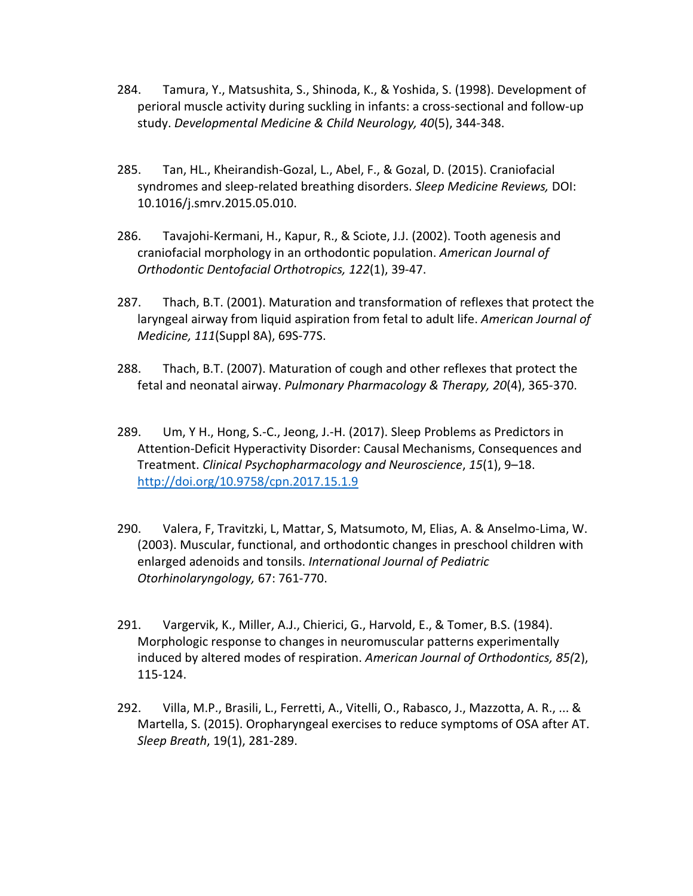284. Tamura, Y., Matsushita, S., Shinoda, K., & Yoshida, S. (1998). Development of perioral muscle activity during suckling in infants: a cross-sectional and follow-up study. *Developmental Medicine & Child Neurology, 40*(5), 344-348.

285. Tan, HL., Kheirandish-Gozal, L., Abel, F., & Gozal, D. (2015). Craniofacial syndromes and sleep-related breathing disorders. *Sleep Medicine Reviews,* DOI: 10.1016/j.smrv.2015.05.010.

286. Tavajohi-Kermani, H., Kapur, R., & Sciote, J.J. (2002). Tooth agenesis and craniofacial morphology in an orthodontic population. *American Journal of Orthodontic Dentofacial Orthotropics, 122*(1), 39-47.

287. Thach, B.T. (2001). Maturation and transformation of reflexes that protect the laryngeal airway from liquid aspiration from fetal to adult life. *American Journal of Medicine, 111*(Suppl 8A), 69S-77S.

288. Thach, B.T. (2007). Maturation of cough and other reflexes that protect the fetal and neonatal airway. *Pulmonary Pharmacology & Therapy, 20*(4), 365-370.

289. Um, Y H., Hong, S.-C., Jeong, J.-H. (2017). Sleep Problems as Predictors in Attention-Deficit Hyperactivity Disorder: Causal Mechanisms, Consequences and Treatment. *Clinical Psychopharmacology and Neuroscience*, *15*(1), 9–18. http://doi.org/10.9758/cpn.2017.15.1.9

290. Valera, F, Travitzki, L, Mattar, S, Matsumoto, M, Elias, A. & Anselmo-Lima, W. (2003). Muscular, functional, and orthodontic changes in preschool children with enlarged adenoids and tonsils. *International Journal of Pediatric Otorhinolaryngology,* 67: 761-770.

291. Vargervik, K., Miller, A.J., Chierici, G., Harvold, E., & Tomer, B.S. (1984). Morphologic response to changes in neuromuscular patterns experimentally induced by altered modes of respiration. *American Journal of Orthodontics, 85(*2), 115-124.

292. Villa, M.P., Brasili, L., Ferretti, A., Vitelli, O., Rabasco, J., Mazzotta, A. R., ... & Martella, S. (2015). Oropharyngeal exercises to reduce symptoms of OSA after AT. *Sleep Breath*, 19(1), 281-289.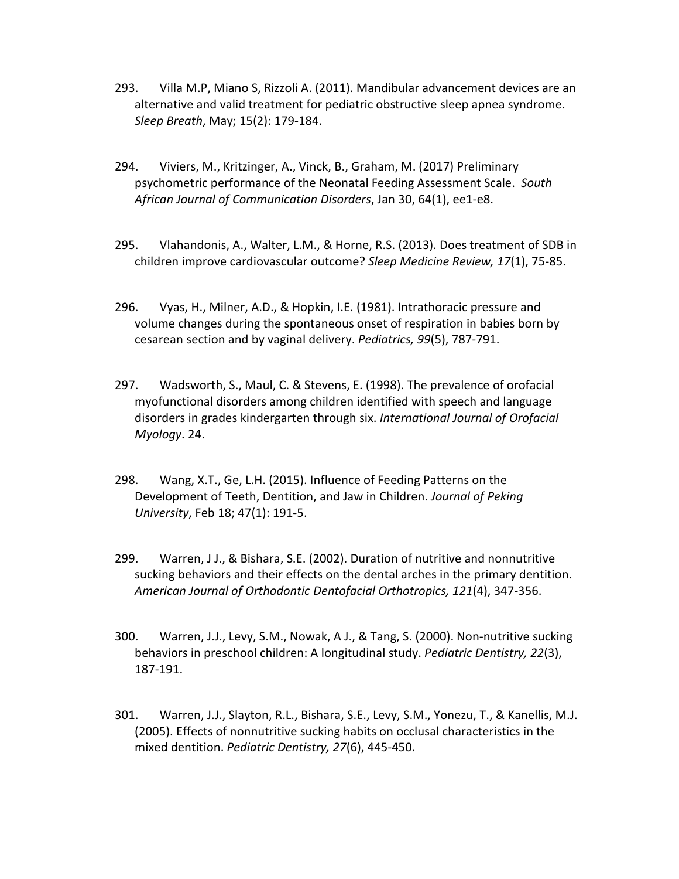293. Villa M.P, Miano S, Rizzoli A. (2011). Mandibular advancement devices are an alternative and valid treatment for pediatric obstructive sleep apnea syndrome. *Sleep Breath*, May; 15(2): 179-184.

294. Viviers, M., Kritzinger, A., Vinck, B., Graham, M. (2017) Preliminary psychometric performance of the Neonatal Feeding Assessment Scale. *South African Journal of Communication Disorders*, Jan 30, 64(1), ee1-e8.

295. Vlahandonis, A., Walter, L.M., & Horne, R.S. (2013). Does treatment of SDB in children improve cardiovascular outcome? *Sleep Medicine Review, 17*(1), 75-85.

296. Vyas, H., Milner, A.D., & Hopkin, I.E. (1981). Intrathoracic pressure and volume changes during the spontaneous onset of respiration in babies born by cesarean section and by vaginal delivery. *Pediatrics, 99*(5), 787-791.

297. Wadsworth, S., Maul, C. & Stevens, E. (1998). The prevalence of orofacial myofunctional disorders among children identified with speech and language disorders in grades kindergarten through six. *International Journal of Orofacial Myology*. 24.

298. Wang, X.T., Ge, L.H. (2015). Influence of Feeding Patterns on the Development of Teeth, Dentition, and Jaw in Children. *Journal of Peking University*, Feb 18; 47(1): 191-5.

299. Warren, J J., & Bishara, S.E. (2002). Duration of nutritive and nonnutritive sucking behaviors and their effects on the dental arches in the primary dentition. *American Journal of Orthodontic Dentofacial Orthotropics, 121*(4), 347-356.

300. Warren, J.J., Levy, S.M., Nowak, A J., & Tang, S. (2000). Non-nutritive sucking behaviors in preschool children: A longitudinal study. *Pediatric Dentistry, 22*(3), 187-191.

301. Warren, J.J., Slayton, R.L., Bishara, S.E., Levy, S.M., Yonezu, T., & Kanellis, M.J. (2005). Effects of nonnutritive sucking habits on occlusal characteristics in the mixed dentition. *Pediatric Dentistry, 27*(6), 445-450.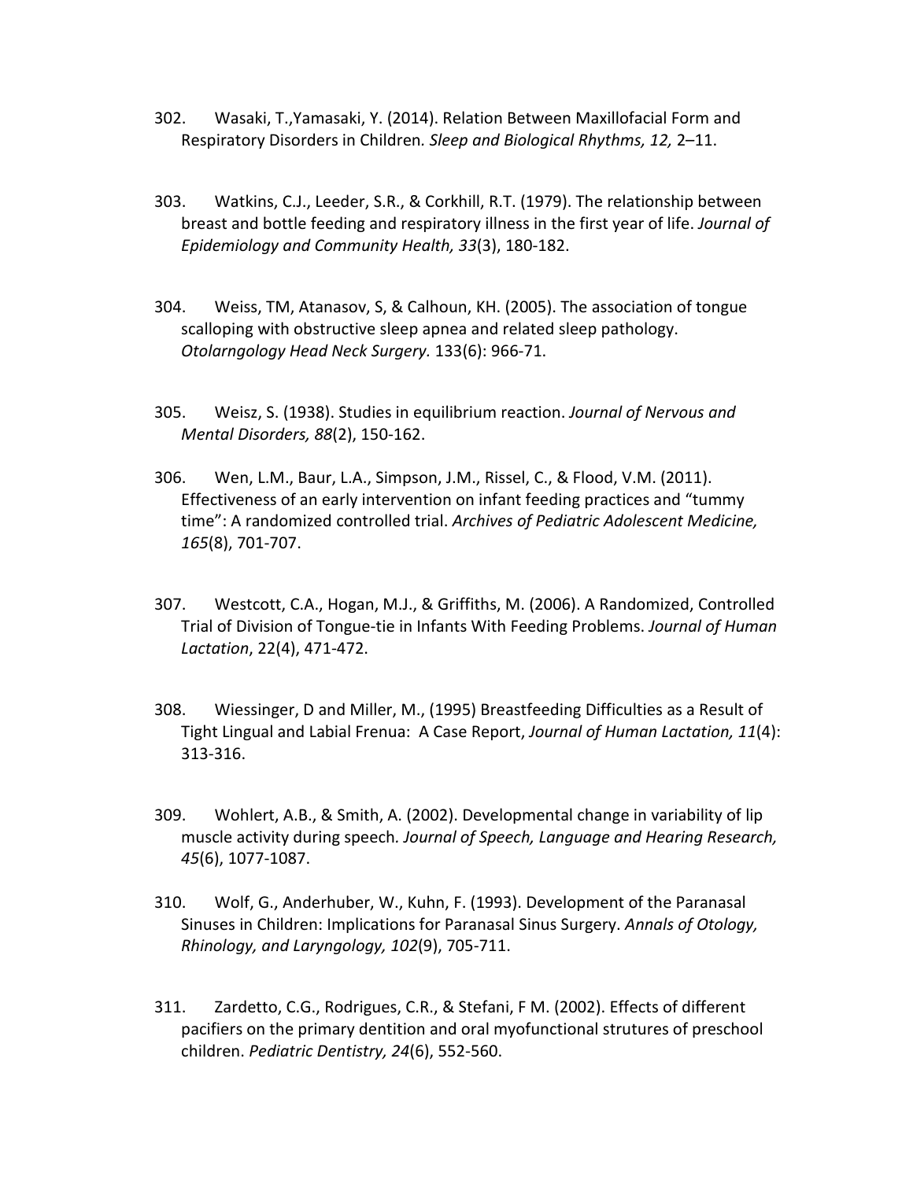302. Wasaki, T.,Yamasaki, Y. (2014). Relation Between Maxillofacial Form and Respiratory Disorders in Children. *Sleep and Biological Rhythms, 12,* 2–11.

303. Watkins, C.J., Leeder, S.R., & Corkhill, R.T. (1979). The relationship between breast and bottle feeding and respiratory illness in the first year of life. *Journal of Epidemiology and Community Health, 33*(3), 180-182.

304. Weiss, TM, Atanasov, S, & Calhoun, KH. (2005). The association of tongue scalloping with obstructive sleep apnea and related sleep pathology. *Otolarngology Head Neck Surgery.* 133(6): 966-71.

305. Weisz, S. (1938). Studies in equilibrium reaction. *Journal of Nervous and Mental Disorders, 88*(2), 150-162.

306. Wen, L.M., Baur, L.A., Simpson, J.M., Rissel, C., & Flood, V.M. (2011). Effectiveness of an early intervention on infant feeding practices and "tummy time": A randomized controlled trial. *Archives of Pediatric Adolescent Medicine, 165*(8), 701-707.

307. Westcott, C.A., Hogan, M.J., & Griffiths, M. (2006). A Randomized, Controlled Trial of Division of Tongue-tie in Infants With Feeding Problems. *Journal of Human Lactation*, 22(4), 471-472.

308. Wiessinger, D and Miller, M., (1995) Breastfeeding Difficulties as a Result of Tight Lingual and Labial Frenua: A Case Report, *Journal of Human Lactation, 11*(4): 313-316.

309. Wohlert, A.B., & Smith, A. (2002). Developmental change in variability of lip muscle activity during speech. *Journal of Speech, Language and Hearing Research, 45*(6), 1077-1087.

310. Wolf, G., Anderhuber, W., Kuhn, F. (1993). Development of the Paranasal Sinuses in Children: Implications for Paranasal Sinus Surgery. *Annals of Otology, Rhinology, and Laryngology, 102*(9), 705-711.

311. Zardetto, C.G., Rodrigues, C.R., & Stefani, F M. (2002). Effects of different pacifiers on the primary dentition and oral myofunctional strutures of preschool children. *Pediatric Dentistry, 24*(6), 552-560.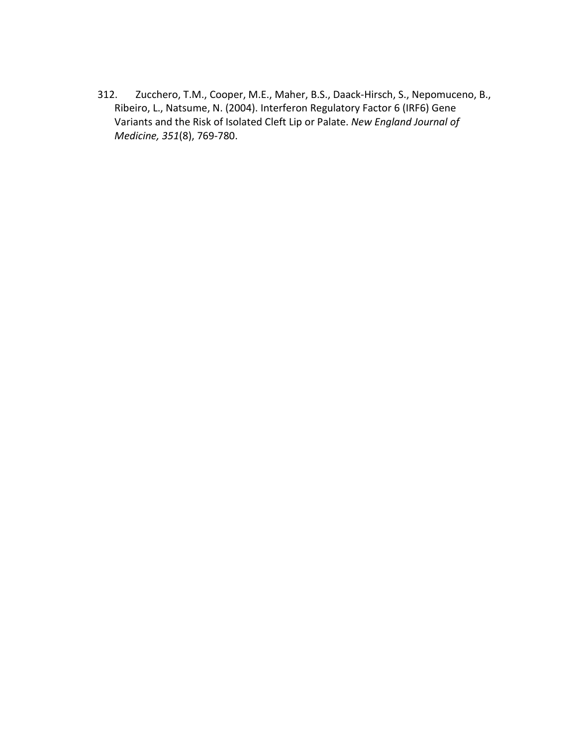312. Zucchero, T.M., Cooper, M.E., Maher, B.S., Daack-Hirsch, S., Nepomuceno, B., Ribeiro, L., Natsume, N. (2004). Interferon Regulatory Factor 6 (IRF6) Gene Variants and the Risk of Isolated Cleft Lip or Palate. *New England Journal of Medicine, 351*(8), 769-780.